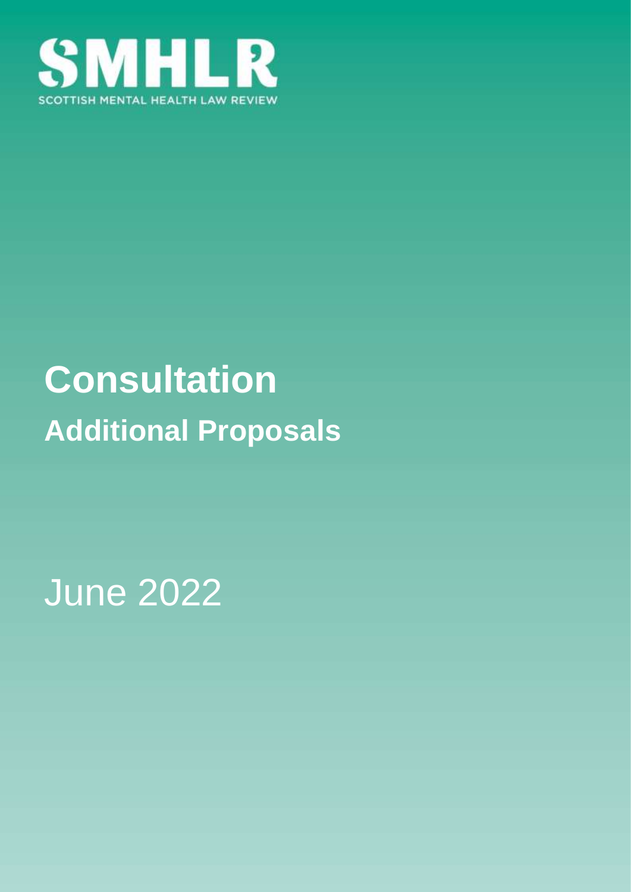SMHLR

SCOTTISH MENTAL HEALTH LAW REVIEW

# Consultation

## Additional Proposals

June 2022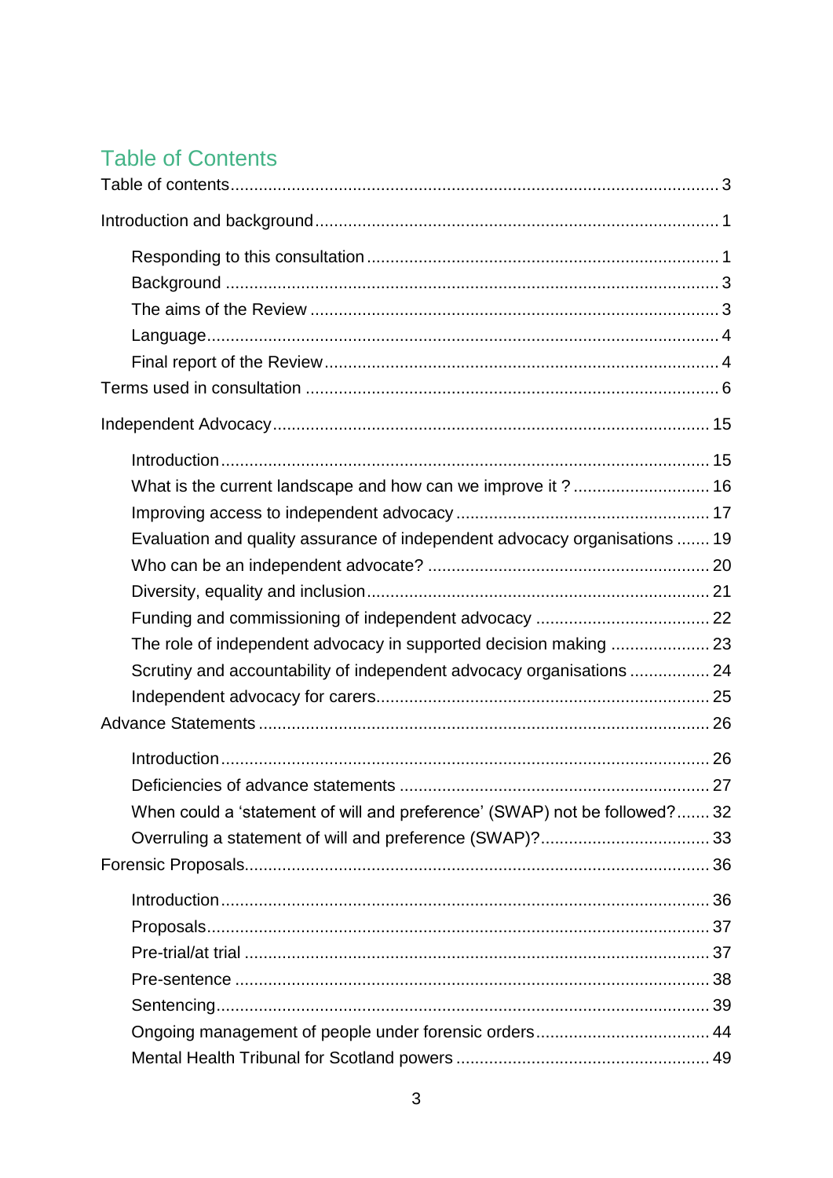## Table of Contents

- Table of contents ........ 3
- Introduction and background ........ 1
  - Responding to this consultation ........ 1
  - Background ........ 3
  - The aims of the Review ........ 3
  - Language ........ 4
  - Final report of the Review ........ 4
- Terms used in consultation ........ 6
- Independent Advocacy ........ 15
  - Introduction ........ 15
  - What is the current landscape and how can we improve it ? ........ 16
  - Improving access to independent advocacy ........ 17
  - Evaluation and quality assurance of independent advocacy organisations ........ 19
  - Who can be an independent advocate? ........ 20
  - Diversity, equality and inclusion ........ 21
  - Funding and commissioning of independent advocacy ........ 22
  - The role of independent advocacy in supported decision making ........ 23
  - Scrutiny and accountability of independent advocacy organisations ........ 24
  - Independent advocacy for carers ........ 25
- Advance Statements ........ 26
  - Introduction ........ 26
  - Deficiencies of advance statements ........ 27
  - When could a 'statement of will and preference' (SWAP) not be followed? ........ 32
  - Overruling a statement of will and preference (SWAP)? ........ 33
- Forensic Proposals ........ 36
  - Introduction ........ 36
  - Proposals ........ 37
  - Pre-trial/at trial ........ 37
  - Pre-sentence ........ 38
  - Sentencing ........ 39
  - Ongoing management of people under forensic orders ........ 44
  - Mental Health Tribunal for Scotland powers ........ 49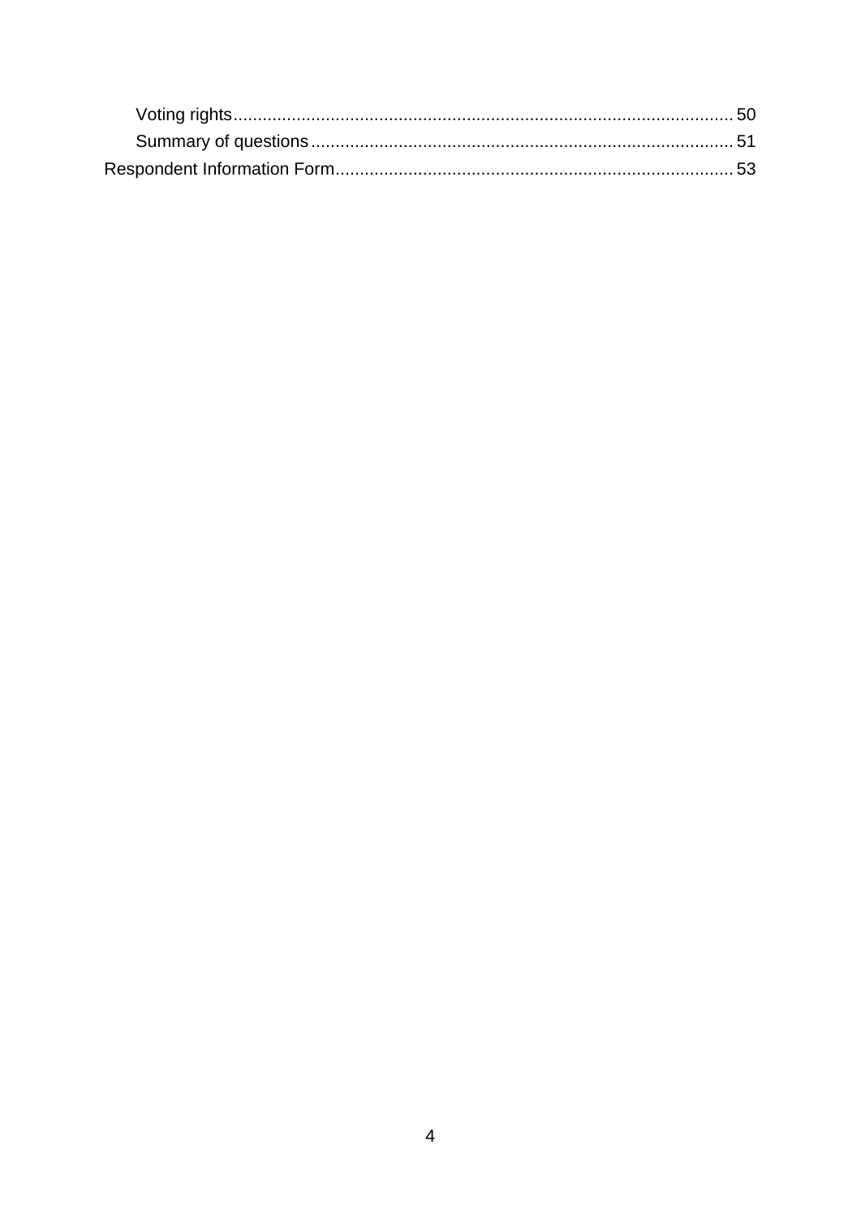Voting rights ...................................................................................................... 50

Summary of questions ...................................................................................... 51

Respondent Information Form .................................................................................. 53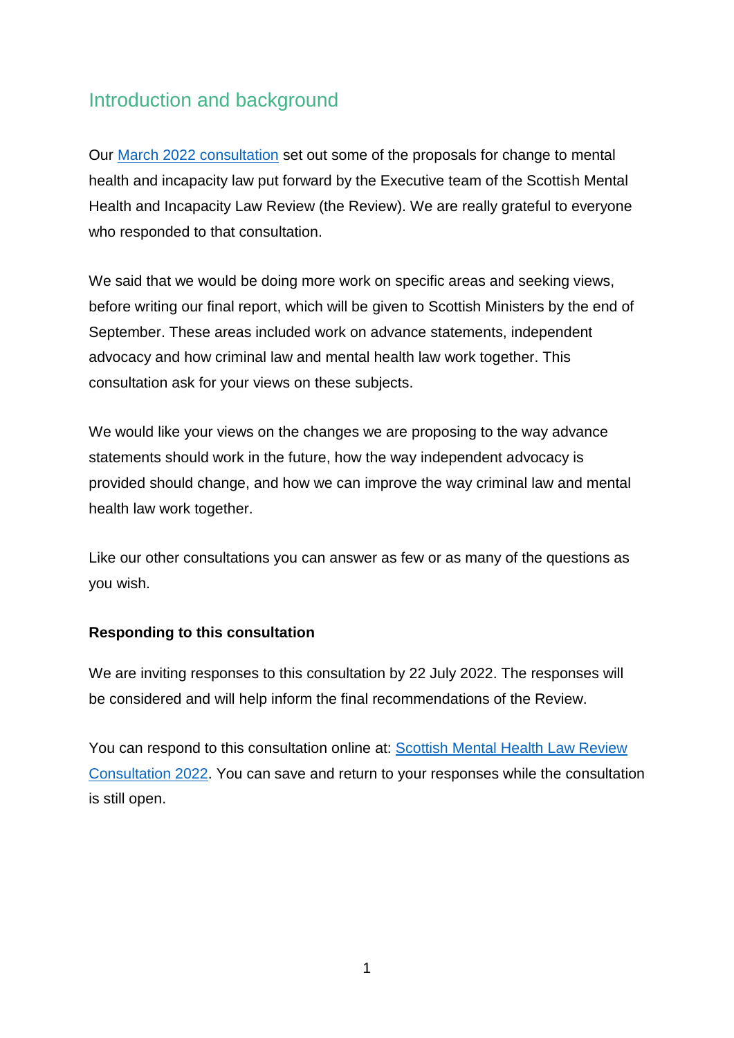## Introduction and background

Our March 2022 consultation set out some of the proposals for change to mental health and incapacity law put forward by the Executive team of the Scottish Mental Health and Incapacity Law Review (the Review). We are really grateful to everyone who responded to that consultation.

We said that we would be doing more work on specific areas and seeking views, before writing our final report, which will be given to Scottish Ministers by the end of September. These areas included work on advance statements, independent advocacy and how criminal law and mental health law work together. This consultation ask for your views on these subjects.

We would like your views on the changes we are proposing to the way advance statements should work in the future, how the way independent advocacy is provided should change, and how we can improve the way criminal law and mental health law work together.

Like our other consultations you can answer as few or as many of the questions as you wish.

**Responding to this consultation**

We are inviting responses to this consultation by 22 July 2022. The responses will be considered and will help inform the final recommendations of the Review.

You can respond to this consultation online at: Scottish Mental Health Law Review Consultation 2022. You can save and return to your responses while the consultation is still open.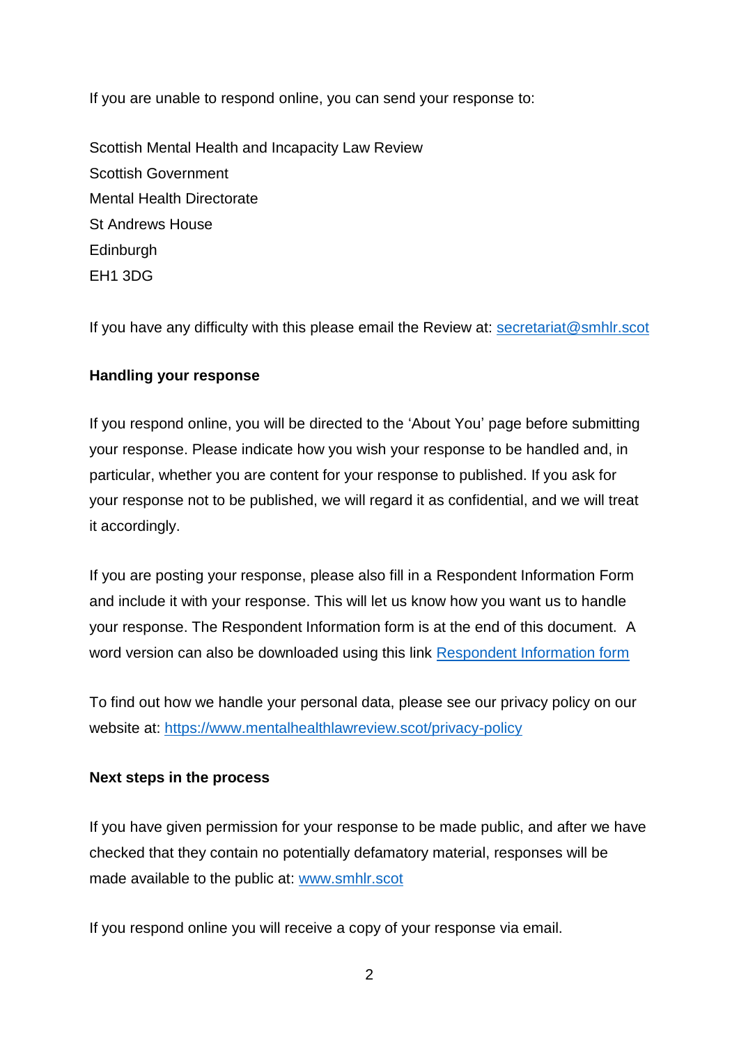If you are unable to respond online, you can send your response to:

Scottish Mental Health and Incapacity Law Review
Scottish Government
Mental Health Directorate
St Andrews House
Edinburgh
EH1 3DG

If you have any difficulty with this please email the Review at: secretariat@smhlr.scot

**Handling your response**

If you respond online, you will be directed to the 'About You' page before submitting your response. Please indicate how you wish your response to be handled and, in particular, whether you are content for your response to published. If you ask for your response not to be published, we will regard it as confidential, and we will treat it accordingly.

If you are posting your response, please also fill in a Respondent Information Form and include it with your response. This will let us know how you want us to handle your response. The Respondent Information form is at the end of this document. A word version can also be downloaded using this link Respondent Information form

To find out how we handle your personal data, please see our privacy policy on our website at: https://www.mentalhealthlawreview.scot/privacy-policy

**Next steps in the process**

If you have given permission for your response to be made public, and after we have checked that they contain no potentially defamatory material, responses will be made available to the public at: www.smhlr.scot

If you respond online you will receive a copy of your response via email.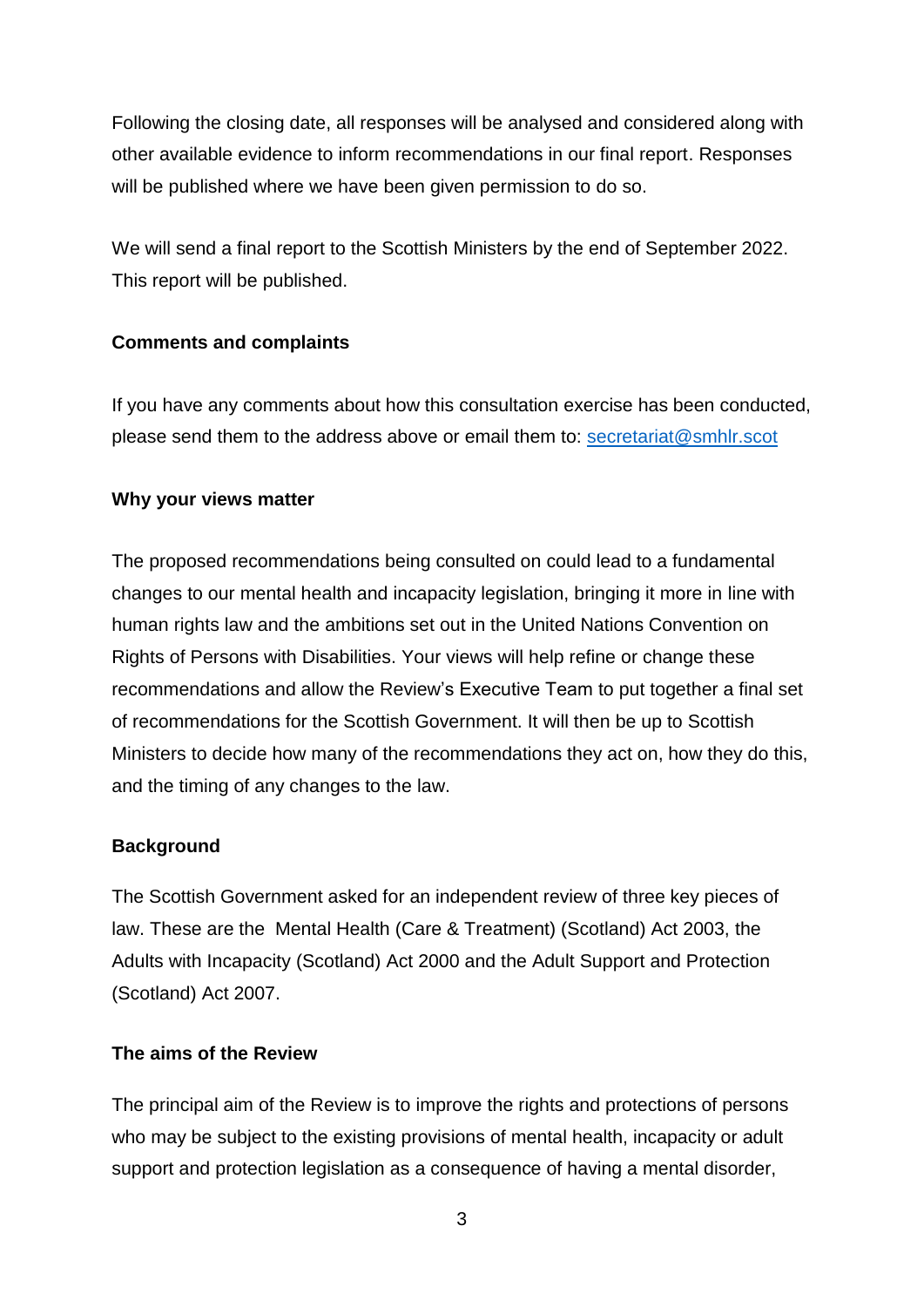Following the closing date, all responses will be analysed and considered along with other available evidence to inform recommendations in our final report. Responses will be published where we have been given permission to do so.

We will send a final report to the Scottish Ministers by the end of September 2022. This report will be published.

**Comments and complaints**

If you have any comments about how this consultation exercise has been conducted, please send them to the address above or email them to: secretariat@smhlr.scot

**Why your views matter**

The proposed recommendations being consulted on could lead to a fundamental changes to our mental health and incapacity legislation, bringing it more in line with human rights law and the ambitions set out in the United Nations Convention on Rights of Persons with Disabilities. Your views will help refine or change these recommendations and allow the Review's Executive Team to put together a final set of recommendations for the Scottish Government. It will then be up to Scottish Ministers to decide how many of the recommendations they act on, how they do this, and the timing of any changes to the law.

**Background**

The Scottish Government asked for an independent review of three key pieces of law. These are the Mental Health (Care & Treatment) (Scotland) Act 2003, the Adults with Incapacity (Scotland) Act 2000 and the Adult Support and Protection (Scotland) Act 2007.

**The aims of the Review**

The principal aim of the Review is to improve the rights and protections of persons who may be subject to the existing provisions of mental health, incapacity or adult support and protection legislation as a consequence of having a mental disorder,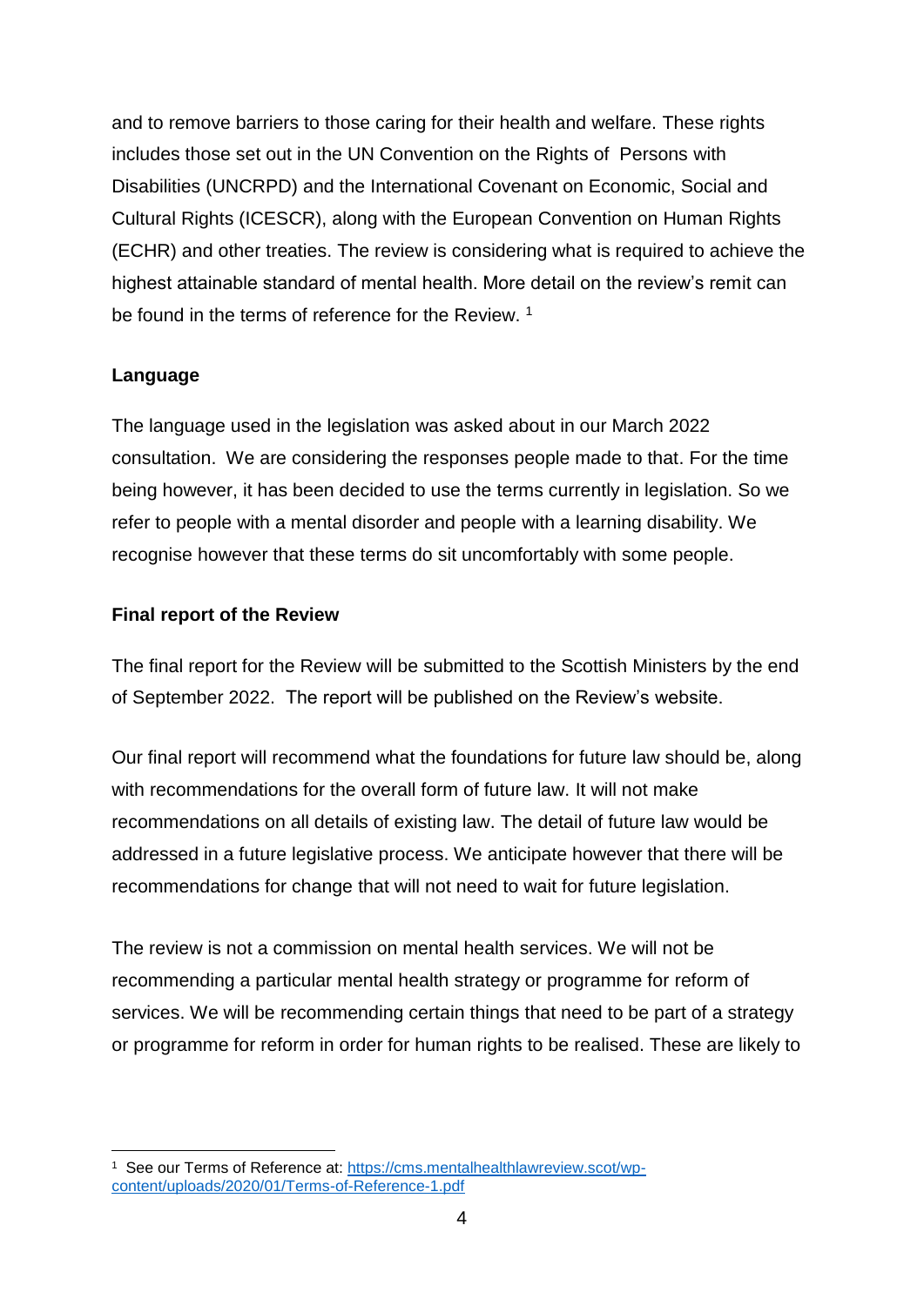and to remove barriers to those caring for their health and welfare. These rights includes those set out in the UN Convention on the Rights of Persons with Disabilities (UNCRPD) and the International Covenant on Economic, Social and Cultural Rights (ICESCR), along with the European Convention on Human Rights (ECHR) and other treaties. The review is considering what is required to achieve the highest attainable standard of mental health. More detail on the review's remit can be found in the terms of reference for the Review. [1]

**Language**

The language used in the legislation was asked about in our March 2022 consultation. We are considering the responses people made to that. For the time being however, it has been decided to use the terms currently in legislation. So we refer to people with a mental disorder and people with a learning disability. We recognise however that these terms do sit uncomfortably with some people.

**Final report of the Review**

The final report for the Review will be submitted to the Scottish Ministers by the end of September 2022. The report will be published on the Review's website.

Our final report will recommend what the foundations for future law should be, along with recommendations for the overall form of future law. It will not make recommendations on all details of existing law. The detail of future law would be addressed in a future legislative process. We anticipate however that there will be recommendations for change that will not need to wait for future legislation.

The review is not a commission on mental health services. We will not be recommending a particular mental health strategy or programme for reform of services. We will be recommending certain things that need to be part of a strategy or programme for reform in order for human rights to be realised. These are likely to

---

[1] See our Terms of Reference at: [https://cms.mentalhealthlawreview.scot/wp-content/uploads/2020/01/Terms-of-Reference-1.pdf](https://cms.mentalhealthlawreview.scot/wp-content/uploads/2020/01/Terms-of-Reference-1.pdf)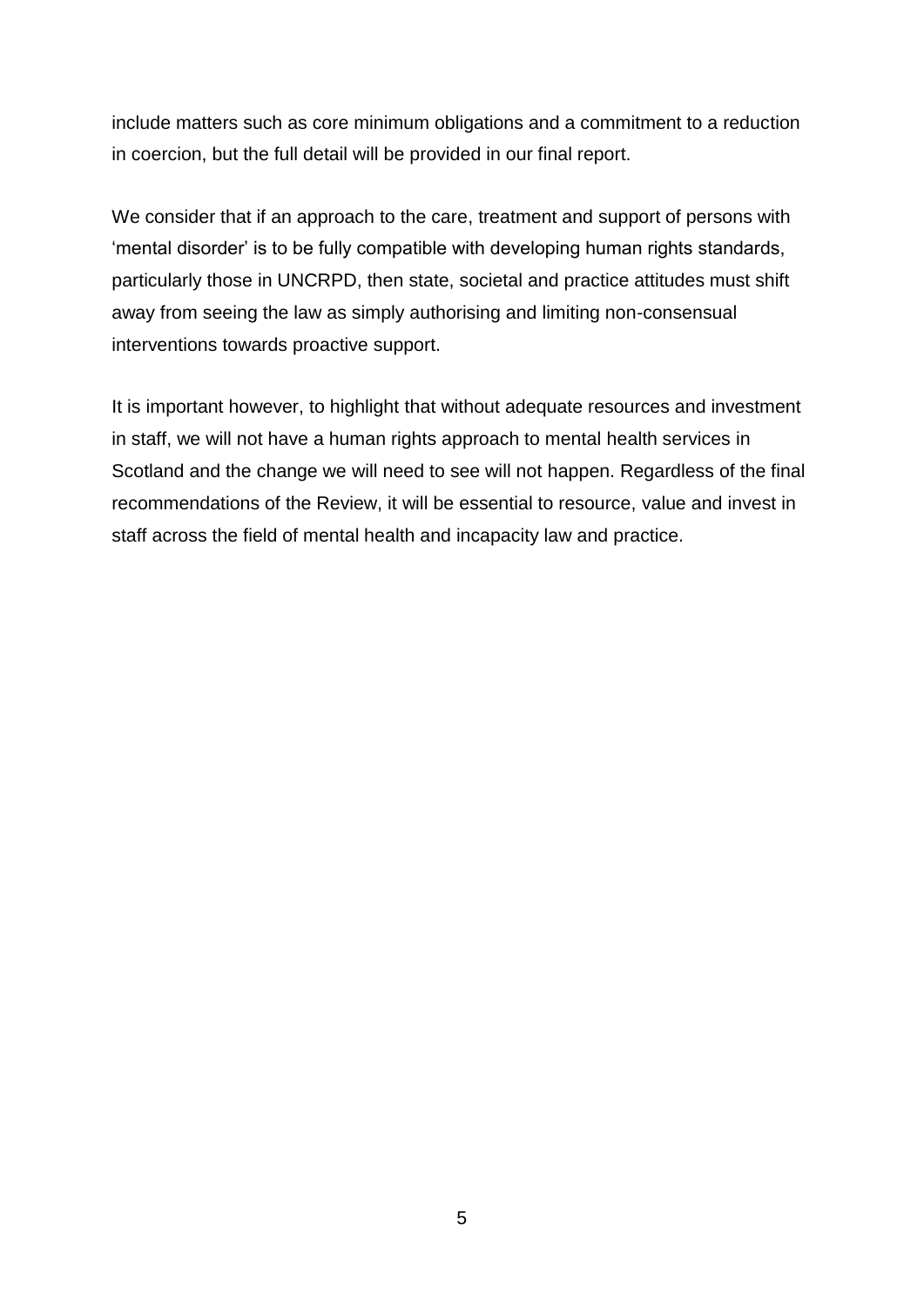include matters such as core minimum obligations and a commitment to a reduction in coercion, but the full detail will be provided in our final report.

We consider that if an approach to the care, treatment and support of persons with 'mental disorder' is to be fully compatible with developing human rights standards, particularly those in UNCRPD, then state, societal and practice attitudes must shift away from seeing the law as simply authorising and limiting non-consensual interventions towards proactive support.

It is important however, to highlight that without adequate resources and investment in staff, we will not have a human rights approach to mental health services in Scotland and the change we will need to see will not happen. Regardless of the final recommendations of the Review, it will be essential to resource, value and invest in staff across the field of mental health and incapacity law and practice.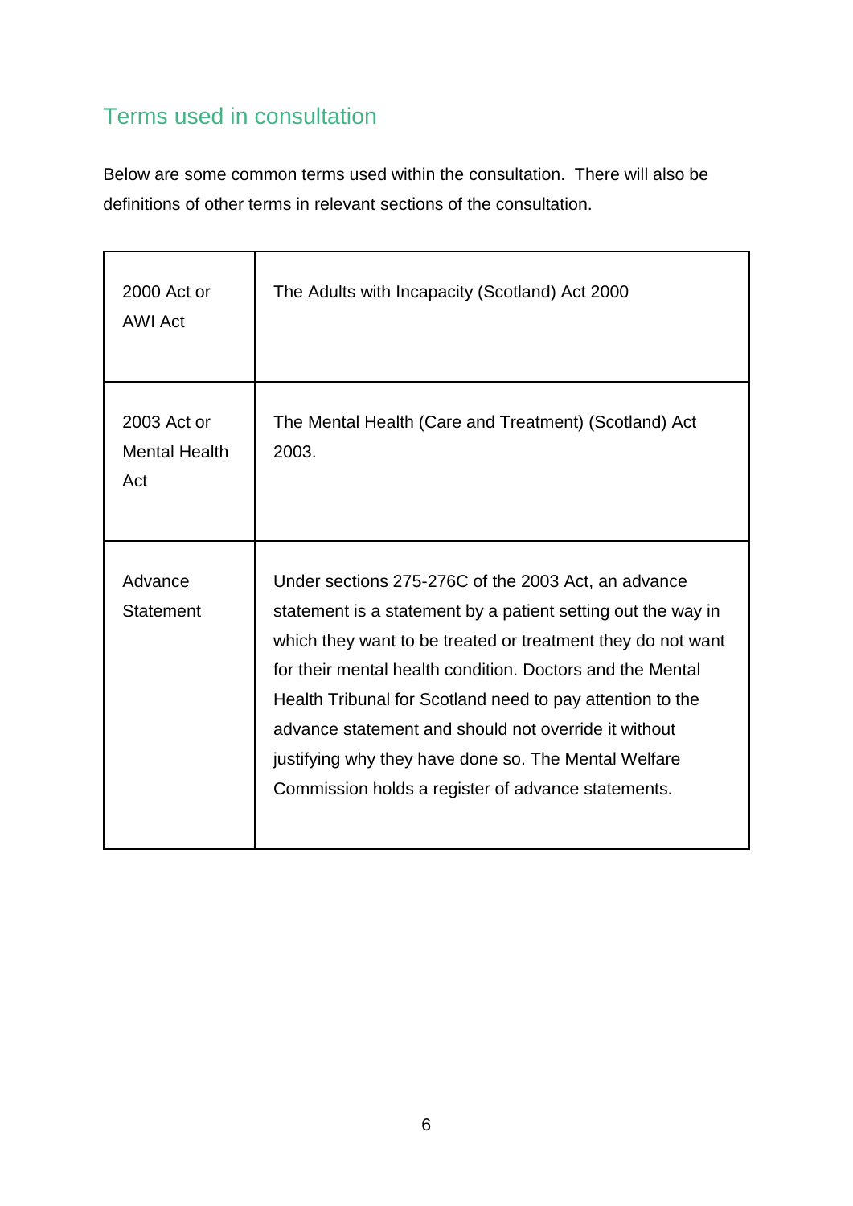## Terms used in consultation

Below are some common terms used within the consultation. There will also be definitions of other terms in relevant sections of the consultation.

| Term | Definition |
|---|---|
| 2000 Act or AWI Act | The Adults with Incapacity (Scotland) Act 2000 |
| 2003 Act or Mental Health Act | The Mental Health (Care and Treatment) (Scotland) Act 2003. |
| Advance Statement | Under sections 275-276C of the 2003 Act, an advance statement is a statement by a patient setting out the way in which they want to be treated or treatment they do not want for their mental health condition. Doctors and the Mental Health Tribunal for Scotland need to pay attention to the advance statement and should not override it without justifying why they have done so. The Mental Welfare Commission holds a register of advance statements. |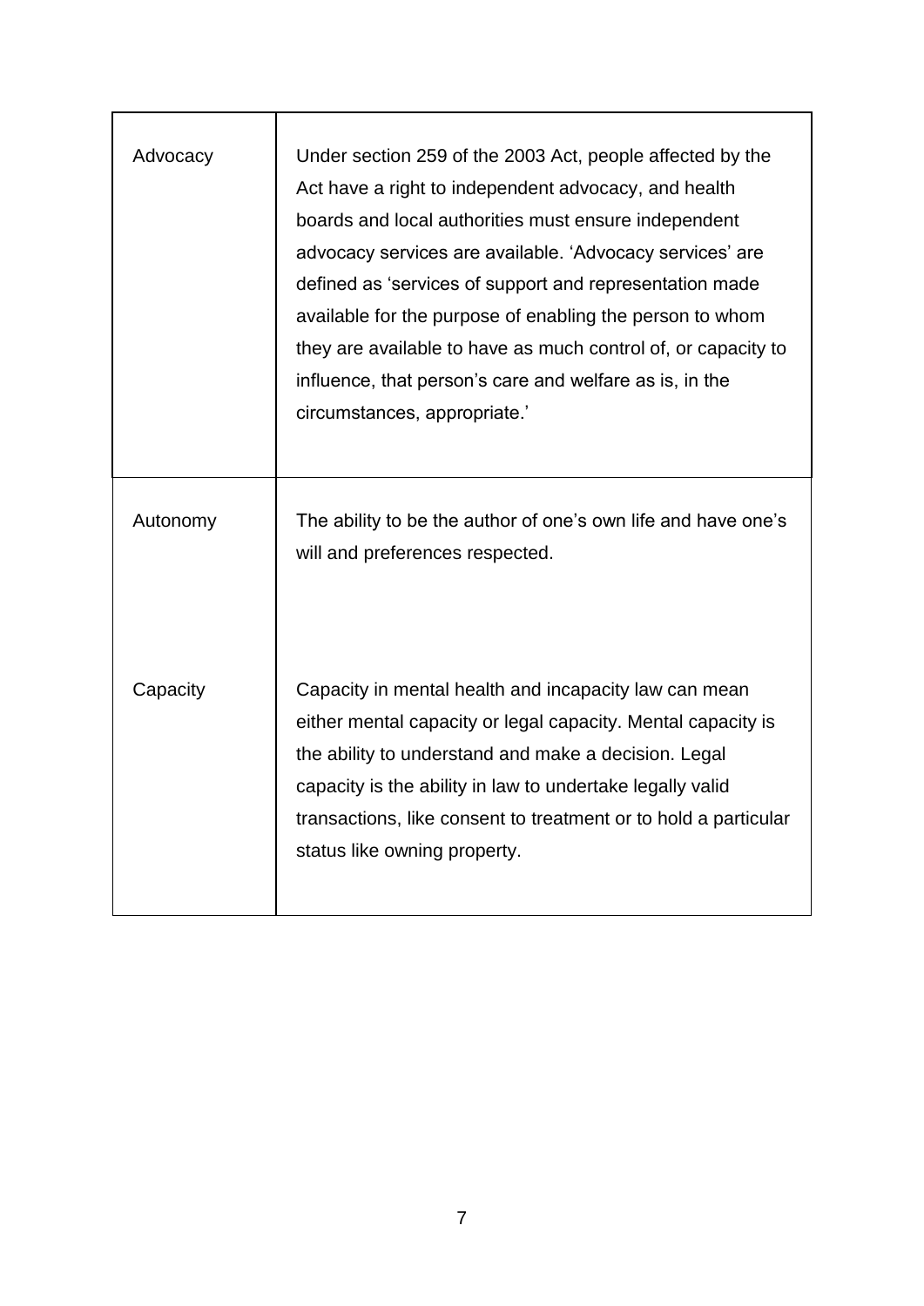| | |
|---|---|
| Advocacy | Under section 259 of the 2003 Act, people affected by the Act have a right to independent advocacy, and health boards and local authorities must ensure independent advocacy services are available. 'Advocacy services' are defined as 'services of support and representation made available for the purpose of enabling the person to whom they are available to have as much control of, or capacity to influence, that person's care and welfare as is, in the circumstances, appropriate.' |
| Autonomy | The ability to be the author of one's own life and have one's will and preferences respected. |
| Capacity | Capacity in mental health and incapacity law can mean either mental capacity or legal capacity. Mental capacity is the ability to understand and make a decision. Legal capacity is the ability in law to undertake legally valid transactions, like consent to treatment or to hold a particular status like owning property. |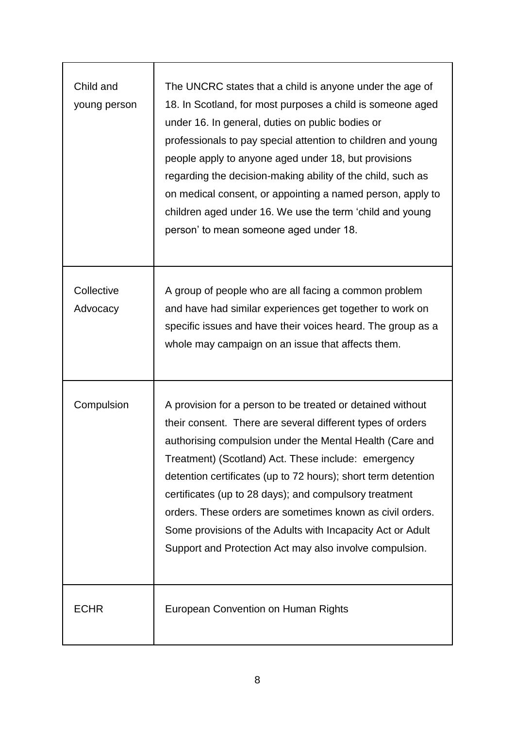| | |
|---|---|
| Child and young person | The UNCRC states that a child is anyone under the age of 18. In Scotland, for most purposes a child is someone aged under 16. In general, duties on public bodies or professionals to pay special attention to children and young people apply to anyone aged under 18, but provisions regarding the decision-making ability of the child, such as on medical consent, or appointing a named person, apply to children aged under 16. We use the term ‘child and young person’ to mean someone aged under 18. |
| Collective Advocacy | A group of people who are all facing a common problem and have had similar experiences get together to work on specific issues and have their voices heard. The group as a whole may campaign on an issue that affects them. |
| Compulsion | A provision for a person to be treated or detained without their consent. There are several different types of orders authorising compulsion under the Mental Health (Care and Treatment) (Scotland) Act. These include: emergency detention certificates (up to 72 hours); short term detention certificates (up to 28 days); and compulsory treatment orders. These orders are sometimes known as civil orders. Some provisions of the Adults with Incapacity Act or Adult Support and Protection Act may also involve compulsion. |
| ECHR | European Convention on Human Rights |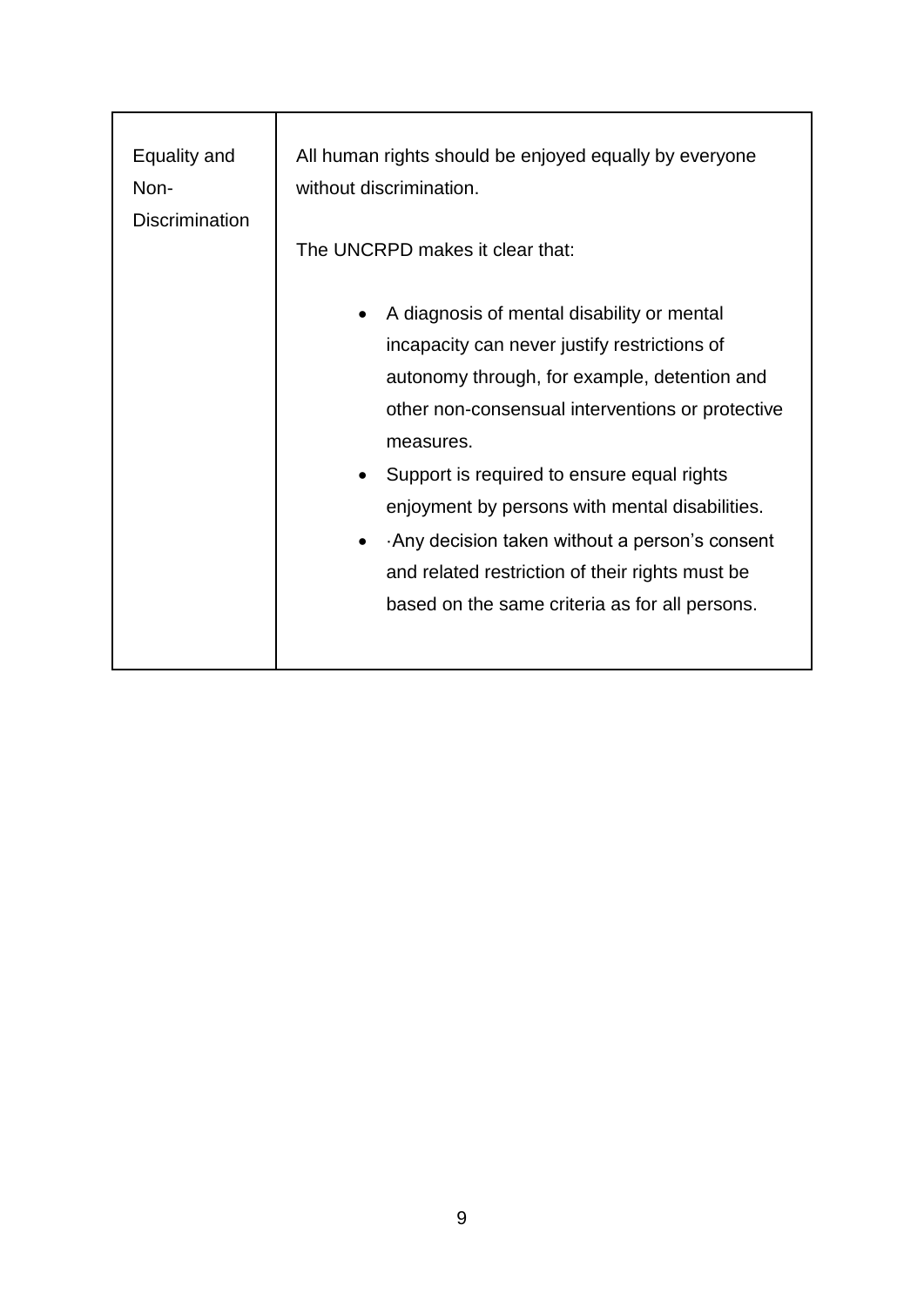| Equality and Non-Discrimination | All human rights should be enjoyed equally by everyone without discrimination.<br><br>The UNCRPD makes it clear that:<br><br>• A diagnosis of mental disability or mental incapacity can never justify restrictions of autonomy through, for example, detention and other non-consensual interventions or protective measures.<br>• Support is required to ensure equal rights enjoyment by persons with mental disabilities.<br>• ·Any decision taken without a person's consent and related restriction of their rights must be based on the same criteria as for all persons. |
|---|---|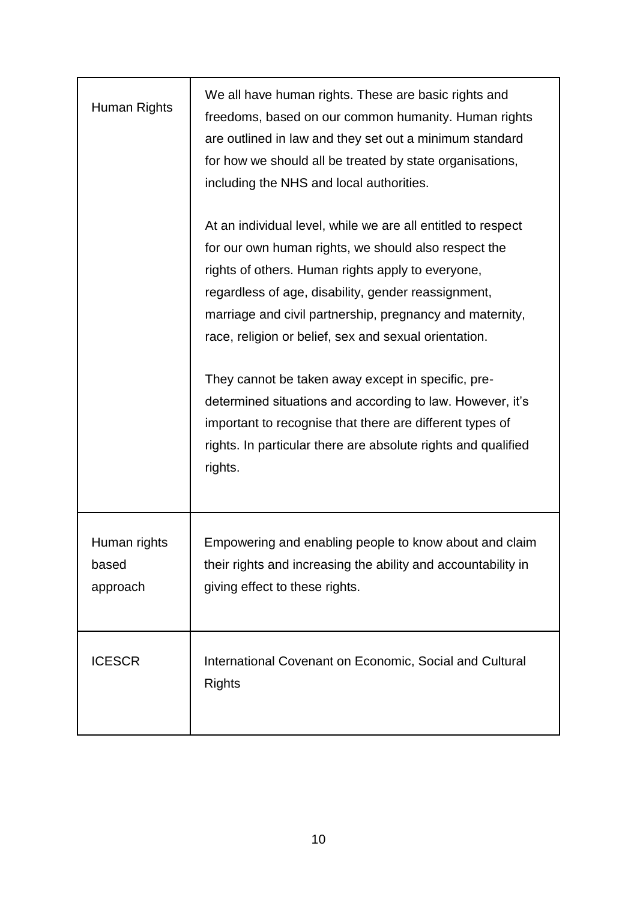| | |
|---|---|
| Human Rights | We all have human rights. These are basic rights and freedoms, based on our common humanity. Human rights are outlined in law and they set out a minimum standard for how we should all be treated by state organisations, including the NHS and local authorities.<br><br>At an individual level, while we are all entitled to respect for our own human rights, we should also respect the rights of others. Human rights apply to everyone, regardless of age, disability, gender reassignment, marriage and civil partnership, pregnancy and maternity, race, religion or belief, sex and sexual orientation.<br><br>They cannot be taken away except in specific, pre-determined situations and according to law. However, it's important to recognise that there are different types of rights. In particular there are absolute rights and qualified rights. |
| Human rights based approach | Empowering and enabling people to know about and claim their rights and increasing the ability and accountability in giving effect to these rights. |
| ICESCR | International Covenant on Economic, Social and Cultural Rights |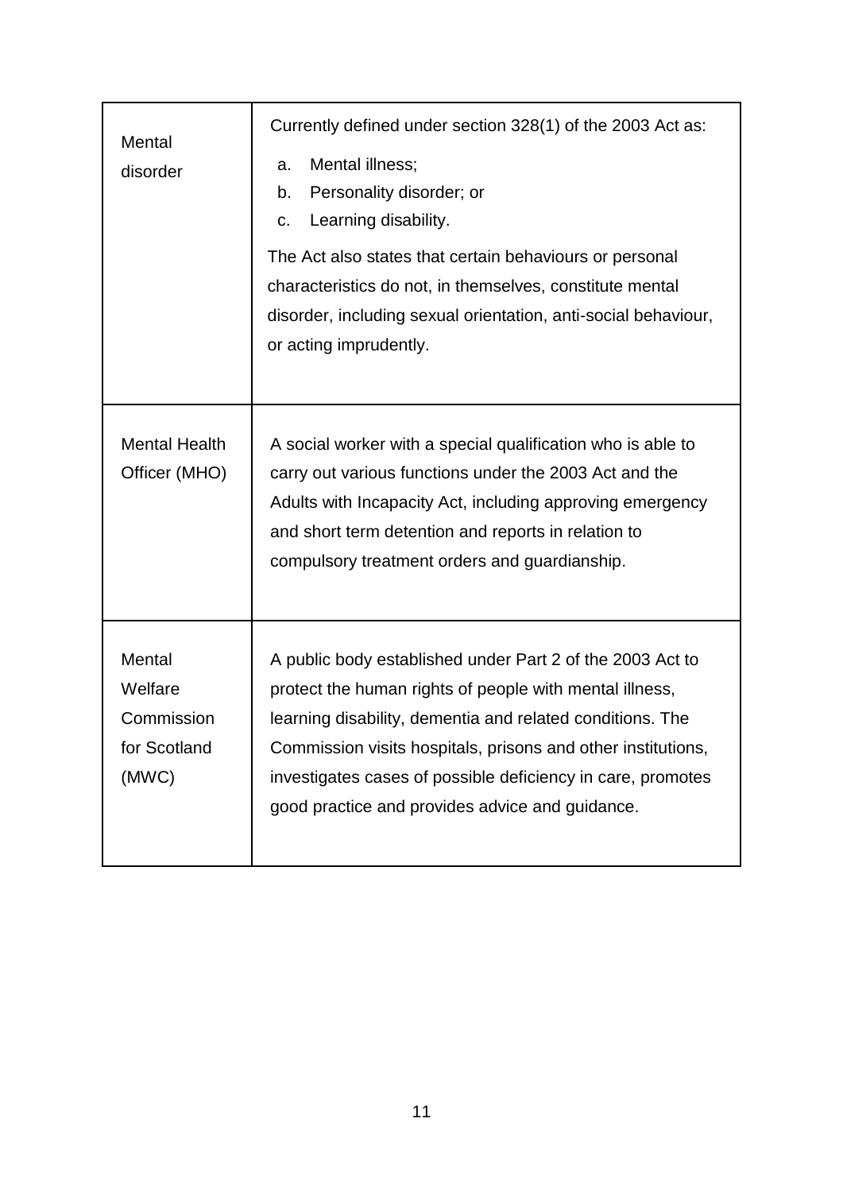| | |
|---|---|
| Mental disorder | Currently defined under section 328(1) of the 2003 Act as:<br>a. Mental illness;<br>b. Personality disorder; or<br>c. Learning disability.<br>The Act also states that certain behaviours or personal characteristics do not, in themselves, constitute mental disorder, including sexual orientation, anti-social behaviour, or acting imprudently. |
| Mental Health Officer (MHO) | A social worker with a special qualification who is able to carry out various functions under the 2003 Act and the Adults with Incapacity Act, including approving emergency and short term detention and reports in relation to compulsory treatment orders and guardianship. |
| Mental Welfare Commission for Scotland (MWC) | A public body established under Part 2 of the 2003 Act to protect the human rights of people with mental illness, learning disability, dementia and related conditions. The Commission visits hospitals, prisons and other institutions, investigates cases of possible deficiency in care, promotes good practice and provides advice and guidance. |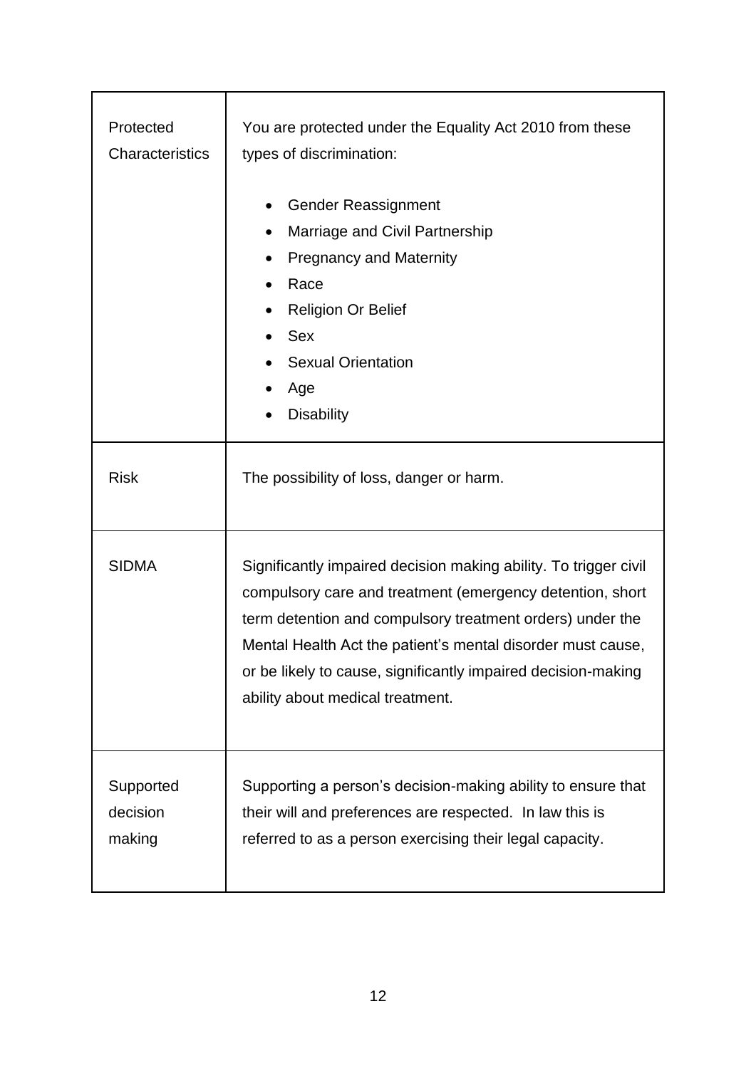| | |
|---|---|
| Protected Characteristics | You are protected under the Equality Act 2010 from these types of discrimination:<br><br>• Gender Reassignment<br>• Marriage and Civil Partnership<br>• Pregnancy and Maternity<br>• Race<br>• Religion Or Belief<br>• Sex<br>• Sexual Orientation<br>• Age<br>• Disability |
| Risk | The possibility of loss, danger or harm. |
| SIDMA | Significantly impaired decision making ability. To trigger civil compulsory care and treatment (emergency detention, short term detention and compulsory treatment orders) under the Mental Health Act the patient's mental disorder must cause, or be likely to cause, significantly impaired decision-making ability about medical treatment. |
| Supported decision making | Supporting a person's decision-making ability to ensure that their will and preferences are respected. In law this is referred to as a person exercising their legal capacity. |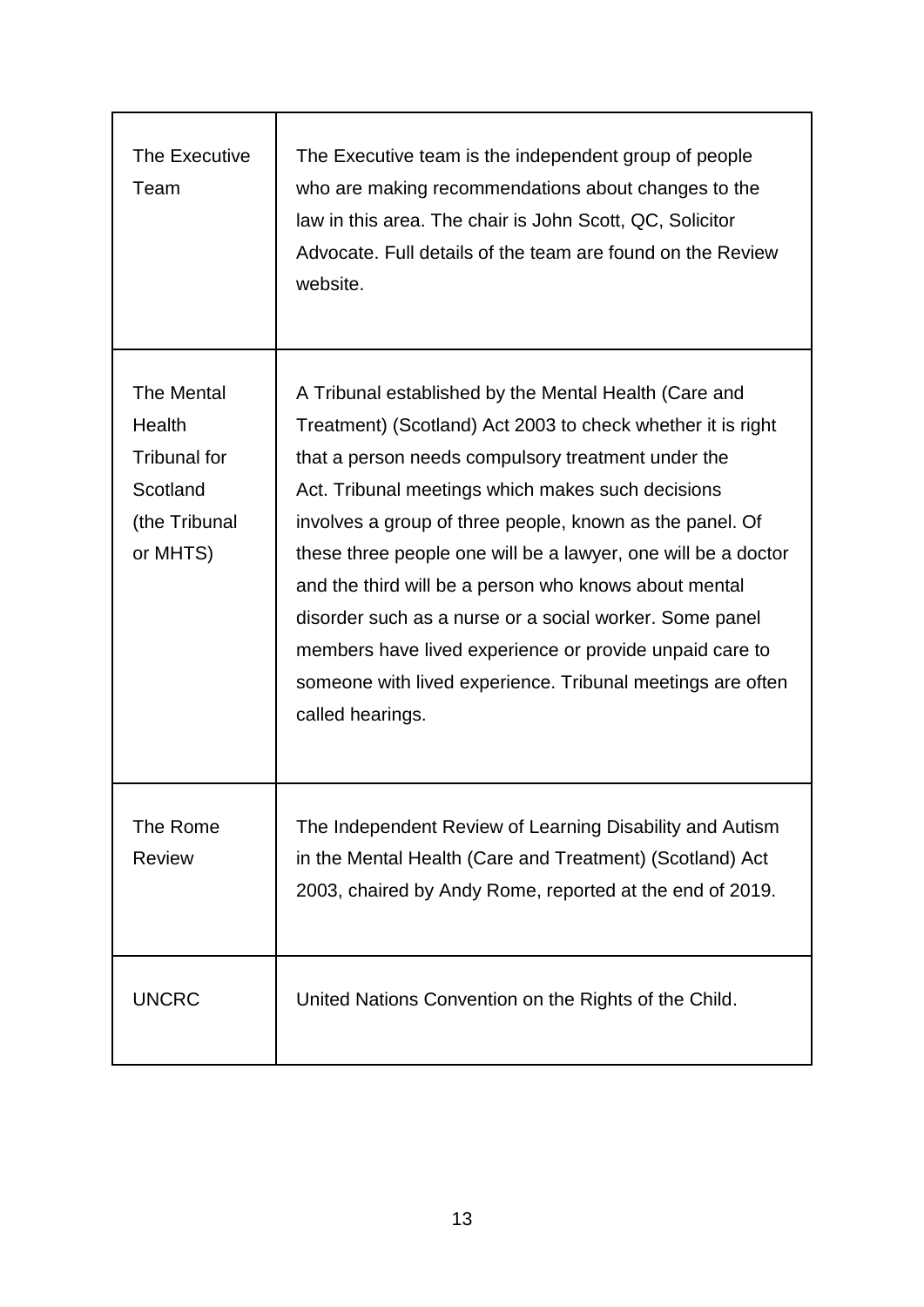| | |
|---|---|
| The Executive Team | The Executive team is the independent group of people who are making recommendations about changes to the law in this area. The chair is John Scott, QC, Solicitor Advocate. Full details of the team are found on the Review website. |
| The Mental Health Tribunal for Scotland (the Tribunal or MHTS) | A Tribunal established by the Mental Health (Care and Treatment) (Scotland) Act 2003 to check whether it is right that a person needs compulsory treatment under the Act. Tribunal meetings which makes such decisions involves a group of three people, known as the panel. Of these three people one will be a lawyer, one will be a doctor and the third will be a person who knows about mental disorder such as a nurse or a social worker. Some panel members have lived experience or provide unpaid care to someone with lived experience. Tribunal meetings are often called hearings. |
| The Rome Review | The Independent Review of Learning Disability and Autism in the Mental Health (Care and Treatment) (Scotland) Act 2003, chaired by Andy Rome, reported at the end of 2019. |
| UNCRC | United Nations Convention on the Rights of the Child. |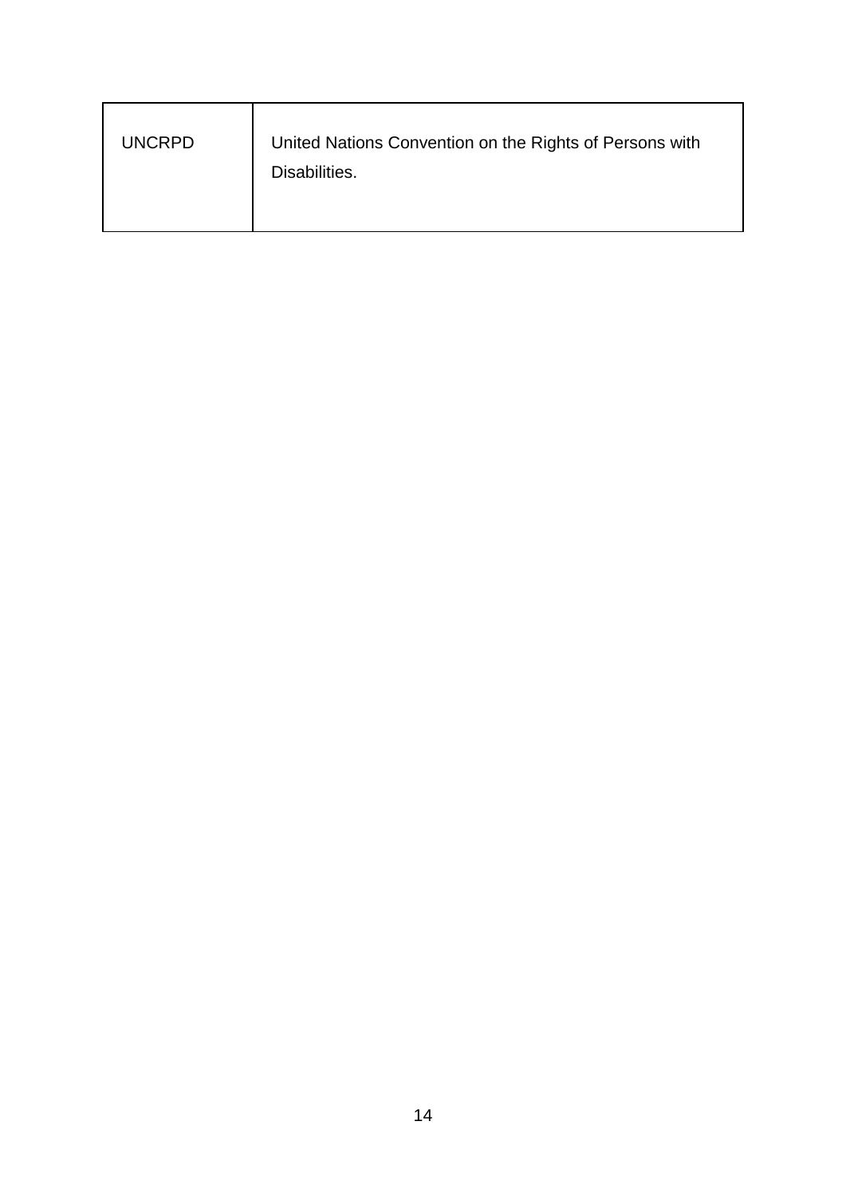| UNCRPD | United Nations Convention on the Rights of Persons with Disabilities. |
|---|---|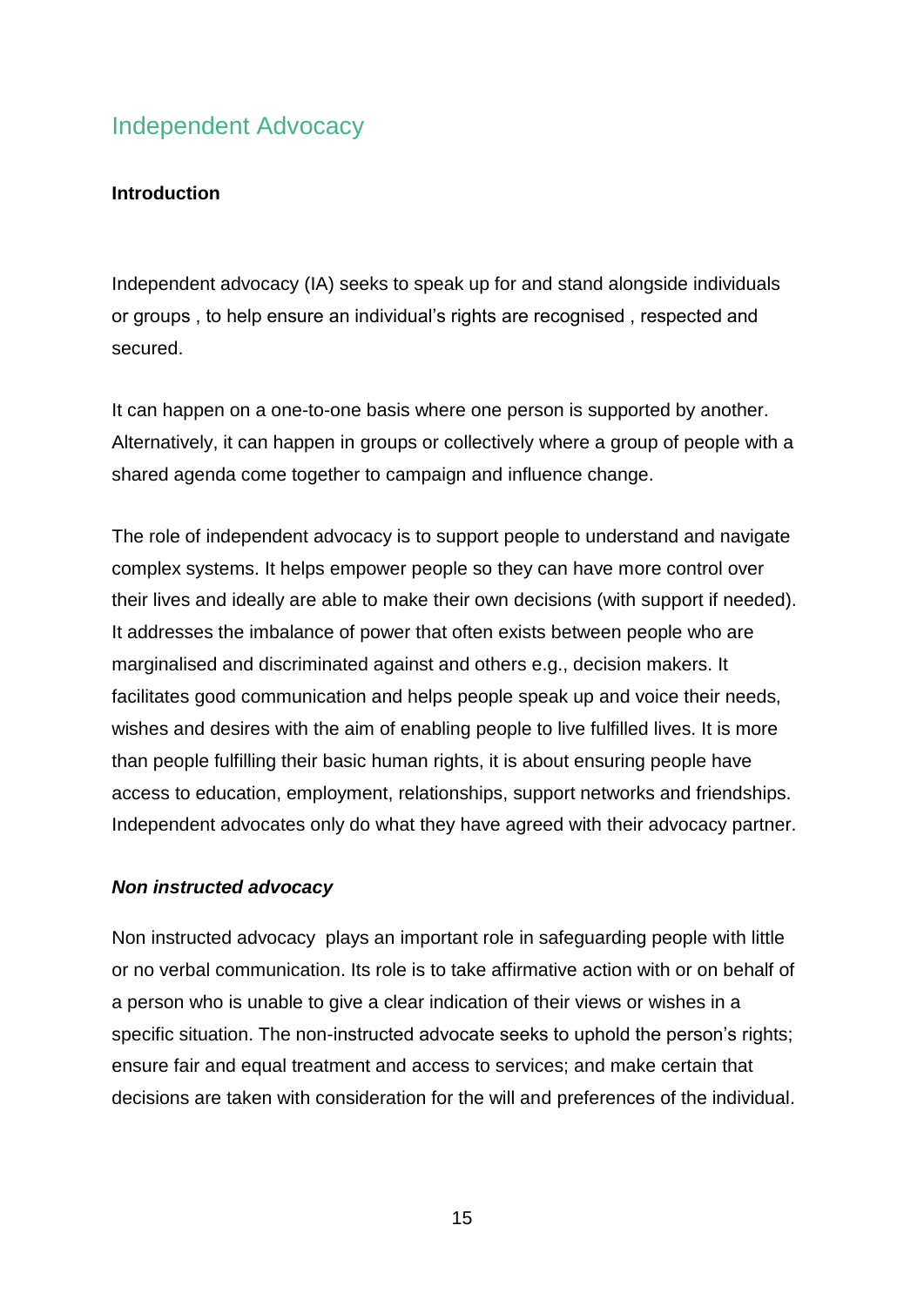## Independent Advocacy

**Introduction**

Independent advocacy (IA) seeks to speak up for and stand alongside individuals or groups , to help ensure an individual's rights are recognised , respected and secured.

It can happen on a one-to-one basis where one person is supported by another. Alternatively, it can happen in groups or collectively where a group of people with a shared agenda come together to campaign and influence change.

The role of independent advocacy is to support people to understand and navigate complex systems. It helps empower people so they can have more control over their lives and ideally are able to make their own decisions (with support if needed). It addresses the imbalance of power that often exists between people who are marginalised and discriminated against and others e.g., decision makers. It facilitates good communication and helps people speak up and voice their needs, wishes and desires with the aim of enabling people to live fulfilled lives. It is more than people fulfilling their basic human rights, it is about ensuring people have access to education, employment, relationships, support networks and friendships. Independent advocates only do what they have agreed with their advocacy partner.

***Non instructed advocacy***

Non instructed advocacy plays an important role in safeguarding people with little or no verbal communication. Its role is to take affirmative action with or on behalf of a person who is unable to give a clear indication of their views or wishes in a specific situation. The non-instructed advocate seeks to uphold the person's rights; ensure fair and equal treatment and access to services; and make certain that decisions are taken with consideration for the will and preferences of the individual.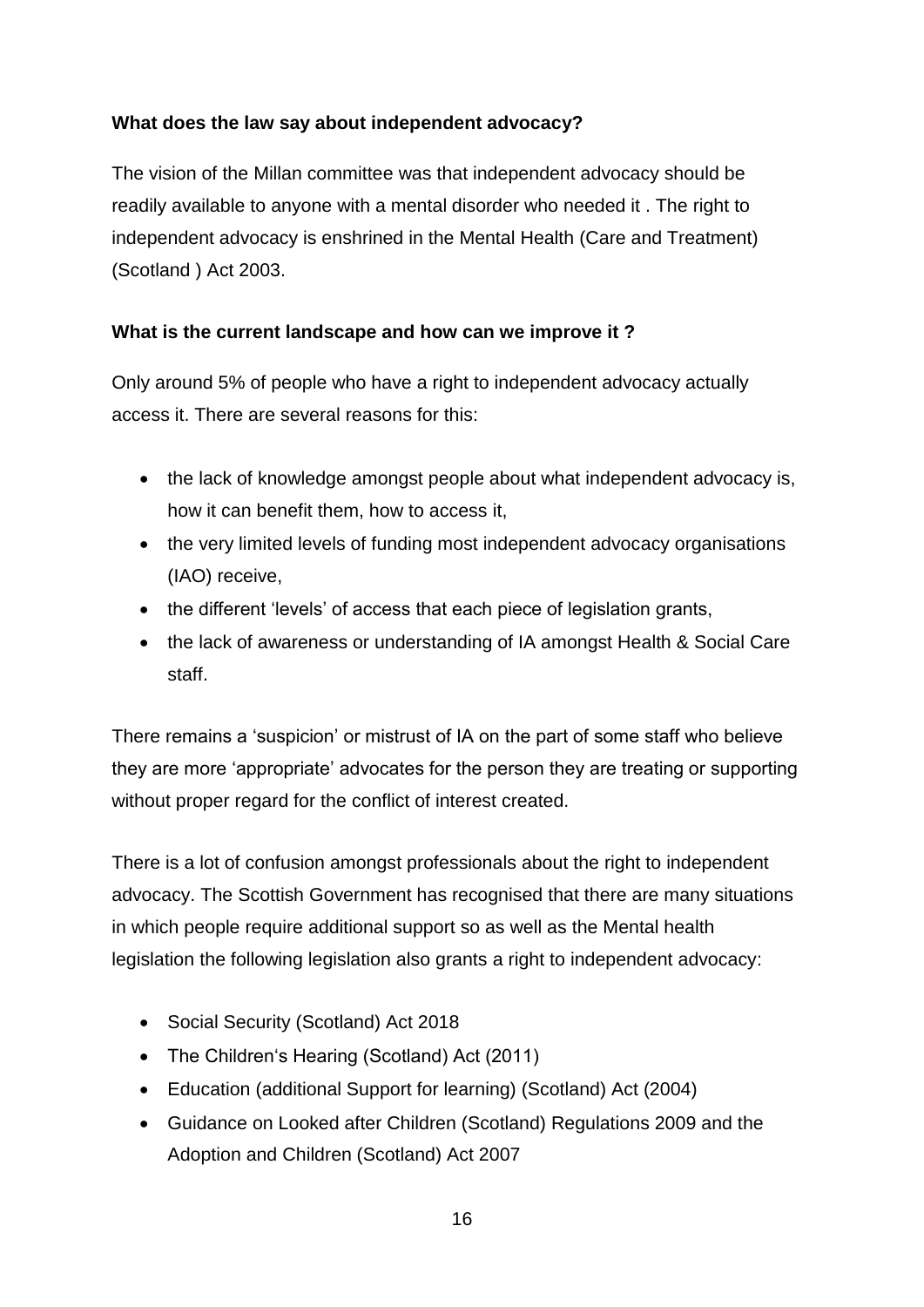**What does the law say about independent advocacy?**

The vision of the Millan committee was that independent advocacy should be readily available to anyone with a mental disorder who needed it . The right to independent advocacy is enshrined in the Mental Health (Care and Treatment) (Scotland ) Act 2003.

**What is the current landscape and how can we improve it ?**

Only around 5% of people who have a right to independent advocacy actually access it. There are several reasons for this:

- the lack of knowledge amongst people about what independent advocacy is, how it can benefit them, how to access it,
- the very limited levels of funding most independent advocacy organisations (IAO) receive,
- the different 'levels' of access that each piece of legislation grants,
- the lack of awareness or understanding of IA amongst Health & Social Care staff.

There remains a 'suspicion' or mistrust of IA on the part of some staff who believe they are more 'appropriate' advocates for the person they are treating or supporting without proper regard for the conflict of interest created.

There is a lot of confusion amongst professionals about the right to independent advocacy. The Scottish Government has recognised that there are many situations in which people require additional support so as well as the Mental health legislation the following legislation also grants a right to independent advocacy:

- Social Security (Scotland) Act 2018
- The Children's Hearing (Scotland) Act (2011)
- Education (additional Support for learning) (Scotland) Act (2004)
- Guidance on Looked after Children (Scotland) Regulations 2009 and the Adoption and Children (Scotland) Act 2007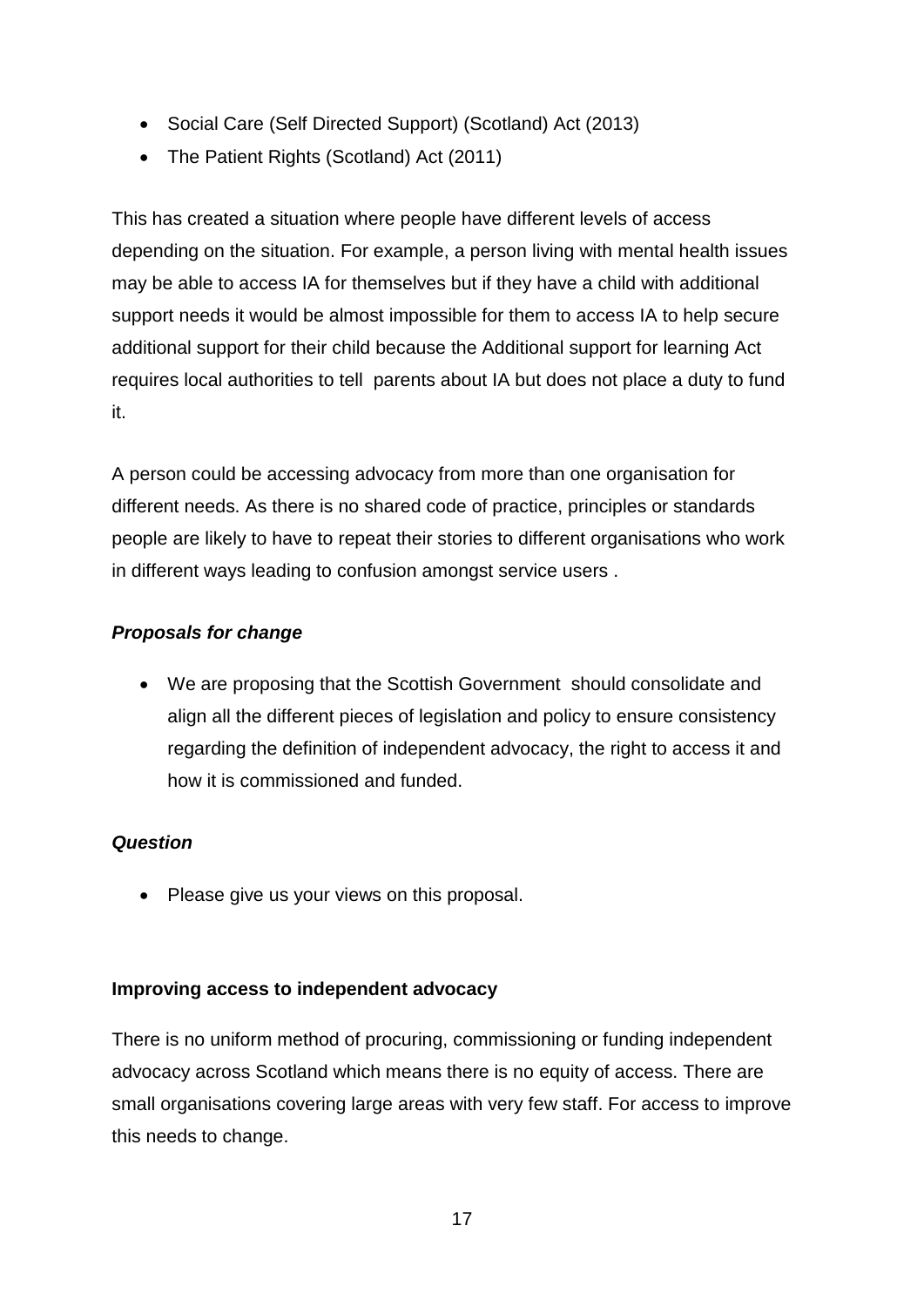- Social Care (Self Directed Support) (Scotland) Act (2013)
- The Patient Rights (Scotland) Act (2011)

This has created a situation where people have different levels of access depending on the situation. For example, a person living with mental health issues may be able to access IA for themselves but if they have a child with additional support needs it would be almost impossible for them to access IA to help secure additional support for their child because the Additional support for learning Act requires local authorities to tell parents about IA but does not place a duty to fund it.

A person could be accessing advocacy from more than one organisation for different needs. As there is no shared code of practice, principles or standards people are likely to have to repeat their stories to different organisations who work in different ways leading to confusion amongst service users .

***Proposals for change***

- We are proposing that the Scottish Government should consolidate and align all the different pieces of legislation and policy to ensure consistency regarding the definition of independent advocacy, the right to access it and how it is commissioned and funded.

***Question***

- Please give us your views on this proposal.

**Improving access to independent advocacy**

There is no uniform method of procuring, commissioning or funding independent advocacy across Scotland which means there is no equity of access. There are small organisations covering large areas with very few staff. For access to improve this needs to change.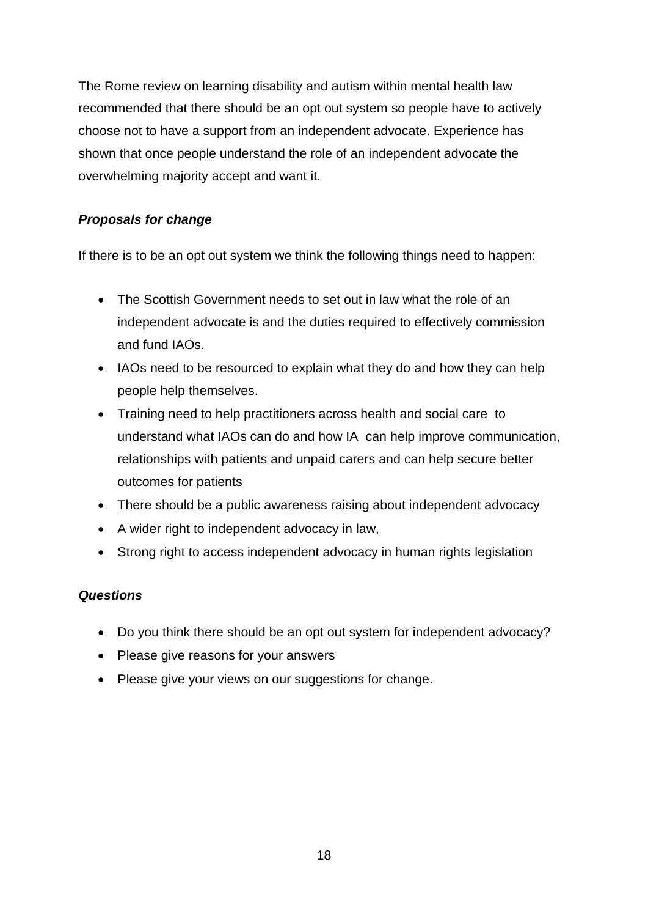The Rome review on learning disability and autism within mental health law recommended that there should be an opt out system so people have to actively choose not to have a support from an independent advocate. Experience has shown that once people understand the role of an independent advocate the overwhelming majority accept and want it.

***Proposals for change***

If there is to be an opt out system we think the following things need to happen:

- The Scottish Government needs to set out in law what the role of an independent advocate is and the duties required to effectively commission and fund IAOs.
- IAOs need to be resourced to explain what they do and how they can help people help themselves.
- Training need to help practitioners across health and social care to understand what IAOs can do and how IA can help improve communication, relationships with patients and unpaid carers and can help secure better outcomes for patients
- There should be a public awareness raising about independent advocacy
- A wider right to independent advocacy in law,
- Strong right to access independent advocacy in human rights legislation

***Questions***

- Do you think there should be an opt out system for independent advocacy?
- Please give reasons for your answers
- Please give your views on our suggestions for change.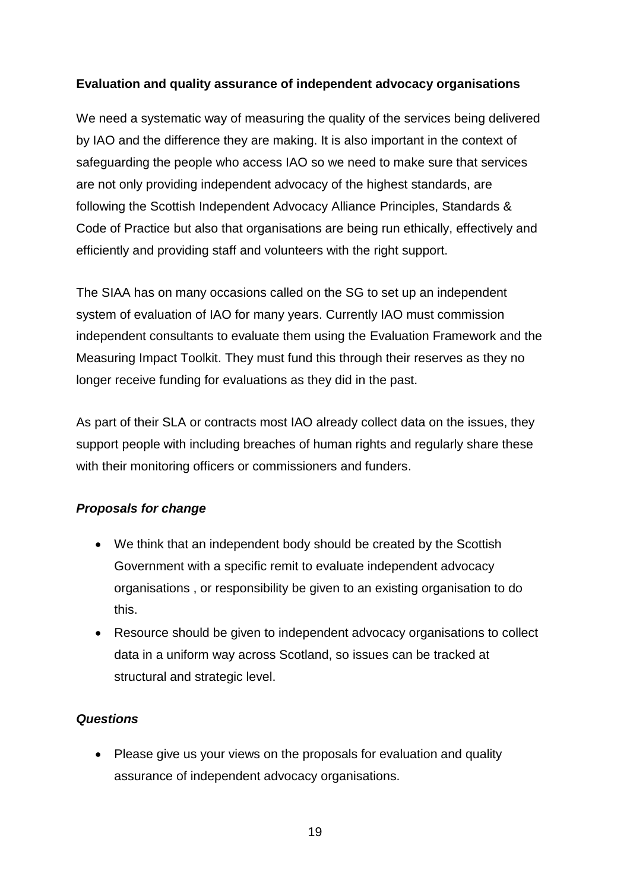**Evaluation and quality assurance of independent advocacy organisations**

We need a systematic way of measuring the quality of the services being delivered by IAO and the difference they are making. It is also important in the context of safeguarding the people who access IAO so we need to make sure that services are not only providing independent advocacy of the highest standards, are following the Scottish Independent Advocacy Alliance Principles, Standards & Code of Practice but also that organisations are being run ethically, effectively and efficiently and providing staff and volunteers with the right support.

The SIAA has on many occasions called on the SG to set up an independent system of evaluation of IAO for many years. Currently IAO must commission independent consultants to evaluate them using the Evaluation Framework and the Measuring Impact Toolkit. They must fund this through their reserves as they no longer receive funding for evaluations as they did in the past.

As part of their SLA or contracts most IAO already collect data on the issues, they support people with including breaches of human rights and regularly share these with their monitoring officers or commissioners and funders.

***Proposals for change***

- We think that an independent body should be created by the Scottish Government with a specific remit to evaluate independent advocacy organisations , or responsibility be given to an existing organisation to do this.
- Resource should be given to independent advocacy organisations to collect data in a uniform way across Scotland, so issues can be tracked at structural and strategic level.

***Questions***

- Please give us your views on the proposals for evaluation and quality assurance of independent advocacy organisations.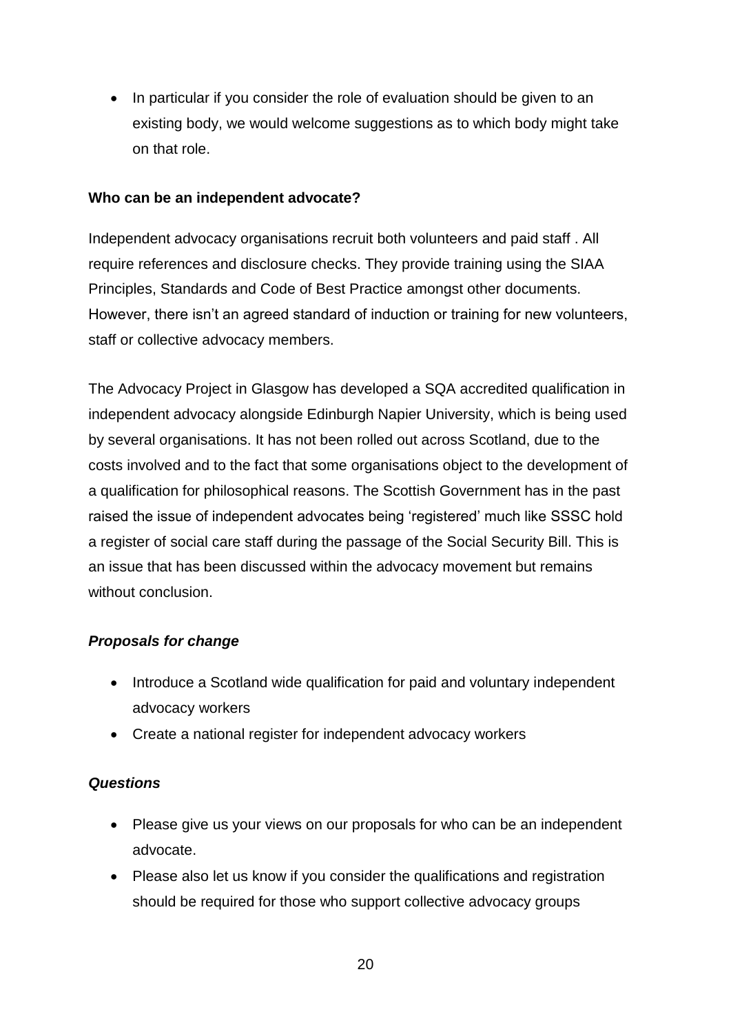- In particular if you consider the role of evaluation should be given to an existing body, we would welcome suggestions as to which body might take on that role.

**Who can be an independent advocate?**

Independent advocacy organisations recruit both volunteers and paid staff . All require references and disclosure checks. They provide training using the SIAA Principles, Standards and Code of Best Practice amongst other documents. However, there isn't an agreed standard of induction or training for new volunteers, staff or collective advocacy members.

The Advocacy Project in Glasgow has developed a SQA accredited qualification in independent advocacy alongside Edinburgh Napier University, which is being used by several organisations. It has not been rolled out across Scotland, due to the costs involved and to the fact that some organisations object to the development of a qualification for philosophical reasons. The Scottish Government has in the past raised the issue of independent advocates being 'registered' much like SSSC hold a register of social care staff during the passage of the Social Security Bill. This is an issue that has been discussed within the advocacy movement but remains without conclusion.

***Proposals for change***

- Introduce a Scotland wide qualification for paid and voluntary independent advocacy workers
- Create a national register for independent advocacy workers

***Questions***

- Please give us your views on our proposals for who can be an independent advocate.
- Please also let us know if you consider the qualifications and registration should be required for those who support collective advocacy groups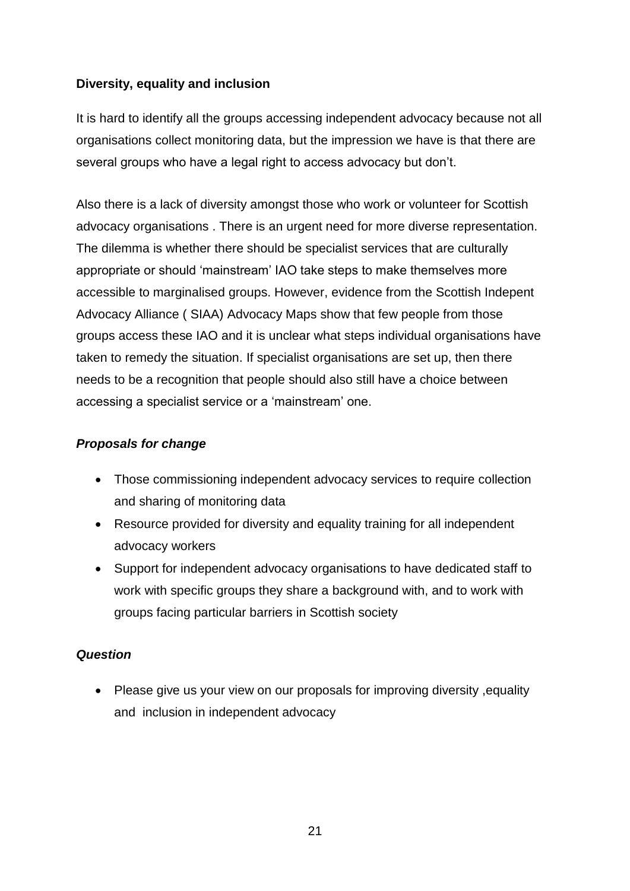**Diversity, equality and inclusion**

It is hard to identify all the groups accessing independent advocacy because not all organisations collect monitoring data, but the impression we have is that there are several groups who have a legal right to access advocacy but don't.

Also there is a lack of diversity amongst those who work or volunteer for Scottish advocacy organisations . There is an urgent need for more diverse representation. The dilemma is whether there should be specialist services that are culturally appropriate or should 'mainstream' IAO take steps to make themselves more accessible to marginalised groups. However, evidence from the Scottish Indepent Advocacy Alliance ( SIAA) Advocacy Maps show that few people from those groups access these IAO and it is unclear what steps individual organisations have taken to remedy the situation. If specialist organisations are set up, then there needs to be a recognition that people should also still have a choice between accessing a specialist service or a 'mainstream' one.

***Proposals for change***

- Those commissioning independent advocacy services to require collection and sharing of monitoring data
- Resource provided for diversity and equality training for all independent advocacy workers
- Support for independent advocacy organisations to have dedicated staff to work with specific groups they share a background with, and to work with groups facing particular barriers in Scottish society

***Question***

- Please give us your view on our proposals for improving diversity ,equality and inclusion in independent advocacy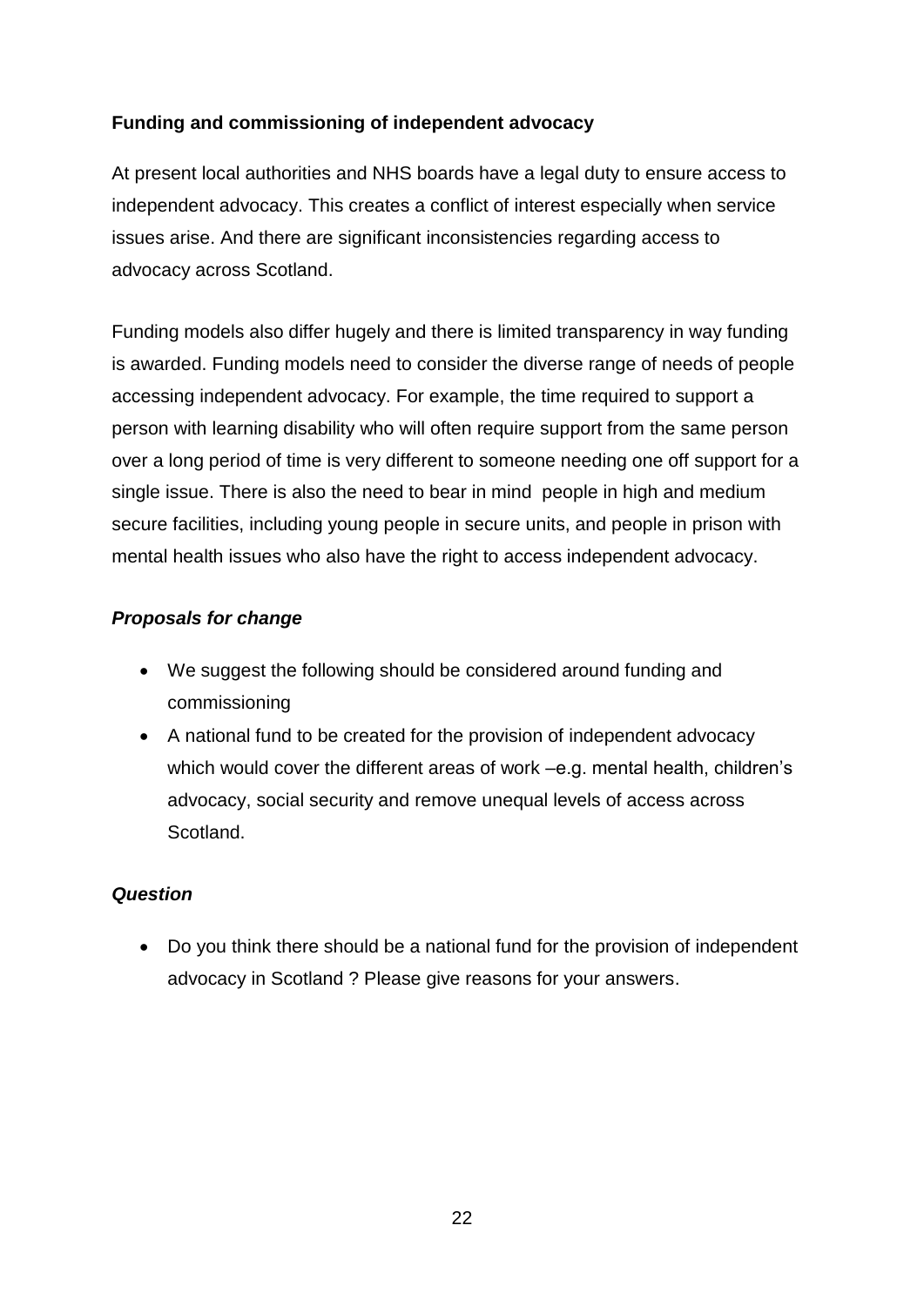**Funding and commissioning of independent advocacy**

At present local authorities and NHS boards have a legal duty to ensure access to independent advocacy. This creates a conflict of interest especially when service issues arise. And there are significant inconsistencies regarding access to advocacy across Scotland.

Funding models also differ hugely and there is limited transparency in way funding is awarded. Funding models need to consider the diverse range of needs of people accessing independent advocacy. For example, the time required to support a person with learning disability who will often require support from the same person over a long period of time is very different to someone needing one off support for a single issue. There is also the need to bear in mind people in high and medium secure facilities, including young people in secure units, and people in prison with mental health issues who also have the right to access independent advocacy.

***Proposals for change***

- We suggest the following should be considered around funding and commissioning
- A national fund to be created for the provision of independent advocacy which would cover the different areas of work –e.g. mental health, children's advocacy, social security and remove unequal levels of access across Scotland.

***Question***

- Do you think there should be a national fund for the provision of independent advocacy in Scotland ? Please give reasons for your answers.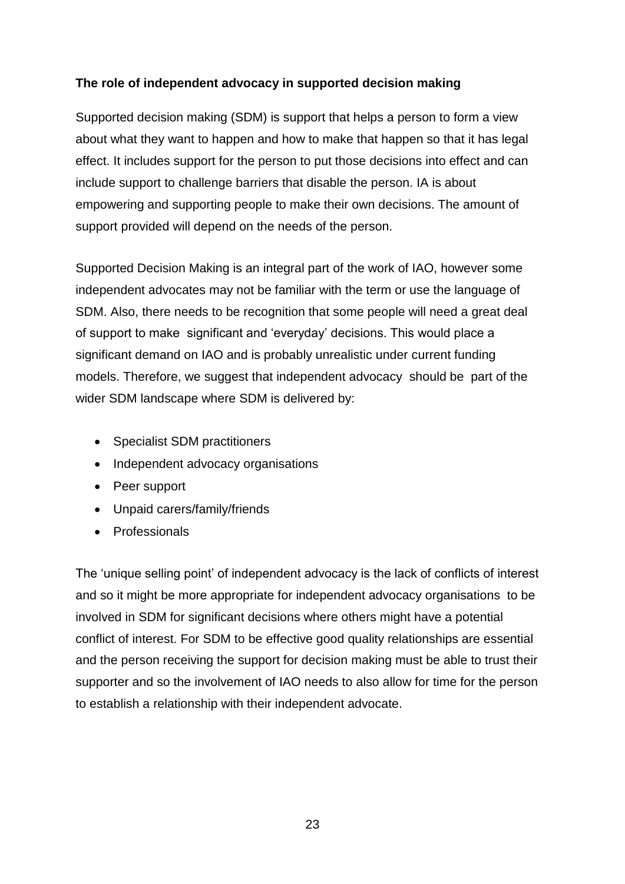**The role of independent advocacy in supported decision making**

Supported decision making (SDM) is support that helps a person to form a view about what they want to happen and how to make that happen so that it has legal effect. It includes support for the person to put those decisions into effect and can include support to challenge barriers that disable the person. IA is about empowering and supporting people to make their own decisions. The amount of support provided will depend on the needs of the person.

Supported Decision Making is an integral part of the work of IAO, however some independent advocates may not be familiar with the term or use the language of SDM. Also, there needs to be recognition that some people will need a great deal of support to make significant and 'everyday' decisions. This would place a significant demand on IAO and is probably unrealistic under current funding models. Therefore, we suggest that independent advocacy should be part of the wider SDM landscape where SDM is delivered by:

- Specialist SDM practitioners
- Independent advocacy organisations
- Peer support
- Unpaid carers/family/friends
- Professionals

The 'unique selling point' of independent advocacy is the lack of conflicts of interest and so it might be more appropriate for independent advocacy organisations to be involved in SDM for significant decisions where others might have a potential conflict of interest. For SDM to be effective good quality relationships are essential and the person receiving the support for decision making must be able to trust their supporter and so the involvement of IAO needs to also allow for time for the person to establish a relationship with their independent advocate.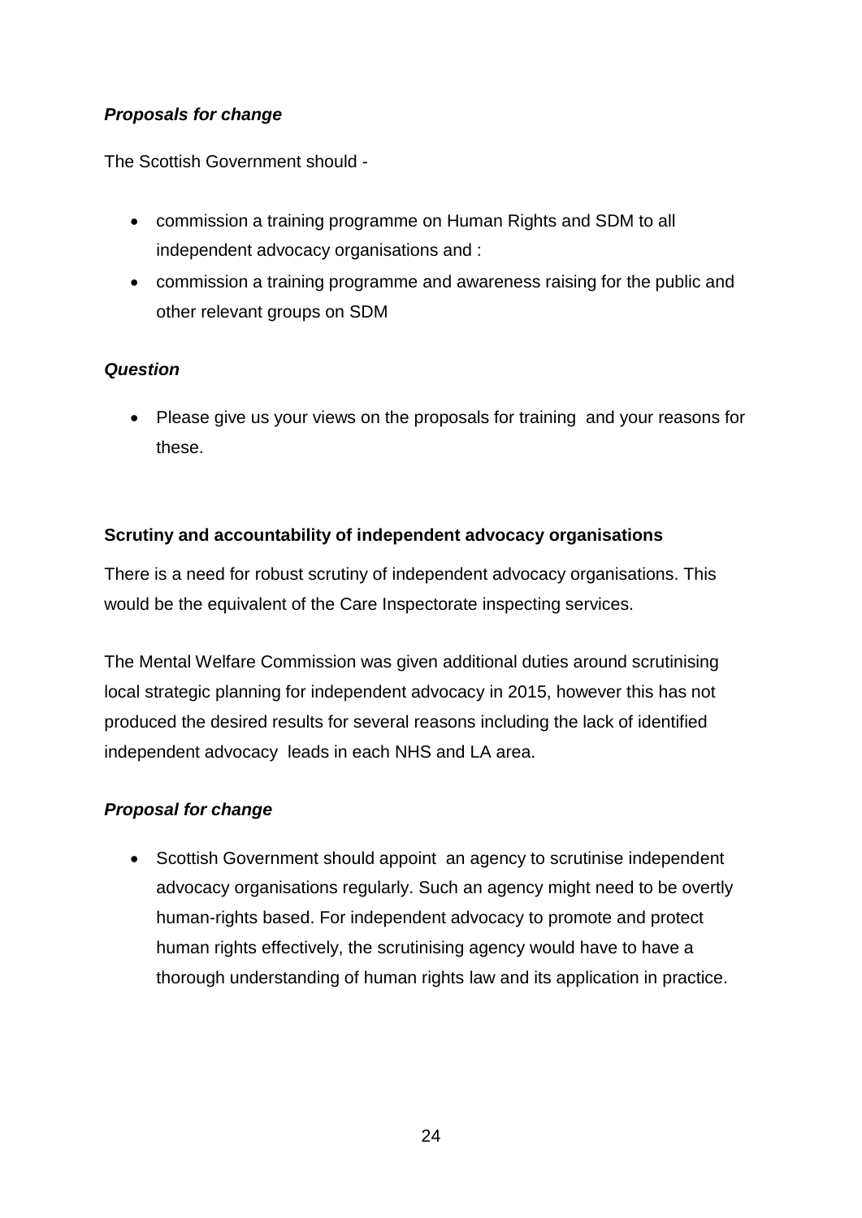***Proposals for change***

The Scottish Government should -

- commission a training programme on Human Rights and SDM to all independent advocacy organisations and :
- commission a training programme and awareness raising for the public and other relevant groups on SDM

***Question***

- Please give us your views on the proposals for training and your reasons for these.

**Scrutiny and accountability of independent advocacy organisations**

There is a need for robust scrutiny of independent advocacy organisations. This would be the equivalent of the Care Inspectorate inspecting services.

The Mental Welfare Commission was given additional duties around scrutinising local strategic planning for independent advocacy in 2015, however this has not produced the desired results for several reasons including the lack of identified independent advocacy leads in each NHS and LA area.

***Proposal for change***

- Scottish Government should appoint an agency to scrutinise independent advocacy organisations regularly. Such an agency might need to be overtly human-rights based. For independent advocacy to promote and protect human rights effectively, the scrutinising agency would have to have a thorough understanding of human rights law and its application in practice.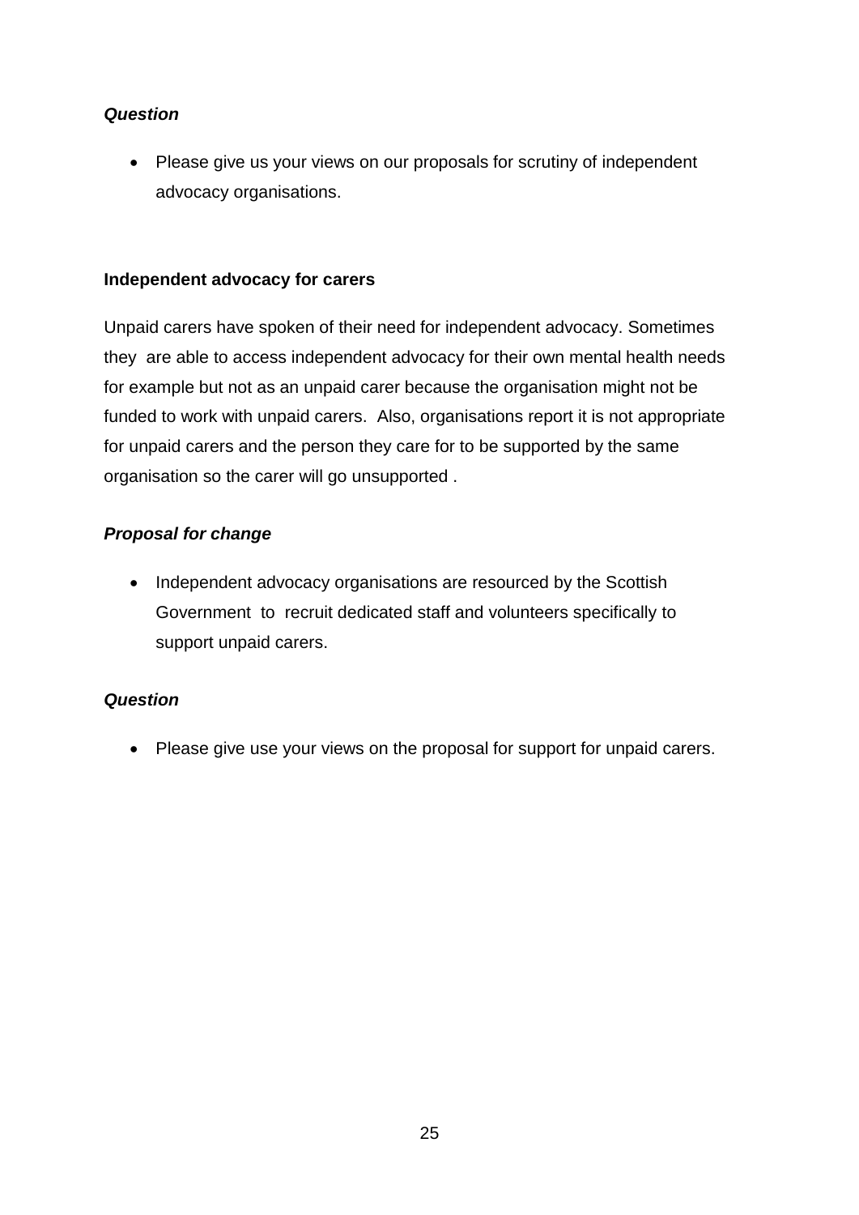***Question***

- Please give us your views on our proposals for scrutiny of independent advocacy organisations.

**Independent advocacy for carers**

Unpaid carers have spoken of their need for independent advocacy. Sometimes they are able to access independent advocacy for their own mental health needs for example but not as an unpaid carer because the organisation might not be funded to work with unpaid carers. Also, organisations report it is not appropriate for unpaid carers and the person they care for to be supported by the same organisation so the carer will go unsupported .

***Proposal for change***

- Independent advocacy organisations are resourced by the Scottish Government to recruit dedicated staff and volunteers specifically to support unpaid carers.

***Question***

- Please give use your views on the proposal for support for unpaid carers.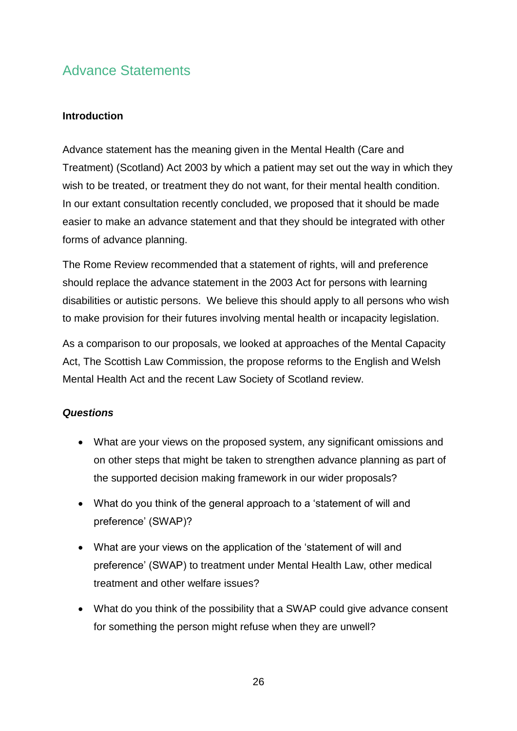## Advance Statements

**Introduction**

Advance statement has the meaning given in the Mental Health (Care and Treatment) (Scotland) Act 2003 by which a patient may set out the way in which they wish to be treated, or treatment they do not want, for their mental health condition. In our extant consultation recently concluded, we proposed that it should be made easier to make an advance statement and that they should be integrated with other forms of advance planning.

The Rome Review recommended that a statement of rights, will and preference should replace the advance statement in the 2003 Act for persons with learning disabilities or autistic persons. We believe this should apply to all persons who wish to make provision for their futures involving mental health or incapacity legislation.

As a comparison to our proposals, we looked at approaches of the Mental Capacity Act, The Scottish Law Commission, the propose reforms to the English and Welsh Mental Health Act and the recent Law Society of Scotland review.

***Questions***

- What are your views on the proposed system, any significant omissions and on other steps that might be taken to strengthen advance planning as part of the supported decision making framework in our wider proposals?
- What do you think of the general approach to a 'statement of will and preference' (SWAP)?
- What are your views on the application of the 'statement of will and preference' (SWAP) to treatment under Mental Health Law, other medical treatment and other welfare issues?
- What do you think of the possibility that a SWAP could give advance consent for something the person might refuse when they are unwell?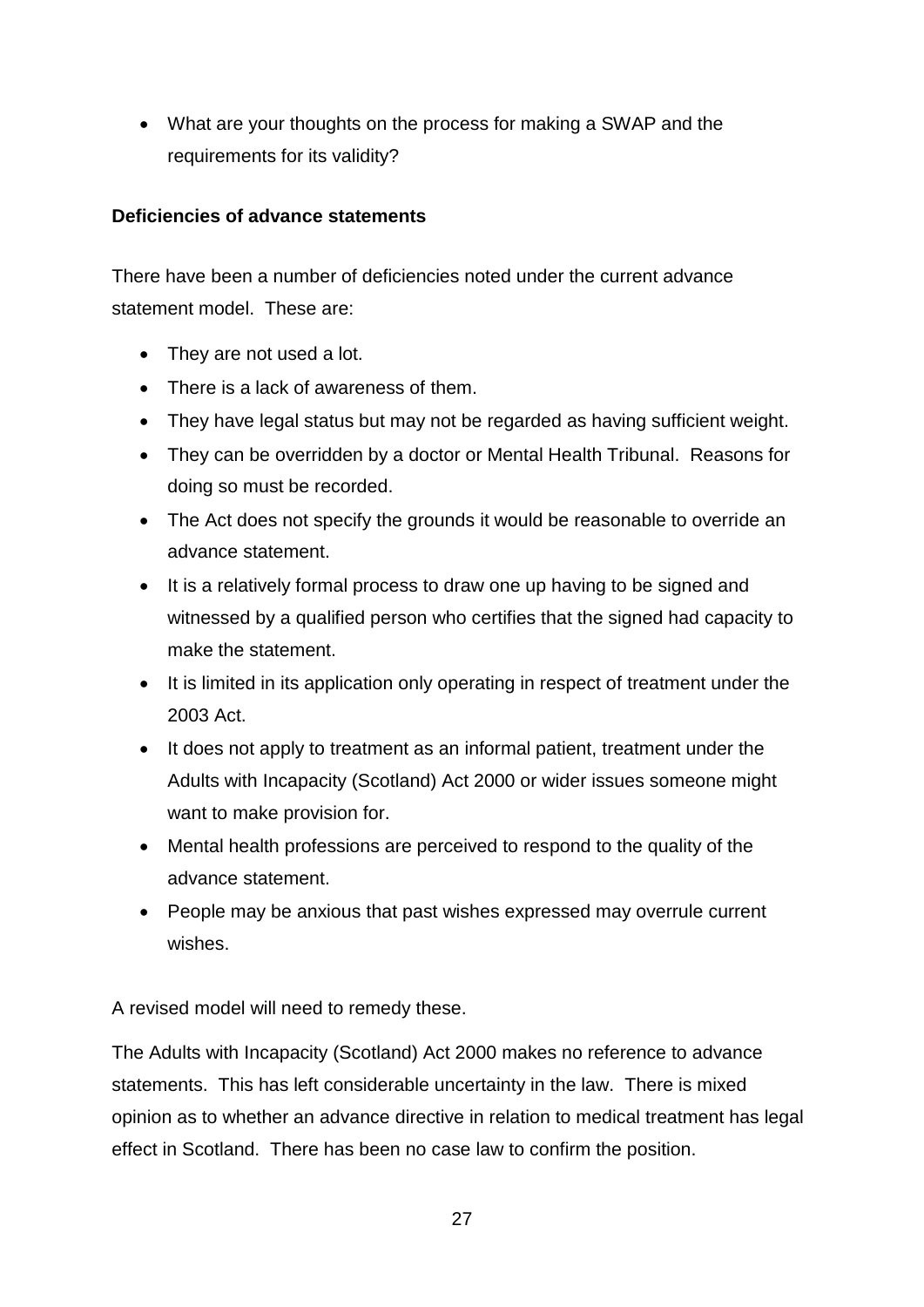- What are your thoughts on the process for making a SWAP and the requirements for its validity?

**Deficiencies of advance statements**

There have been a number of deficiencies noted under the current advance statement model. These are:

- They are not used a lot.
- There is a lack of awareness of them.
- They have legal status but may not be regarded as having sufficient weight.
- They can be overridden by a doctor or Mental Health Tribunal. Reasons for doing so must be recorded.
- The Act does not specify the grounds it would be reasonable to override an advance statement.
- It is a relatively formal process to draw one up having to be signed and witnessed by a qualified person who certifies that the signed had capacity to make the statement.
- It is limited in its application only operating in respect of treatment under the 2003 Act.
- It does not apply to treatment as an informal patient, treatment under the Adults with Incapacity (Scotland) Act 2000 or wider issues someone might want to make provision for.
- Mental health professions are perceived to respond to the quality of the advance statement.
- People may be anxious that past wishes expressed may overrule current wishes.

A revised model will need to remedy these.

The Adults with Incapacity (Scotland) Act 2000 makes no reference to advance statements. This has left considerable uncertainty in the law. There is mixed opinion as to whether an advance directive in relation to medical treatment has legal effect in Scotland. There has been no case law to confirm the position.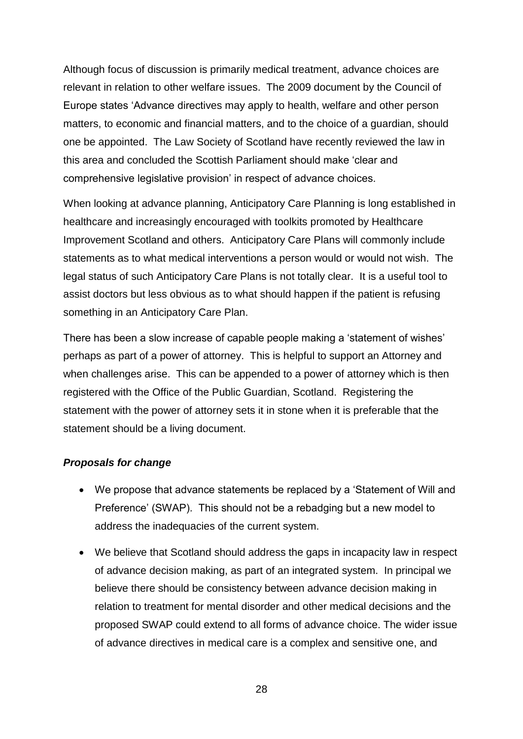Although focus of discussion is primarily medical treatment, advance choices are relevant in relation to other welfare issues. The 2009 document by the Council of Europe states 'Advance directives may apply to health, welfare and other person matters, to economic and financial matters, and to the choice of a guardian, should one be appointed. The Law Society of Scotland have recently reviewed the law in this area and concluded the Scottish Parliament should make 'clear and comprehensive legislative provision' in respect of advance choices.

When looking at advance planning, Anticipatory Care Planning is long established in healthcare and increasingly encouraged with toolkits promoted by Healthcare Improvement Scotland and others. Anticipatory Care Plans will commonly include statements as to what medical interventions a person would or would not wish. The legal status of such Anticipatory Care Plans is not totally clear. It is a useful tool to assist doctors but less obvious as to what should happen if the patient is refusing something in an Anticipatory Care Plan.

There has been a slow increase of capable people making a 'statement of wishes' perhaps as part of a power of attorney. This is helpful to support an Attorney and when challenges arise. This can be appended to a power of attorney which is then registered with the Office of the Public Guardian, Scotland. Registering the statement with the power of attorney sets it in stone when it is preferable that the statement should be a living document.

***Proposals for change***

- We propose that advance statements be replaced by a 'Statement of Will and Preference' (SWAP). This should not be a rebadging but a new model to address the inadequacies of the current system.
- We believe that Scotland should address the gaps in incapacity law in respect of advance decision making, as part of an integrated system. In principal we believe there should be consistency between advance decision making in relation to treatment for mental disorder and other medical decisions and the proposed SWAP could extend to all forms of advance choice. The wider issue of advance directives in medical care is a complex and sensitive one, and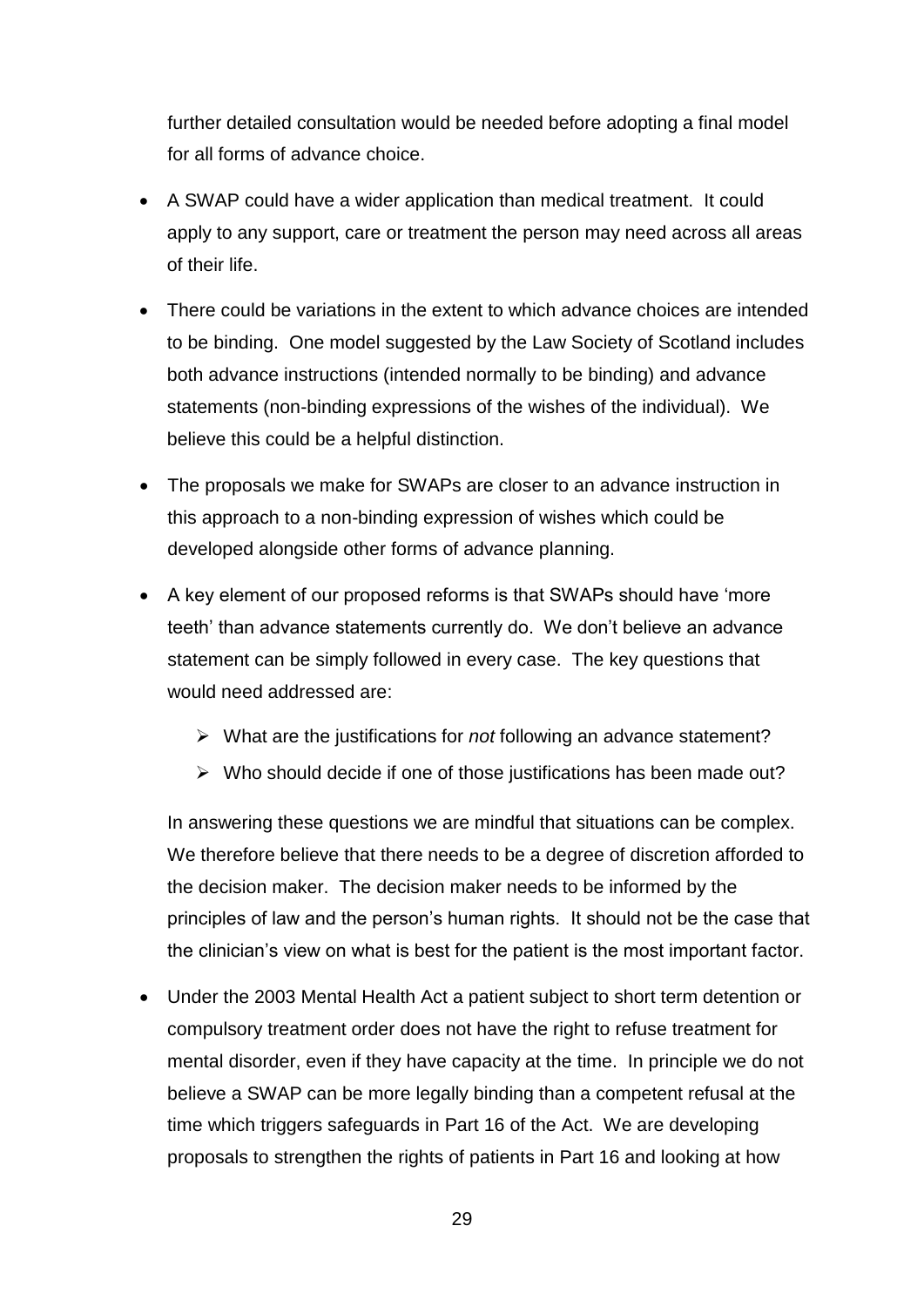further detailed consultation would be needed before adopting a final model for all forms of advance choice.

- A SWAP could have a wider application than medical treatment. It could apply to any support, care or treatment the person may need across all areas of their life.
- There could be variations in the extent to which advance choices are intended to be binding. One model suggested by the Law Society of Scotland includes both advance instructions (intended normally to be binding) and advance statements (non-binding expressions of the wishes of the individual). We believe this could be a helpful distinction.
- The proposals we make for SWAPs are closer to an advance instruction in this approach to a non-binding expression of wishes which could be developed alongside other forms of advance planning.
- A key element of our proposed reforms is that SWAPs should have 'more teeth' than advance statements currently do. We don't believe an advance statement can be simply followed in every case. The key questions that would need addressed are:
  - What are the justifications for *not* following an advance statement?
  - Who should decide if one of those justifications has been made out?

  In answering these questions we are mindful that situations can be complex. We therefore believe that there needs to be a degree of discretion afforded to the decision maker. The decision maker needs to be informed by the principles of law and the person's human rights. It should not be the case that the clinician's view on what is best for the patient is the most important factor.
- Under the 2003 Mental Health Act a patient subject to short term detention or compulsory treatment order does not have the right to refuse treatment for mental disorder, even if they have capacity at the time. In principle we do not believe a SWAP can be more legally binding than a competent refusal at the time which triggers safeguards in Part 16 of the Act. We are developing proposals to strengthen the rights of patients in Part 16 and looking at how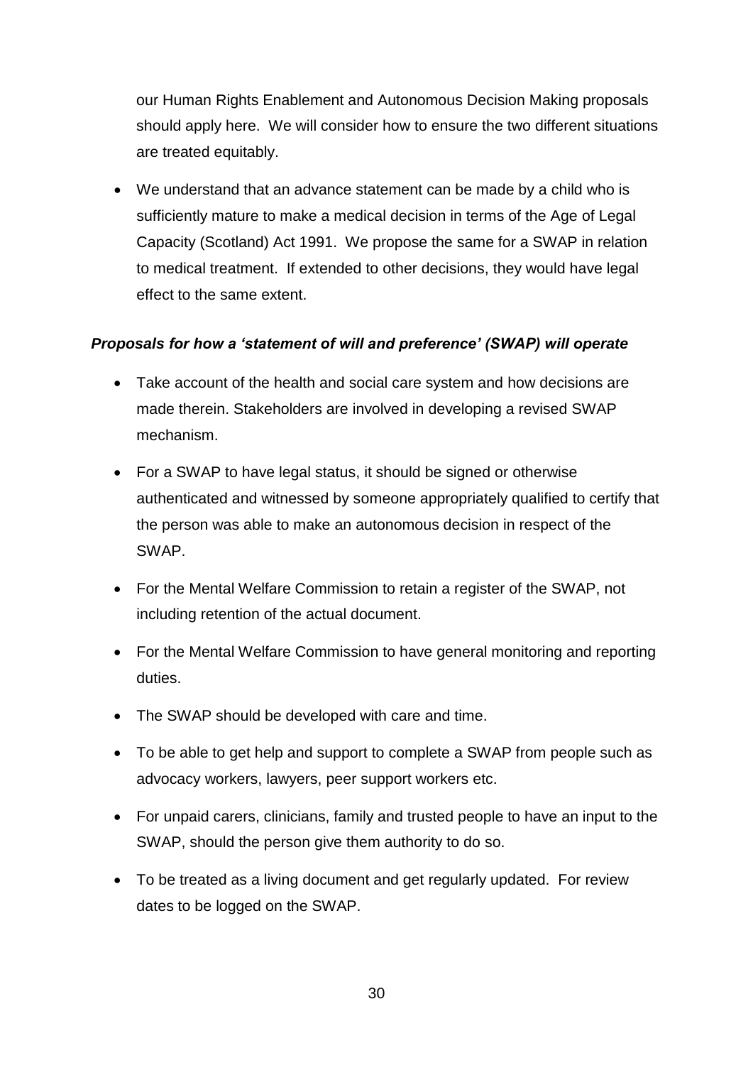our Human Rights Enablement and Autonomous Decision Making proposals should apply here. We will consider how to ensure the two different situations are treated equitably.

- We understand that an advance statement can be made by a child who is sufficiently mature to make a medical decision in terms of the Age of Legal Capacity (Scotland) Act 1991. We propose the same for a SWAP in relation to medical treatment. If extended to other decisions, they would have legal effect to the same extent.

***Proposals for how a 'statement of will and preference' (SWAP) will operate***

- Take account of the health and social care system and how decisions are made therein. Stakeholders are involved in developing a revised SWAP mechanism.
- For a SWAP to have legal status, it should be signed or otherwise authenticated and witnessed by someone appropriately qualified to certify that the person was able to make an autonomous decision in respect of the SWAP.
- For the Mental Welfare Commission to retain a register of the SWAP, not including retention of the actual document.
- For the Mental Welfare Commission to have general monitoring and reporting duties.
- The SWAP should be developed with care and time.
- To be able to get help and support to complete a SWAP from people such as advocacy workers, lawyers, peer support workers etc.
- For unpaid carers, clinicians, family and trusted people to have an input to the SWAP, should the person give them authority to do so.
- To be treated as a living document and get regularly updated. For review dates to be logged on the SWAP.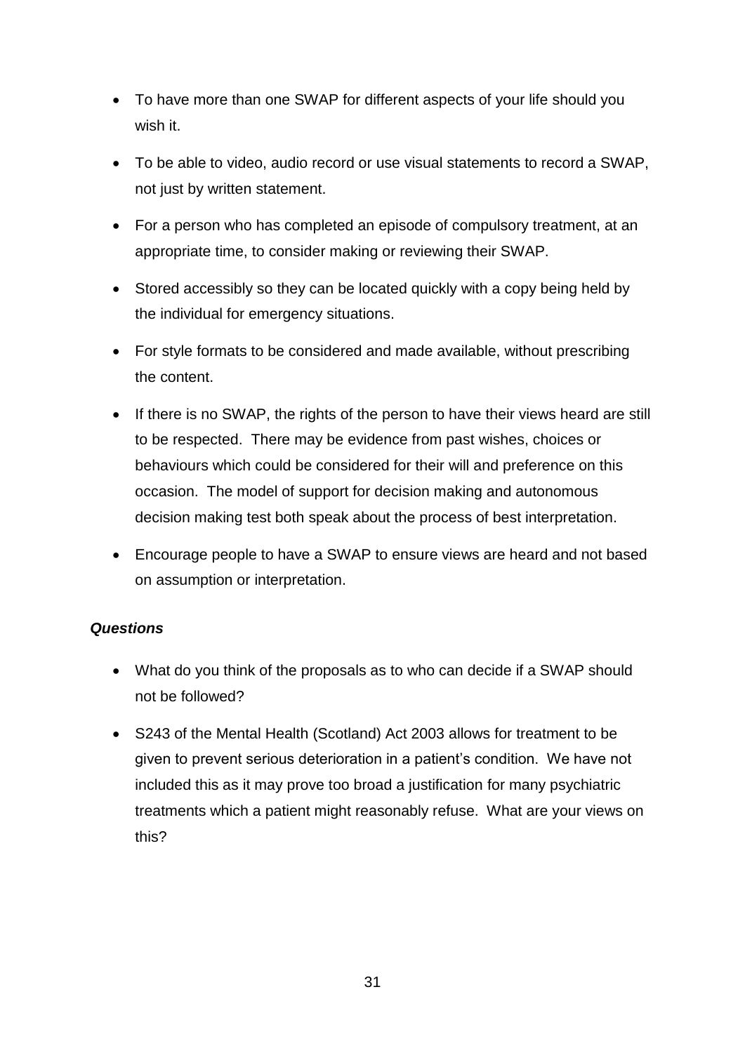- To have more than one SWAP for different aspects of your life should you wish it.
- To be able to video, audio record or use visual statements to record a SWAP, not just by written statement.
- For a person who has completed an episode of compulsory treatment, at an appropriate time, to consider making or reviewing their SWAP.
- Stored accessibly so they can be located quickly with a copy being held by the individual for emergency situations.
- For style formats to be considered and made available, without prescribing the content.
- If there is no SWAP, the rights of the person to have their views heard are still to be respected. There may be evidence from past wishes, choices or behaviours which could be considered for their will and preference on this occasion. The model of support for decision making and autonomous decision making test both speak about the process of best interpretation.
- Encourage people to have a SWAP to ensure views are heard and not based on assumption or interpretation.

***Questions***

- What do you think of the proposals as to who can decide if a SWAP should not be followed?
- S243 of the Mental Health (Scotland) Act 2003 allows for treatment to be given to prevent serious deterioration in a patient's condition. We have not included this as it may prove too broad a justification for many psychiatric treatments which a patient might reasonably refuse. What are your views on this?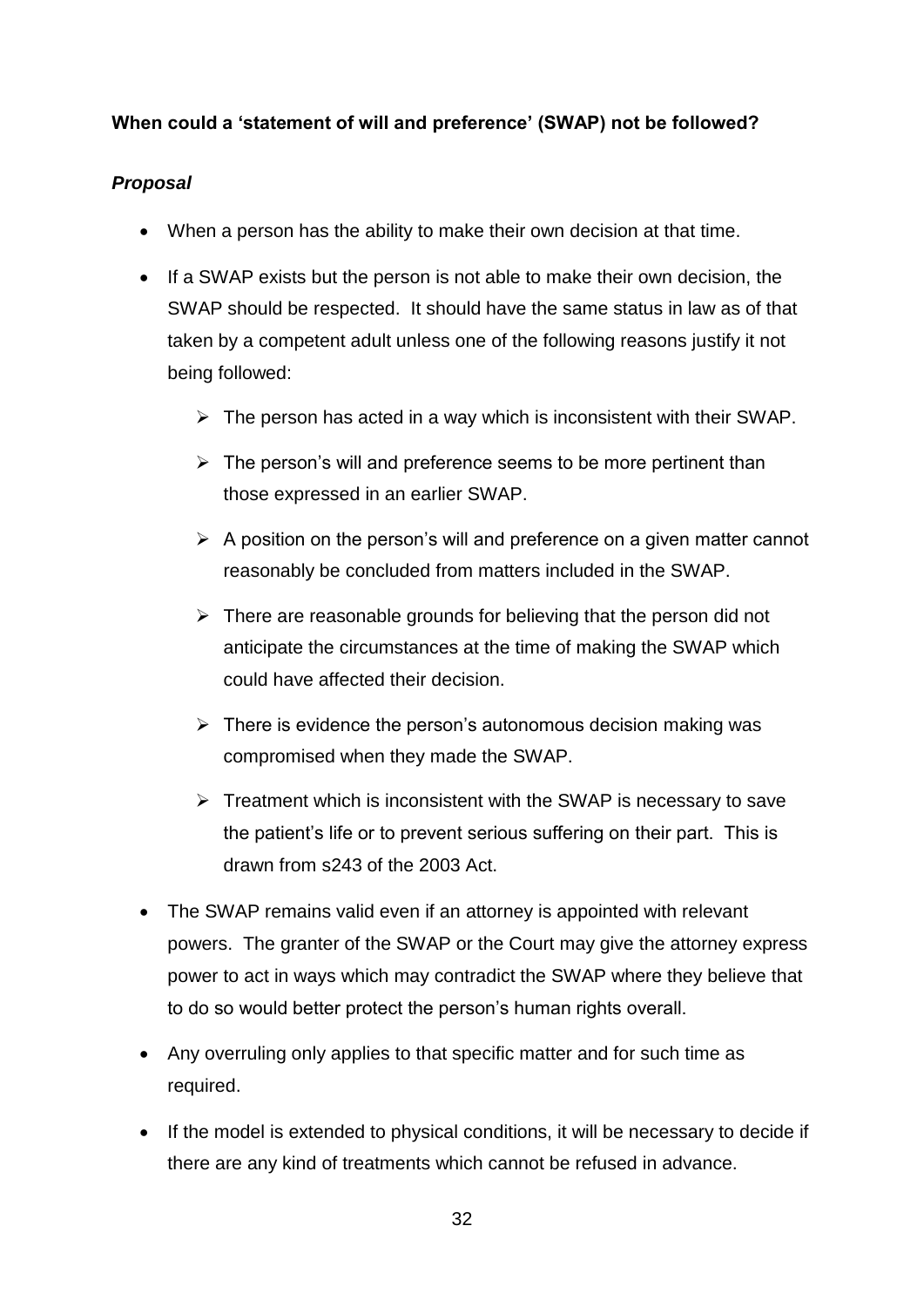**When could a 'statement of will and preference' (SWAP) not be followed?**

***Proposal***

- When a person has the ability to make their own decision at that time.
- If a SWAP exists but the person is not able to make their own decision, the SWAP should be respected. It should have the same status in law as of that taken by a competent adult unless one of the following reasons justify it not being followed:
  - The person has acted in a way which is inconsistent with their SWAP.
  - The person's will and preference seems to be more pertinent than those expressed in an earlier SWAP.
  - A position on the person's will and preference on a given matter cannot reasonably be concluded from matters included in the SWAP.
  - There are reasonable grounds for believing that the person did not anticipate the circumstances at the time of making the SWAP which could have affected their decision.
  - There is evidence the person's autonomous decision making was compromised when they made the SWAP.
  - Treatment which is inconsistent with the SWAP is necessary to save the patient's life or to prevent serious suffering on their part. This is drawn from s243 of the 2003 Act.
- The SWAP remains valid even if an attorney is appointed with relevant powers. The granter of the SWAP or the Court may give the attorney express power to act in ways which may contradict the SWAP where they believe that to do so would better protect the person's human rights overall.
- Any overruling only applies to that specific matter and for such time as required.
- If the model is extended to physical conditions, it will be necessary to decide if there are any kind of treatments which cannot be refused in advance.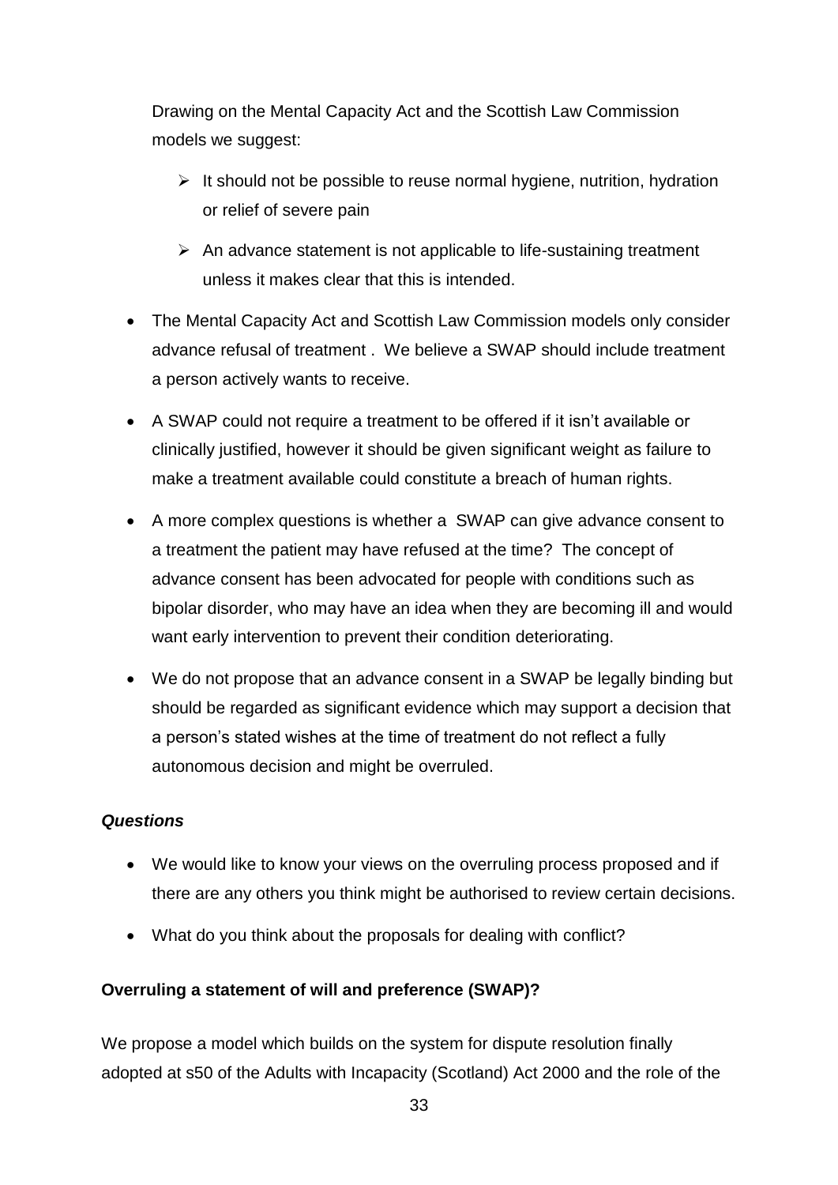Drawing on the Mental Capacity Act and the Scottish Law Commission models we suggest:

- It should not be possible to reuse normal hygiene, nutrition, hydration or relief of severe pain
- An advance statement is not applicable to life-sustaining treatment unless it makes clear that this is intended.

- The Mental Capacity Act and Scottish Law Commission models only consider advance refusal of treatment . We believe a SWAP should include treatment a person actively wants to receive.
- A SWAP could not require a treatment to be offered if it isn't available or clinically justified, however it should be given significant weight as failure to make a treatment available could constitute a breach of human rights.
- A more complex questions is whether a SWAP can give advance consent to a treatment the patient may have refused at the time? The concept of advance consent has been advocated for people with conditions such as bipolar disorder, who may have an idea when they are becoming ill and would want early intervention to prevent their condition deteriorating.
- We do not propose that an advance consent in a SWAP be legally binding but should be regarded as significant evidence which may support a decision that a person's stated wishes at the time of treatment do not reflect a fully autonomous decision and might be overruled.

***Questions***

- We would like to know your views on the overruling process proposed and if there are any others you think might be authorised to review certain decisions.
- What do you think about the proposals for dealing with conflict?

**Overruling a statement of will and preference (SWAP)?**

We propose a model which builds on the system for dispute resolution finally adopted at s50 of the Adults with Incapacity (Scotland) Act 2000 and the role of the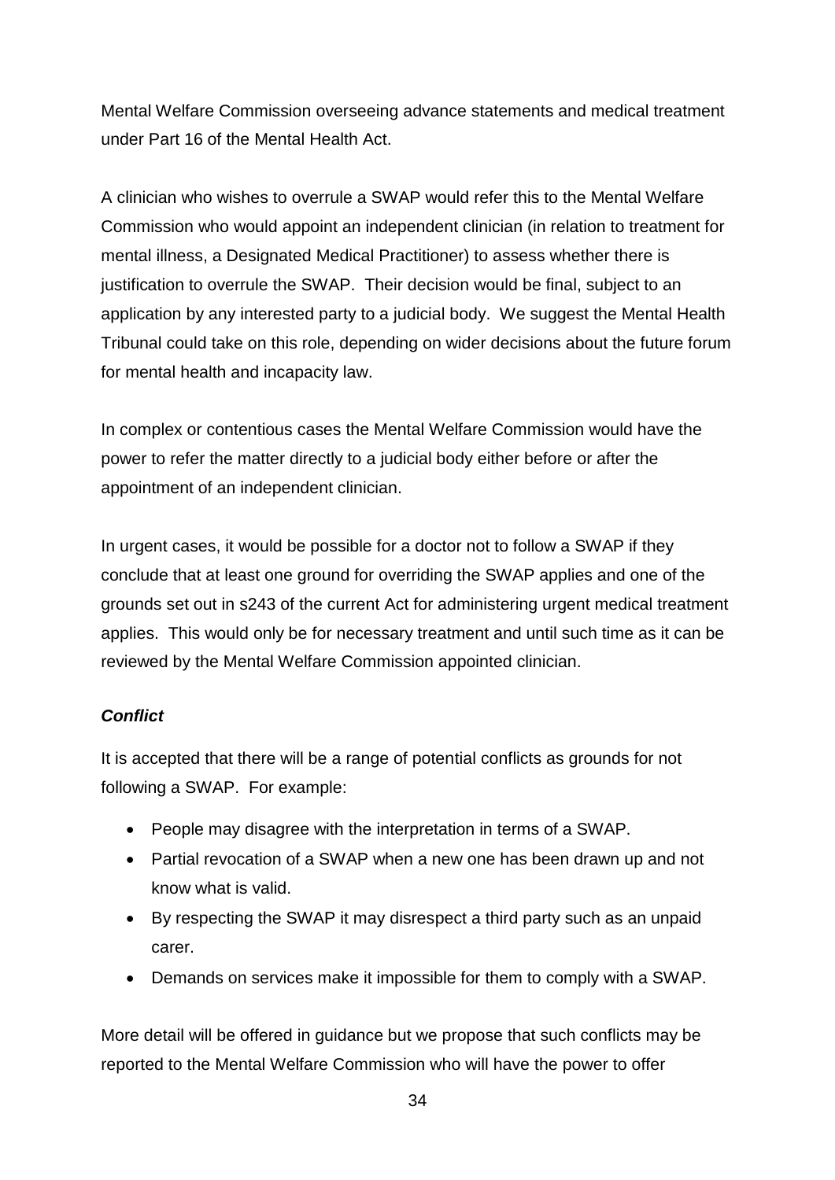Mental Welfare Commission overseeing advance statements and medical treatment under Part 16 of the Mental Health Act.

A clinician who wishes to overrule a SWAP would refer this to the Mental Welfare Commission who would appoint an independent clinician (in relation to treatment for mental illness, a Designated Medical Practitioner) to assess whether there is justification to overrule the SWAP. Their decision would be final, subject to an application by any interested party to a judicial body. We suggest the Mental Health Tribunal could take on this role, depending on wider decisions about the future forum for mental health and incapacity law.

In complex or contentious cases the Mental Welfare Commission would have the power to refer the matter directly to a judicial body either before or after the appointment of an independent clinician.

In urgent cases, it would be possible for a doctor not to follow a SWAP if they conclude that at least one ground for overriding the SWAP applies and one of the grounds set out in s243 of the current Act for administering urgent medical treatment applies. This would only be for necessary treatment and until such time as it can be reviewed by the Mental Welfare Commission appointed clinician.

***Conflict***

It is accepted that there will be a range of potential conflicts as grounds for not following a SWAP. For example:

- People may disagree with the interpretation in terms of a SWAP.
- Partial revocation of a SWAP when a new one has been drawn up and not know what is valid.
- By respecting the SWAP it may disrespect a third party such as an unpaid carer.
- Demands on services make it impossible for them to comply with a SWAP.

More detail will be offered in guidance but we propose that such conflicts may be reported to the Mental Welfare Commission who will have the power to offer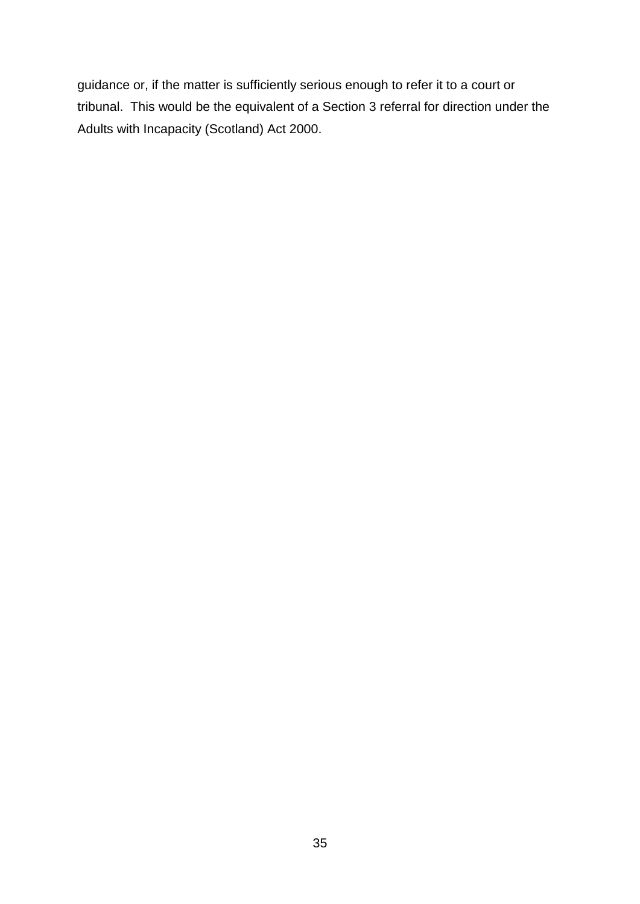guidance or, if the matter is sufficiently serious enough to refer it to a court or tribunal. This would be the equivalent of a Section 3 referral for direction under the Adults with Incapacity (Scotland) Act 2000.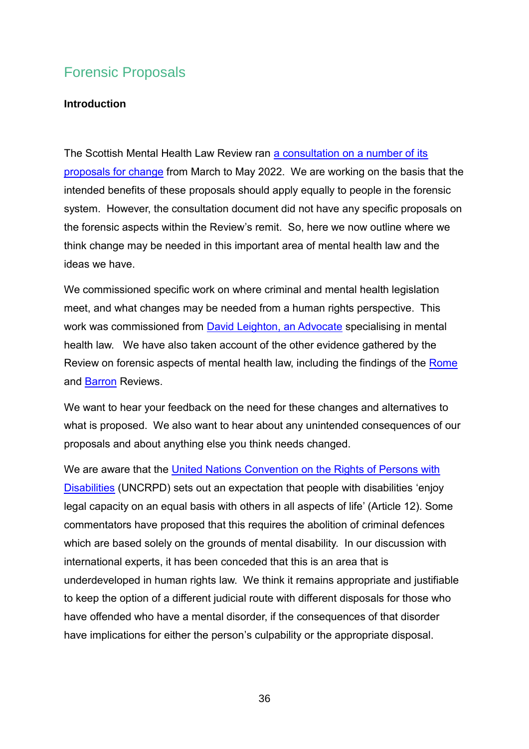## Forensic Proposals

### Introduction

The Scottish Mental Health Law Review ran a consultation on a number of its proposals for change from March to May 2022. We are working on the basis that the intended benefits of these proposals should apply equally to people in the forensic system. However, the consultation document did not have any specific proposals on the forensic aspects within the Review's remit. So, here we now outline where we think change may be needed in this important area of mental health law and the ideas we have.

We commissioned specific work on where criminal and mental health legislation meet, and what changes may be needed from a human rights perspective. This work was commissioned from David Leighton, an Advocate specialising in mental health law. We have also taken account of the other evidence gathered by the Review on forensic aspects of mental health law, including the findings of the Rome and Barron Reviews.

We want to hear your feedback on the need for these changes and alternatives to what is proposed. We also want to hear about any unintended consequences of our proposals and about anything else you think needs changed.

We are aware that the United Nations Convention on the Rights of Persons with Disabilities (UNCRPD) sets out an expectation that people with disabilities 'enjoy legal capacity on an equal basis with others in all aspects of life' (Article 12). Some commentators have proposed that this requires the abolition of criminal defences which are based solely on the grounds of mental disability. In our discussion with international experts, it has been conceded that this is an area that is underdeveloped in human rights law. We think it remains appropriate and justifiable to keep the option of a different judicial route with different disposals for those who have offended who have a mental disorder, if the consequences of that disorder have implications for either the person's culpability or the appropriate disposal.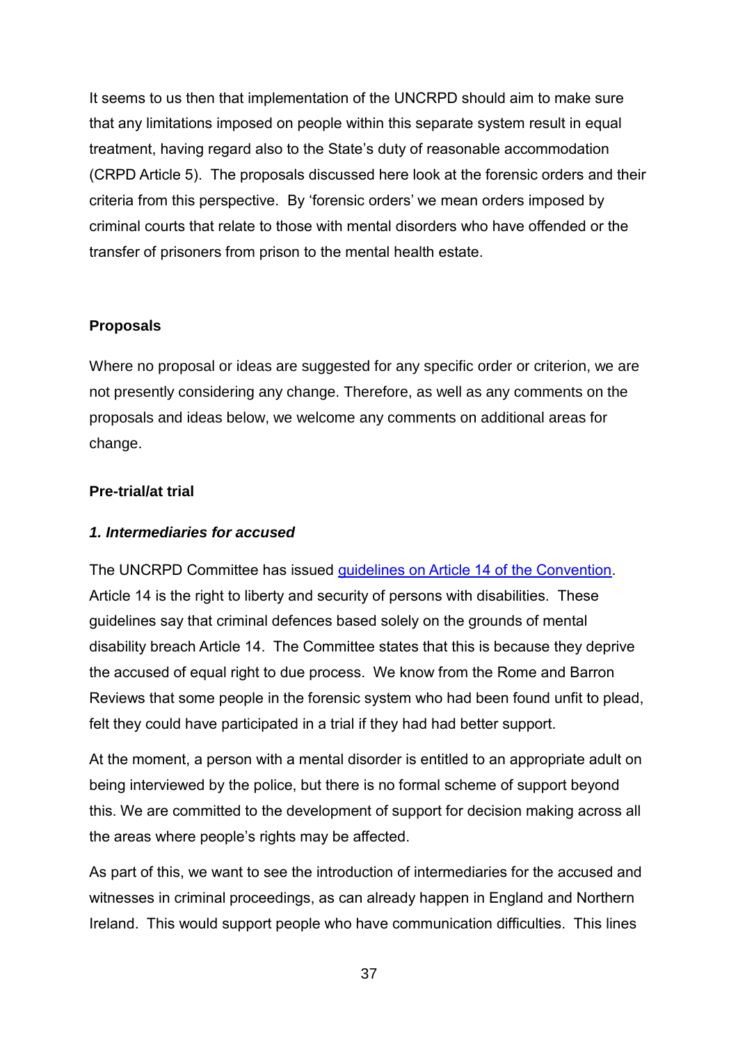It seems to us then that implementation of the UNCRPD should aim to make sure that any limitations imposed on people within this separate system result in equal treatment, having regard also to the State's duty of reasonable accommodation (CRPD Article 5). The proposals discussed here look at the forensic orders and their criteria from this perspective. By 'forensic orders' we mean orders imposed by criminal courts that relate to those with mental disorders who have offended or the transfer of prisoners from prison to the mental health estate.

**Proposals**

Where no proposal or ideas are suggested for any specific order or criterion, we are not presently considering any change. Therefore, as well as any comments on the proposals and ideas below, we welcome any comments on additional areas for change.

**Pre-trial/at trial**

***1. Intermediaries for accused***

The UNCRPD Committee has issued [guidelines on Article 14 of the Convention](). Article 14 is the right to liberty and security of persons with disabilities. These guidelines say that criminal defences based solely on the grounds of mental disability breach Article 14. The Committee states that this is because they deprive the accused of equal right to due process. We know from the Rome and Barron Reviews that some people in the forensic system who had been found unfit to plead, felt they could have participated in a trial if they had had better support.

At the moment, a person with a mental disorder is entitled to an appropriate adult on being interviewed by the police, but there is no formal scheme of support beyond this. We are committed to the development of support for decision making across all the areas where people's rights may be affected.

As part of this, we want to see the introduction of intermediaries for the accused and witnesses in criminal proceedings, as can already happen in England and Northern Ireland. This would support people who have communication difficulties. This lines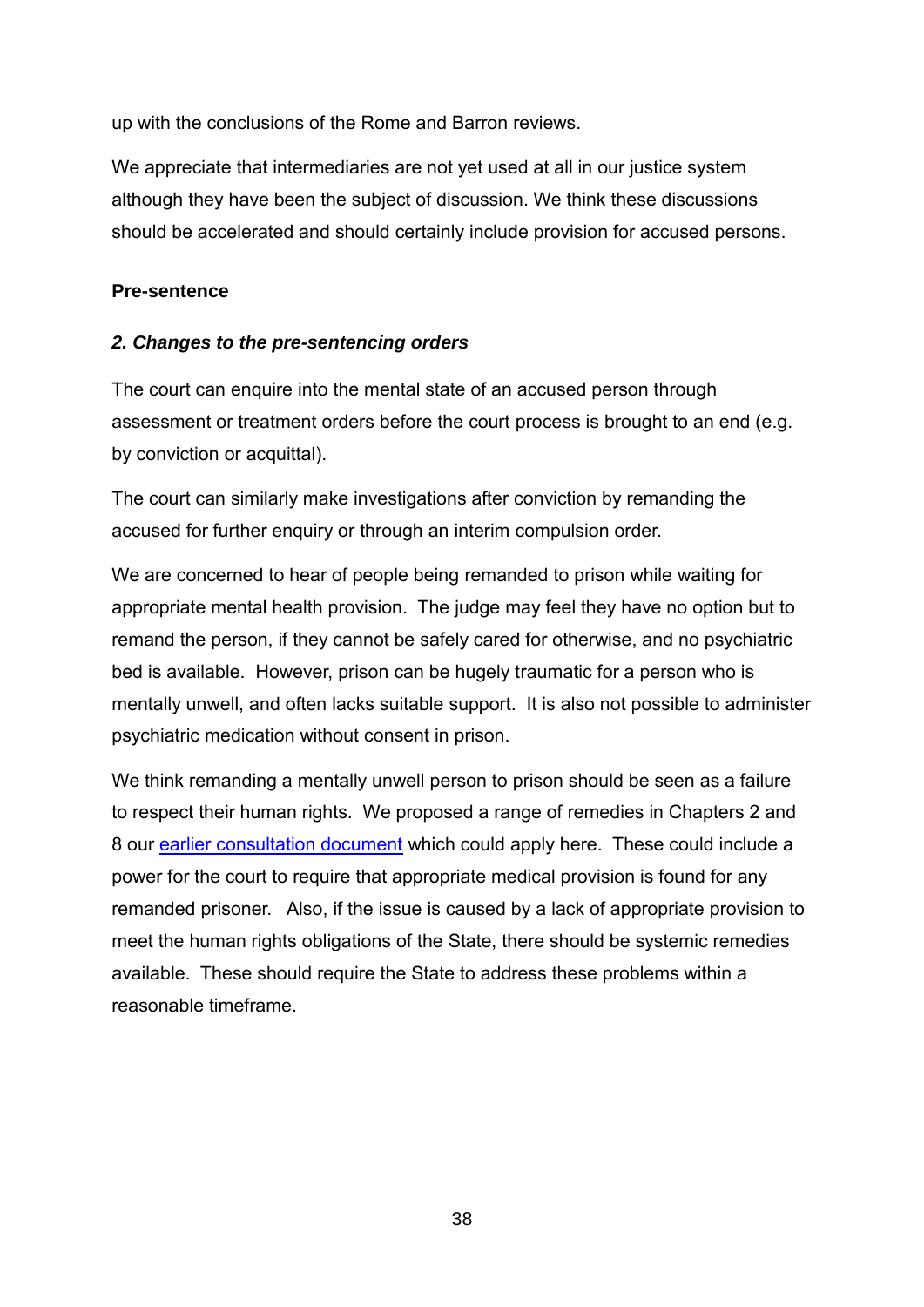up with the conclusions of the Rome and Barron reviews.

We appreciate that intermediaries are not yet used at all in our justice system although they have been the subject of discussion. We think these discussions should be accelerated and should certainly include provision for accused persons.

**Pre-sentence**

***2. Changes to the pre-sentencing orders***

The court can enquire into the mental state of an accused person through assessment or treatment orders before the court process is brought to an end (e.g. by conviction or acquittal).

The court can similarly make investigations after conviction by remanding the accused for further enquiry or through an interim compulsion order.

We are concerned to hear of people being remanded to prison while waiting for appropriate mental health provision. The judge may feel they have no option but to remand the person, if they cannot be safely cared for otherwise, and no psychiatric bed is available. However, prison can be hugely traumatic for a person who is mentally unwell, and often lacks suitable support. It is also not possible to administer psychiatric medication without consent in prison.

We think remanding a mentally unwell person to prison should be seen as a failure to respect their human rights. We proposed a range of remedies in Chapters 2 and 8 our earlier consultation document which could apply here. These could include a power for the court to require that appropriate medical provision is found for any remanded prisoner. Also, if the issue is caused by a lack of appropriate provision to meet the human rights obligations of the State, there should be systemic remedies available. These should require the State to address these problems within a reasonable timeframe.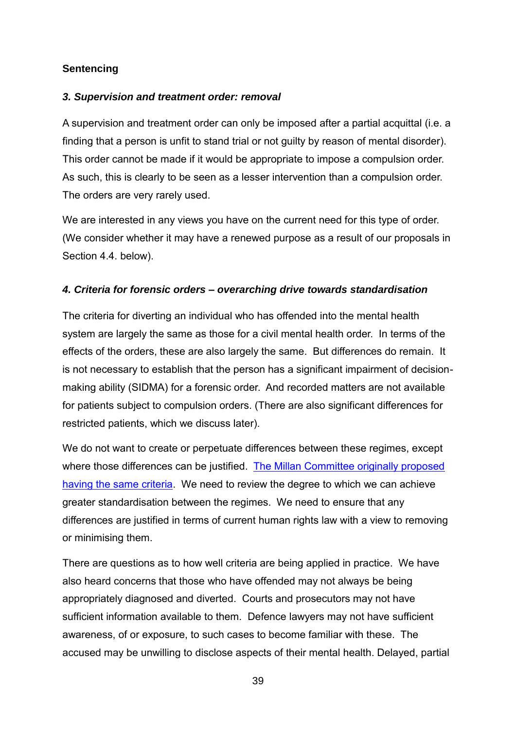**Sentencing**

***3. Supervision and treatment order: removal***

A supervision and treatment order can only be imposed after a partial acquittal (i.e. a finding that a person is unfit to stand trial or not guilty by reason of mental disorder). This order cannot be made if it would be appropriate to impose a compulsion order. As such, this is clearly to be seen as a lesser intervention than a compulsion order. The orders are very rarely used.

We are interested in any views you have on the current need for this type of order. (We consider whether it may have a renewed purpose as a result of our proposals in Section 4.4. below).

***4. Criteria for forensic orders – overarching drive towards standardisation***

The criteria for diverting an individual who has offended into the mental health system are largely the same as those for a civil mental health order. In terms of the effects of the orders, these are also largely the same. But differences do remain. It is not necessary to establish that the person has a significant impairment of decision-making ability (SIDMA) for a forensic order. And recorded matters are not available for patients subject to compulsion orders. (There are also significant differences for restricted patients, which we discuss later).

We do not want to create or perpetuate differences between these regimes, except where those differences can be justified. The Millan Committee originally proposed having the same criteria. We need to review the degree to which we can achieve greater standardisation between the regimes. We need to ensure that any differences are justified in terms of current human rights law with a view to removing or minimising them.

There are questions as to how well criteria are being applied in practice. We have also heard concerns that those who have offended may not always be being appropriately diagnosed and diverted. Courts and prosecutors may not have sufficient information available to them. Defence lawyers may not have sufficient awareness, of or exposure, to such cases to become familiar with these. The accused may be unwilling to disclose aspects of their mental health. Delayed, partial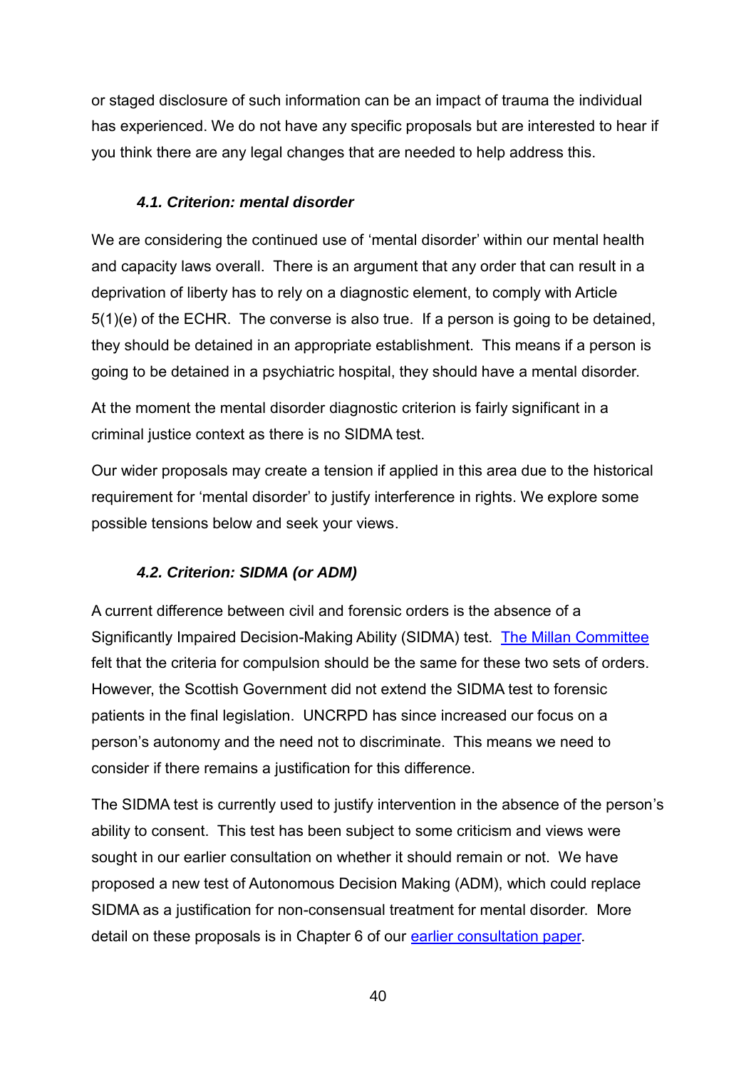or staged disclosure of such information can be an impact of trauma the individual has experienced. We do not have any specific proposals but are interested to hear if you think there are any legal changes that are needed to help address this.

### *4.1. Criterion: mental disorder*

We are considering the continued use of 'mental disorder' within our mental health and capacity laws overall. There is an argument that any order that can result in a deprivation of liberty has to rely on a diagnostic element, to comply with Article 5(1)(e) of the ECHR. The converse is also true. If a person is going to be detained, they should be detained in an appropriate establishment. This means if a person is going to be detained in a psychiatric hospital, they should have a mental disorder.

At the moment the mental disorder diagnostic criterion is fairly significant in a criminal justice context as there is no SIDMA test.

Our wider proposals may create a tension if applied in this area due to the historical requirement for 'mental disorder' to justify interference in rights. We explore some possible tensions below and seek your views.

### *4.2. Criterion: SIDMA (or ADM)*

A current difference between civil and forensic orders is the absence of a Significantly Impaired Decision-Making Ability (SIDMA) test. The Millan Committee felt that the criteria for compulsion should be the same for these two sets of orders. However, the Scottish Government did not extend the SIDMA test to forensic patients in the final legislation. UNCRPD has since increased our focus on a person's autonomy and the need not to discriminate. This means we need to consider if there remains a justification for this difference.

The SIDMA test is currently used to justify intervention in the absence of the person's ability to consent. This test has been subject to some criticism and views were sought in our earlier consultation on whether it should remain or not. We have proposed a new test of Autonomous Decision Making (ADM), which could replace SIDMA as a justification for non-consensual treatment for mental disorder. More detail on these proposals is in Chapter 6 of our earlier consultation paper.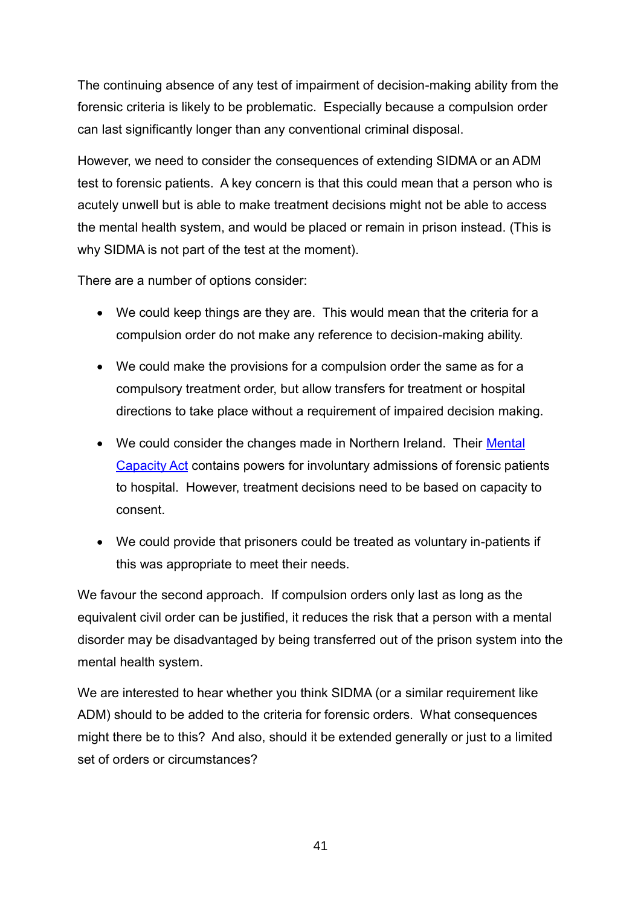The continuing absence of any test of impairment of decision-making ability from the forensic criteria is likely to be problematic. Especially because a compulsion order can last significantly longer than any conventional criminal disposal.

However, we need to consider the consequences of extending SIDMA or an ADM test to forensic patients. A key concern is that this could mean that a person who is acutely unwell but is able to make treatment decisions might not be able to access the mental health system, and would be placed or remain in prison instead. (This is why SIDMA is not part of the test at the moment).

There are a number of options consider:

- We could keep things are they are. This would mean that the criteria for a compulsion order do not make any reference to decision-making ability.
- We could make the provisions for a compulsion order the same as for a compulsory treatment order, but allow transfers for treatment or hospital directions to take place without a requirement of impaired decision making.
- We could consider the changes made in Northern Ireland. Their [Mental Capacity Act](#) contains powers for involuntary admissions of forensic patients to hospital. However, treatment decisions need to be based on capacity to consent.
- We could provide that prisoners could be treated as voluntary in-patients if this was appropriate to meet their needs.

We favour the second approach. If compulsion orders only last as long as the equivalent civil order can be justified, it reduces the risk that a person with a mental disorder may be disadvantaged by being transferred out of the prison system into the mental health system.

We are interested to hear whether you think SIDMA (or a similar requirement like ADM) should to be added to the criteria for forensic orders. What consequences might there be to this? And also, should it be extended generally or just to a limited set of orders or circumstances?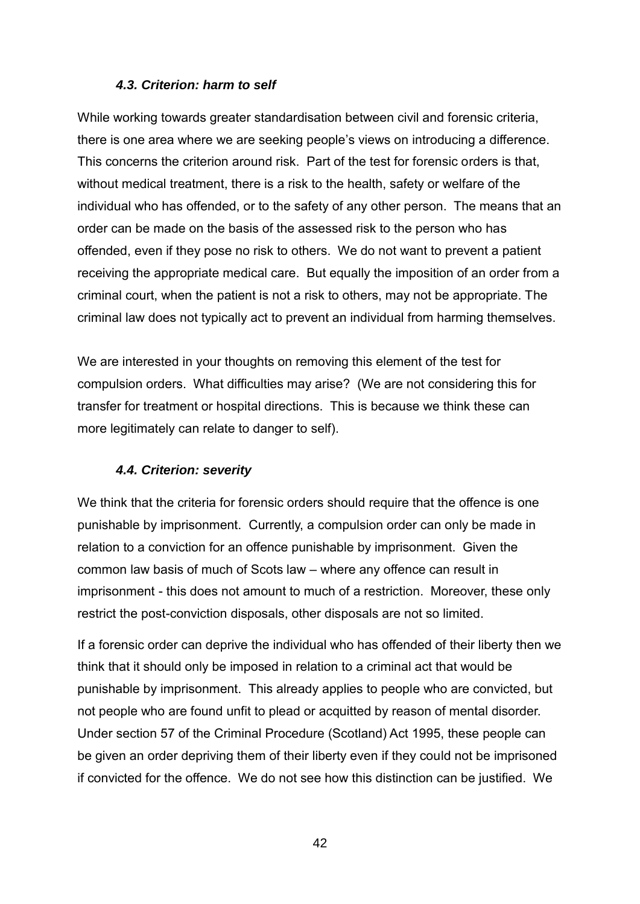### *4.3. Criterion: harm to self*

While working towards greater standardisation between civil and forensic criteria, there is one area where we are seeking people's views on introducing a difference. This concerns the criterion around risk. Part of the test for forensic orders is that, without medical treatment, there is a risk to the health, safety or welfare of the individual who has offended, or to the safety of any other person. The means that an order can be made on the basis of the assessed risk to the person who has offended, even if they pose no risk to others. We do not want to prevent a patient receiving the appropriate medical care. But equally the imposition of an order from a criminal court, when the patient is not a risk to others, may not be appropriate. The criminal law does not typically act to prevent an individual from harming themselves.

We are interested in your thoughts on removing this element of the test for compulsion orders. What difficulties may arise? (We are not considering this for transfer for treatment or hospital directions. This is because we think these can more legitimately can relate to danger to self).

### *4.4. Criterion: severity*

We think that the criteria for forensic orders should require that the offence is one punishable by imprisonment. Currently, a compulsion order can only be made in relation to a conviction for an offence punishable by imprisonment. Given the common law basis of much of Scots law – where any offence can result in imprisonment - this does not amount to much of a restriction. Moreover, these only restrict the post-conviction disposals, other disposals are not so limited.

If a forensic order can deprive the individual who has offended of their liberty then we think that it should only be imposed in relation to a criminal act that would be punishable by imprisonment. This already applies to people who are convicted, but not people who are found unfit to plead or acquitted by reason of mental disorder. Under section 57 of the Criminal Procedure (Scotland) Act 1995, these people can be given an order depriving them of their liberty even if they could not be imprisoned if convicted for the offence. We do not see how this distinction can be justified. We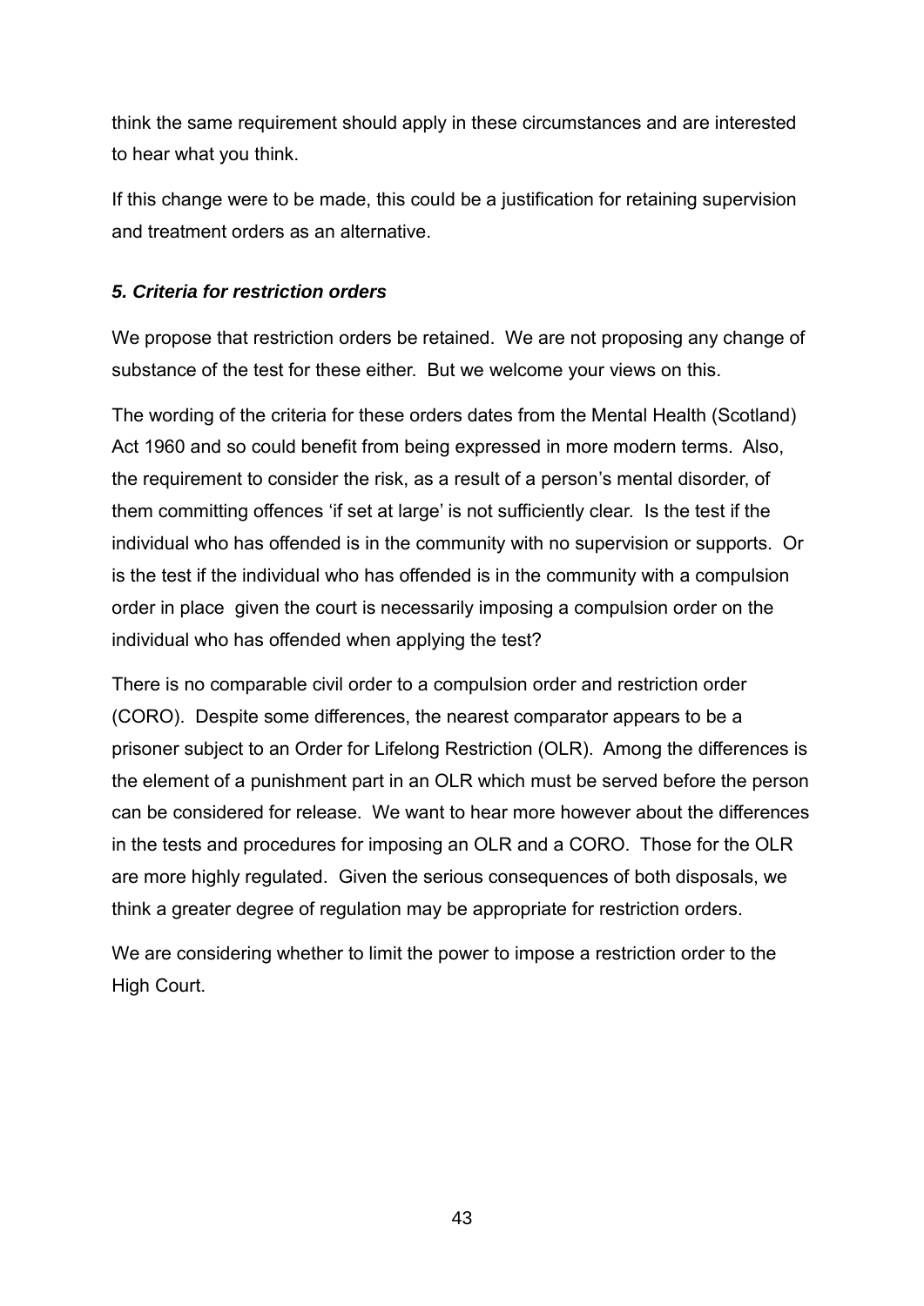think the same requirement should apply in these circumstances and are interested to hear what you think.

If this change were to be made, this could be a justification for retaining supervision and treatment orders as an alternative.

### *5. Criteria for restriction orders*

We propose that restriction orders be retained. We are not proposing any change of substance of the test for these either. But we welcome your views on this.

The wording of the criteria for these orders dates from the Mental Health (Scotland) Act 1960 and so could benefit from being expressed in more modern terms. Also, the requirement to consider the risk, as a result of a person's mental disorder, of them committing offences 'if set at large' is not sufficiently clear. Is the test if the individual who has offended is in the community with no supervision or supports. Or is the test if the individual who has offended is in the community with a compulsion order in place given the court is necessarily imposing a compulsion order on the individual who has offended when applying the test?

There is no comparable civil order to a compulsion order and restriction order (CORO). Despite some differences, the nearest comparator appears to be a prisoner subject to an Order for Lifelong Restriction (OLR). Among the differences is the element of a punishment part in an OLR which must be served before the person can be considered for release. We want to hear more however about the differences in the tests and procedures for imposing an OLR and a CORO. Those for the OLR are more highly regulated. Given the serious consequences of both disposals, we think a greater degree of regulation may be appropriate for restriction orders.

We are considering whether to limit the power to impose a restriction order to the High Court.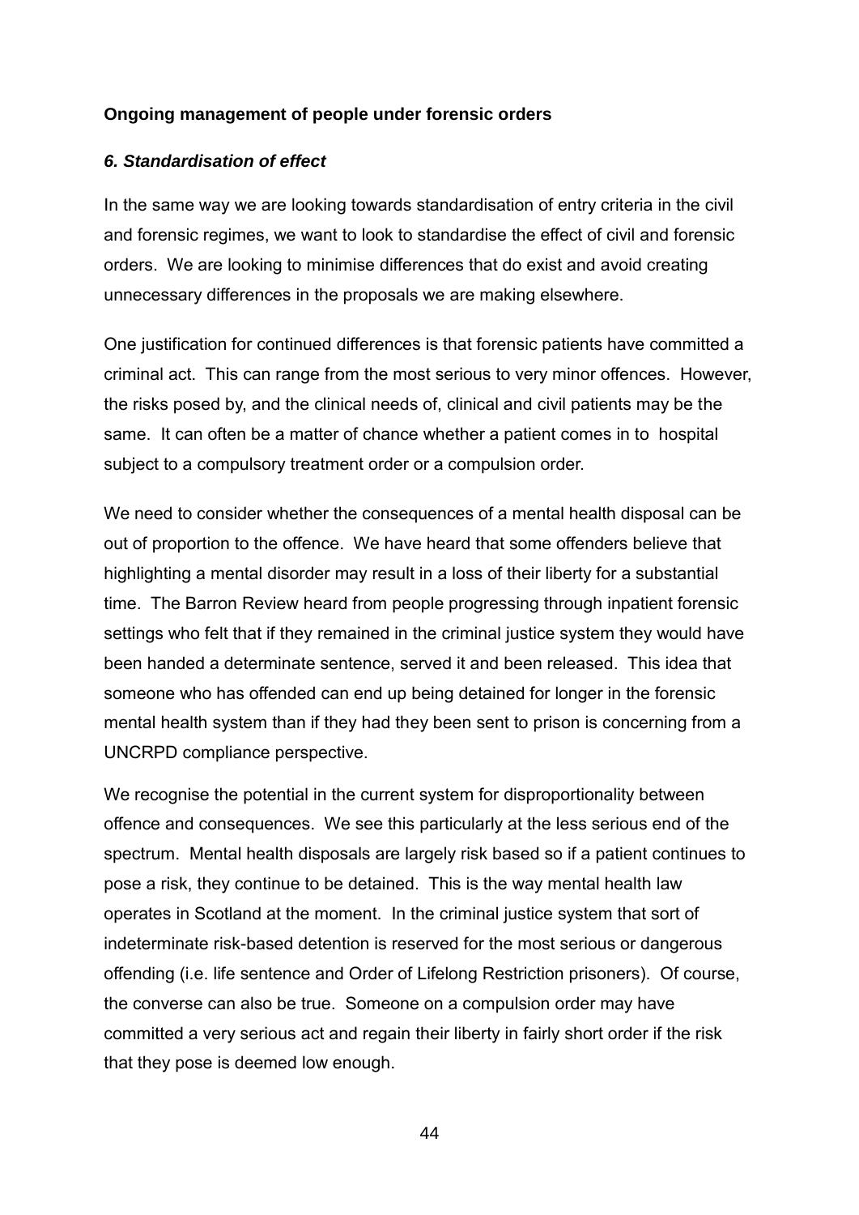**Ongoing management of people under forensic orders**

***6. Standardisation of effect***

In the same way we are looking towards standardisation of entry criteria in the civil and forensic regimes, we want to look to standardise the effect of civil and forensic orders. We are looking to minimise differences that do exist and avoid creating unnecessary differences in the proposals we are making elsewhere.

One justification for continued differences is that forensic patients have committed a criminal act. This can range from the most serious to very minor offences. However, the risks posed by, and the clinical needs of, clinical and civil patients may be the same. It can often be a matter of chance whether a patient comes in to hospital subject to a compulsory treatment order or a compulsion order.

We need to consider whether the consequences of a mental health disposal can be out of proportion to the offence. We have heard that some offenders believe that highlighting a mental disorder may result in a loss of their liberty for a substantial time. The Barron Review heard from people progressing through inpatient forensic settings who felt that if they remained in the criminal justice system they would have been handed a determinate sentence, served it and been released. This idea that someone who has offended can end up being detained for longer in the forensic mental health system than if they had they been sent to prison is concerning from a UNCRPD compliance perspective.

We recognise the potential in the current system for disproportionality between offence and consequences. We see this particularly at the less serious end of the spectrum. Mental health disposals are largely risk based so if a patient continues to pose a risk, they continue to be detained. This is the way mental health law operates in Scotland at the moment. In the criminal justice system that sort of indeterminate risk-based detention is reserved for the most serious or dangerous offending (i.e. life sentence and Order of Lifelong Restriction prisoners). Of course, the converse can also be true. Someone on a compulsion order may have committed a very serious act and regain their liberty in fairly short order if the risk that they pose is deemed low enough.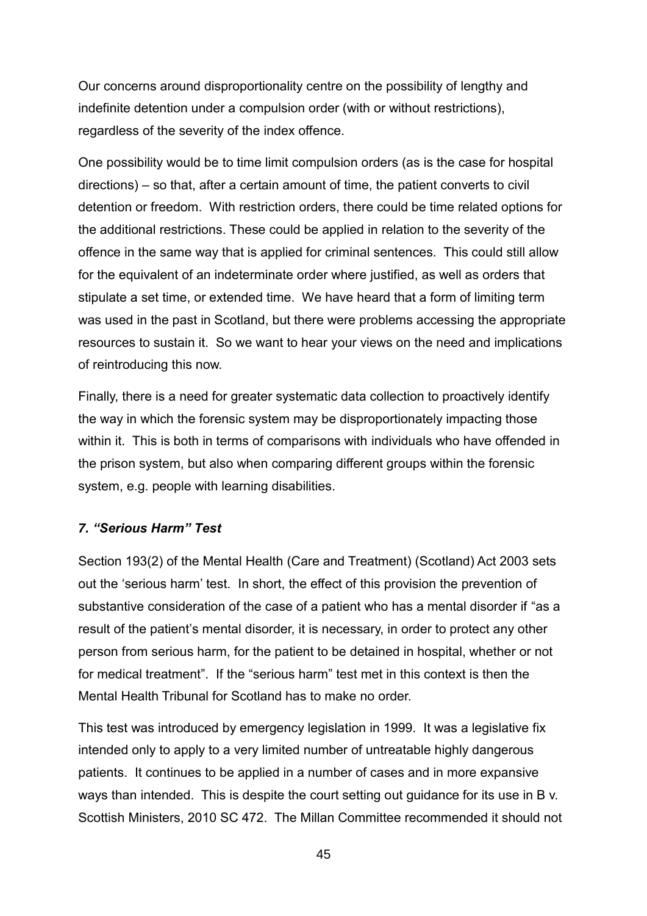Our concerns around disproportionality centre on the possibility of lengthy and indefinite detention under a compulsion order (with or without restrictions), regardless of the severity of the index offence.

One possibility would be to time limit compulsion orders (as is the case for hospital directions) – so that, after a certain amount of time, the patient converts to civil detention or freedom. With restriction orders, there could be time related options for the additional restrictions. These could be applied in relation to the severity of the offence in the same way that is applied for criminal sentences. This could still allow for the equivalent of an indeterminate order where justified, as well as orders that stipulate a set time, or extended time. We have heard that a form of limiting term was used in the past in Scotland, but there were problems accessing the appropriate resources to sustain it. So we want to hear your views on the need and implications of reintroducing this now.

Finally, there is a need for greater systematic data collection to proactively identify the way in which the forensic system may be disproportionately impacting those within it. This is both in terms of comparisons with individuals who have offended in the prison system, but also when comparing different groups within the forensic system, e.g. people with learning disabilities.

### *7. "Serious Harm" Test*

Section 193(2) of the Mental Health (Care and Treatment) (Scotland) Act 2003 sets out the 'serious harm' test. In short, the effect of this provision the prevention of substantive consideration of the case of a patient who has a mental disorder if "as a result of the patient's mental disorder, it is necessary, in order to protect any other person from serious harm, for the patient to be detained in hospital, whether or not for medical treatment". If the "serious harm" test met in this context is then the Mental Health Tribunal for Scotland has to make no order.

This test was introduced by emergency legislation in 1999. It was a legislative fix intended only to apply to a very limited number of untreatable highly dangerous patients. It continues to be applied in a number of cases and in more expansive ways than intended. This is despite the court setting out guidance for its use in B v. Scottish Ministers, 2010 SC 472. The Millan Committee recommended it should not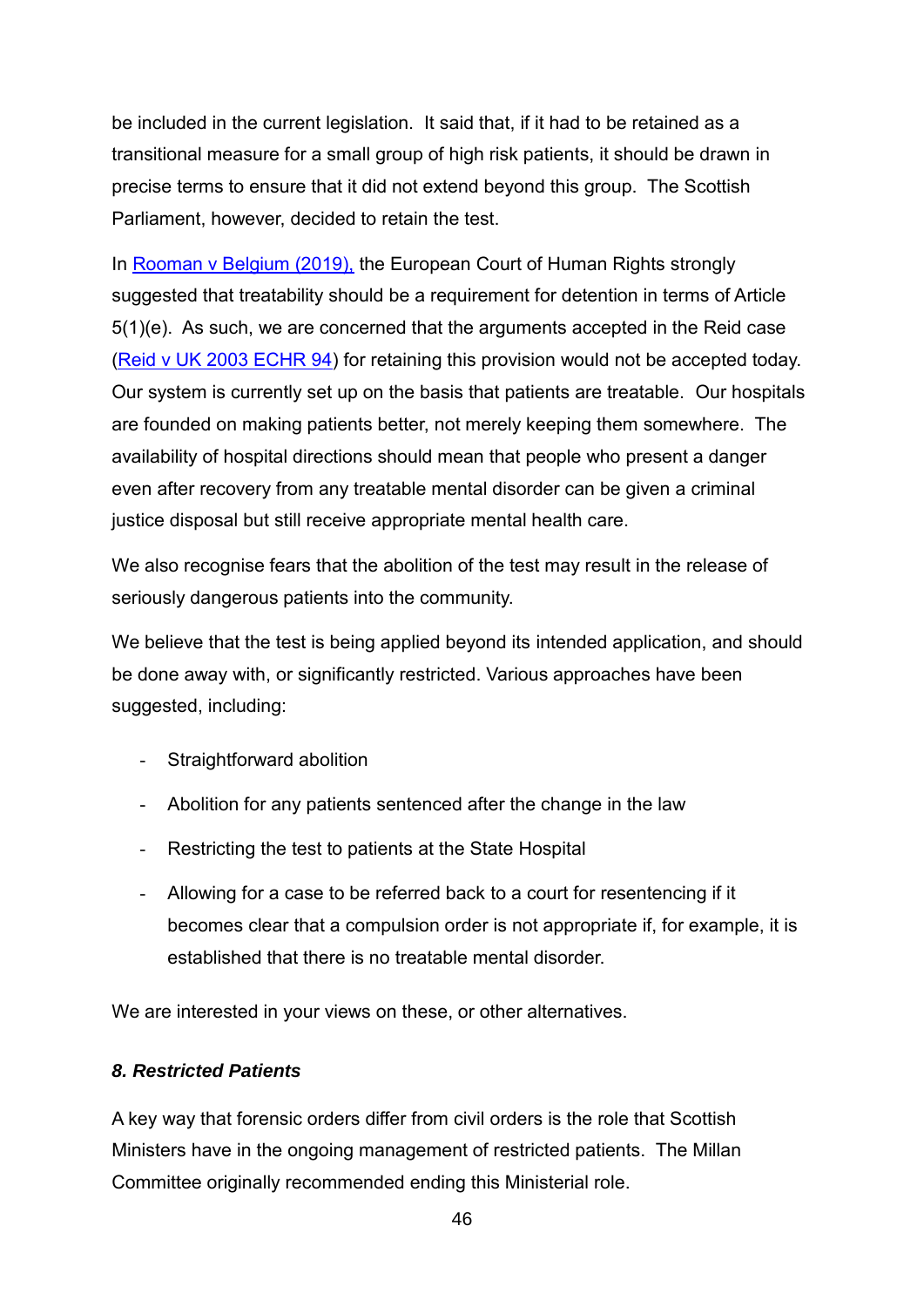be included in the current legislation. It said that, if it had to be retained as a transitional measure for a small group of high risk patients, it should be drawn in precise terms to ensure that it did not extend beyond this group. The Scottish Parliament, however, decided to retain the test.

In Rooman v Belgium (2019), the European Court of Human Rights strongly suggested that treatability should be a requirement for detention in terms of Article 5(1)(e). As such, we are concerned that the arguments accepted in the Reid case (Reid v UK 2003 ECHR 94) for retaining this provision would not be accepted today. Our system is currently set up on the basis that patients are treatable. Our hospitals are founded on making patients better, not merely keeping them somewhere. The availability of hospital directions should mean that people who present a danger even after recovery from any treatable mental disorder can be given a criminal justice disposal but still receive appropriate mental health care.

We also recognise fears that the abolition of the test may result in the release of seriously dangerous patients into the community.

We believe that the test is being applied beyond its intended application, and should be done away with, or significantly restricted. Various approaches have been suggested, including:

- Straightforward abolition
- Abolition for any patients sentenced after the change in the law
- Restricting the test to patients at the State Hospital
- Allowing for a case to be referred back to a court for resentencing if it becomes clear that a compulsion order is not appropriate if, for example, it is established that there is no treatable mental disorder.

We are interested in your views on these, or other alternatives.

### *8. Restricted Patients*

A key way that forensic orders differ from civil orders is the role that Scottish Ministers have in the ongoing management of restricted patients. The Millan Committee originally recommended ending this Ministerial role.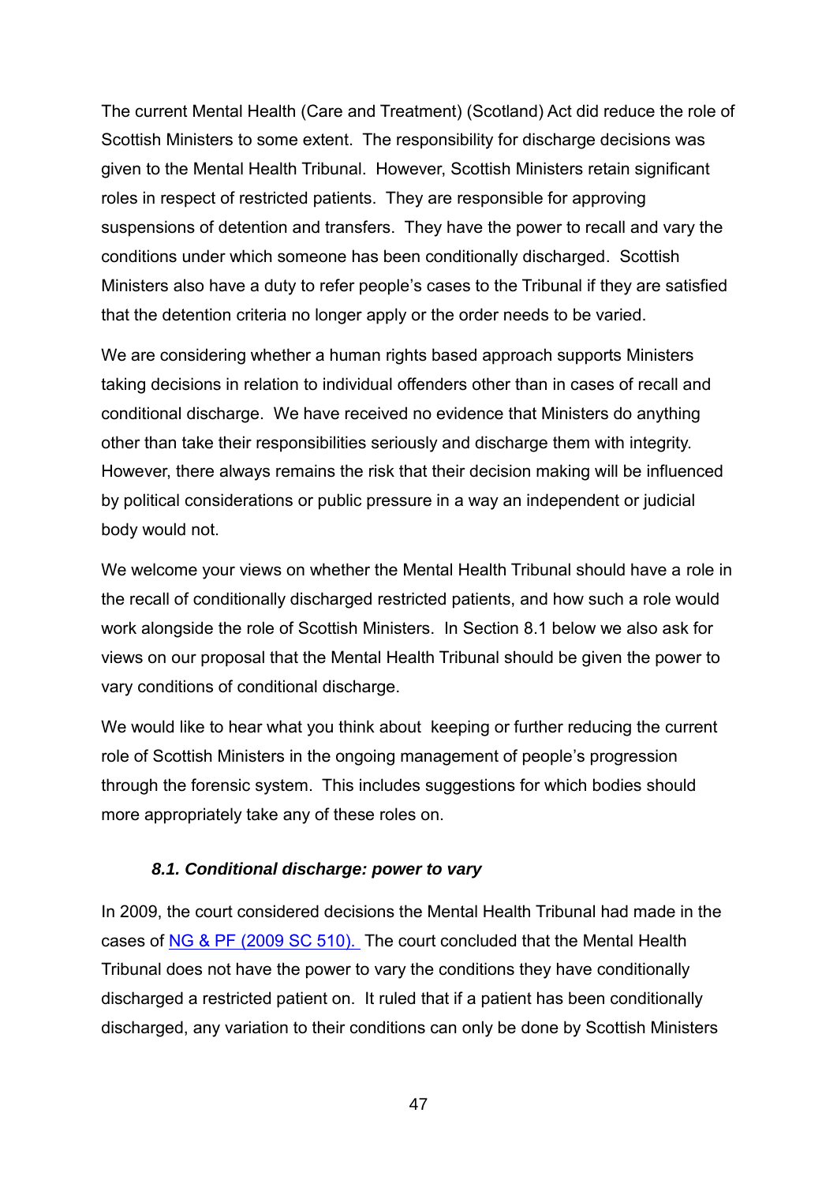The current Mental Health (Care and Treatment) (Scotland) Act did reduce the role of Scottish Ministers to some extent. The responsibility for discharge decisions was given to the Mental Health Tribunal. However, Scottish Ministers retain significant roles in respect of restricted patients. They are responsible for approving suspensions of detention and transfers. They have the power to recall and vary the conditions under which someone has been conditionally discharged. Scottish Ministers also have a duty to refer people's cases to the Tribunal if they are satisfied that the detention criteria no longer apply or the order needs to be varied.

We are considering whether a human rights based approach supports Ministers taking decisions in relation to individual offenders other than in cases of recall and conditional discharge. We have received no evidence that Ministers do anything other than take their responsibilities seriously and discharge them with integrity. However, there always remains the risk that their decision making will be influenced by political considerations or public pressure in a way an independent or judicial body would not.

We welcome your views on whether the Mental Health Tribunal should have a role in the recall of conditionally discharged restricted patients, and how such a role would work alongside the role of Scottish Ministers. In Section 8.1 below we also ask for views on our proposal that the Mental Health Tribunal should be given the power to vary conditions of conditional discharge.

We would like to hear what you think about keeping or further reducing the current role of Scottish Ministers in the ongoing management of people's progression through the forensic system. This includes suggestions for which bodies should more appropriately take any of these roles on.

### *8.1. Conditional discharge: power to vary*

In 2009, the court considered decisions the Mental Health Tribunal had made in the cases of NG & PF (2009 SC 510). The court concluded that the Mental Health Tribunal does not have the power to vary the conditions they have conditionally discharged a restricted patient on. It ruled that if a patient has been conditionally discharged, any variation to their conditions can only be done by Scottish Ministers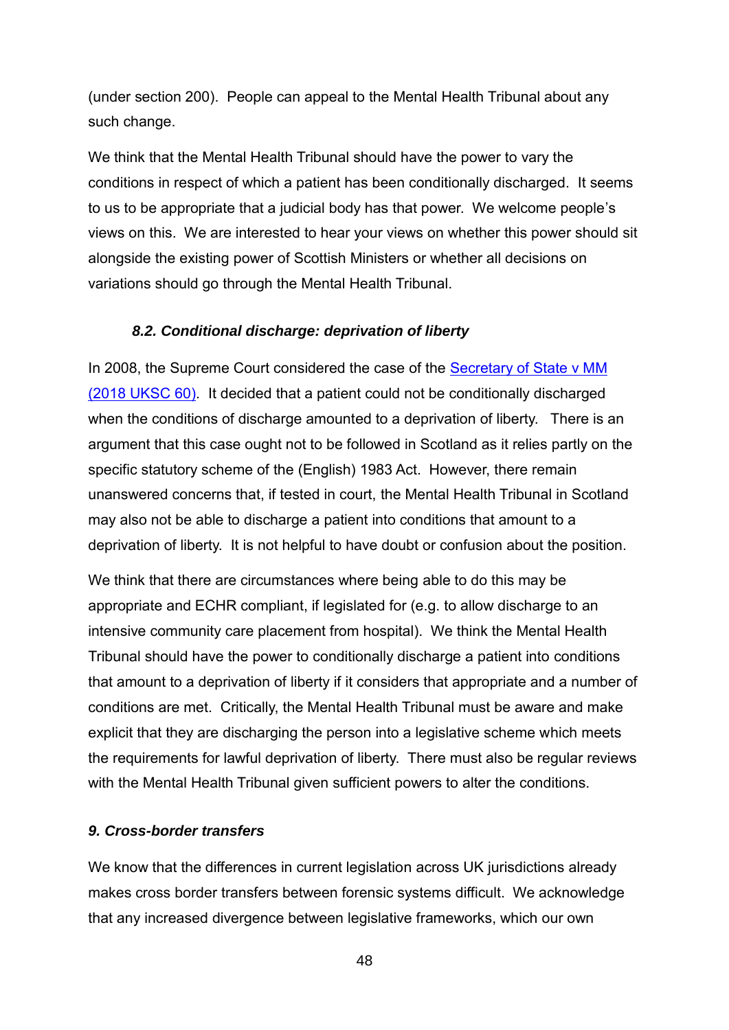(under section 200). People can appeal to the Mental Health Tribunal about any such change.

We think that the Mental Health Tribunal should have the power to vary the conditions in respect of which a patient has been conditionally discharged. It seems to us to be appropriate that a judicial body has that power. We welcome people's views on this. We are interested to hear your views on whether this power should sit alongside the existing power of Scottish Ministers or whether all decisions on variations should go through the Mental Health Tribunal.

#### *8.2. Conditional discharge: deprivation of liberty*

In 2008, the Supreme Court considered the case of the [Secretary of State v MM (2018 UKSC 60)](). It decided that a patient could not be conditionally discharged when the conditions of discharge amounted to a deprivation of liberty. There is an argument that this case ought not to be followed in Scotland as it relies partly on the specific statutory scheme of the (English) 1983 Act. However, there remain unanswered concerns that, if tested in court, the Mental Health Tribunal in Scotland may also not be able to discharge a patient into conditions that amount to a deprivation of liberty. It is not helpful to have doubt or confusion about the position.

We think that there are circumstances where being able to do this may be appropriate and ECHR compliant, if legislated for (e.g. to allow discharge to an intensive community care placement from hospital). We think the Mental Health Tribunal should have the power to conditionally discharge a patient into conditions that amount to a deprivation of liberty if it considers that appropriate and a number of conditions are met. Critically, the Mental Health Tribunal must be aware and make explicit that they are discharging the person into a legislative scheme which meets the requirements for lawful deprivation of liberty. There must also be regular reviews with the Mental Health Tribunal given sufficient powers to alter the conditions.

### *9. Cross-border transfers*

We know that the differences in current legislation across UK jurisdictions already makes cross border transfers between forensic systems difficult. We acknowledge that any increased divergence between legislative frameworks, which our own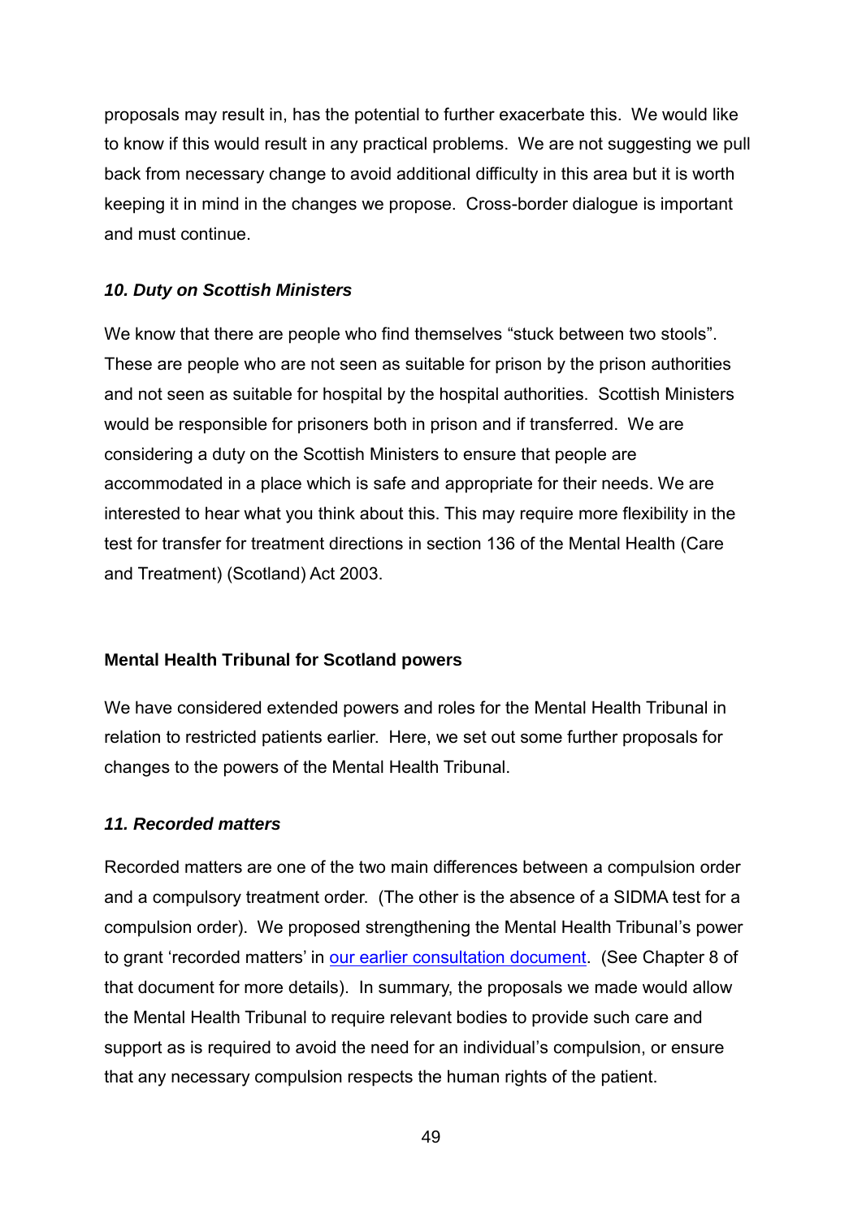proposals may result in, has the potential to further exacerbate this. We would like to know if this would result in any practical problems. We are not suggesting we pull back from necessary change to avoid additional difficulty in this area but it is worth keeping it in mind in the changes we propose. Cross-border dialogue is important and must continue.

### *10. Duty on Scottish Ministers*

We know that there are people who find themselves "stuck between two stools". These are people who are not seen as suitable for prison by the prison authorities and not seen as suitable for hospital by the hospital authorities. Scottish Ministers would be responsible for prisoners both in prison and if transferred. We are considering a duty on the Scottish Ministers to ensure that people are accommodated in a place which is safe and appropriate for their needs. We are interested to hear what you think about this. This may require more flexibility in the test for transfer for treatment directions in section 136 of the Mental Health (Care and Treatment) (Scotland) Act 2003.

## **Mental Health Tribunal for Scotland powers**

We have considered extended powers and roles for the Mental Health Tribunal in relation to restricted patients earlier. Here, we set out some further proposals for changes to the powers of the Mental Health Tribunal.

### *11. Recorded matters*

Recorded matters are one of the two main differences between a compulsion order and a compulsory treatment order. (The other is the absence of a SIDMA test for a compulsion order). We proposed strengthening the Mental Health Tribunal's power to grant 'recorded matters' in our earlier consultation document. (See Chapter 8 of that document for more details). In summary, the proposals we made would allow the Mental Health Tribunal to require relevant bodies to provide such care and support as is required to avoid the need for an individual's compulsion, or ensure that any necessary compulsion respects the human rights of the patient.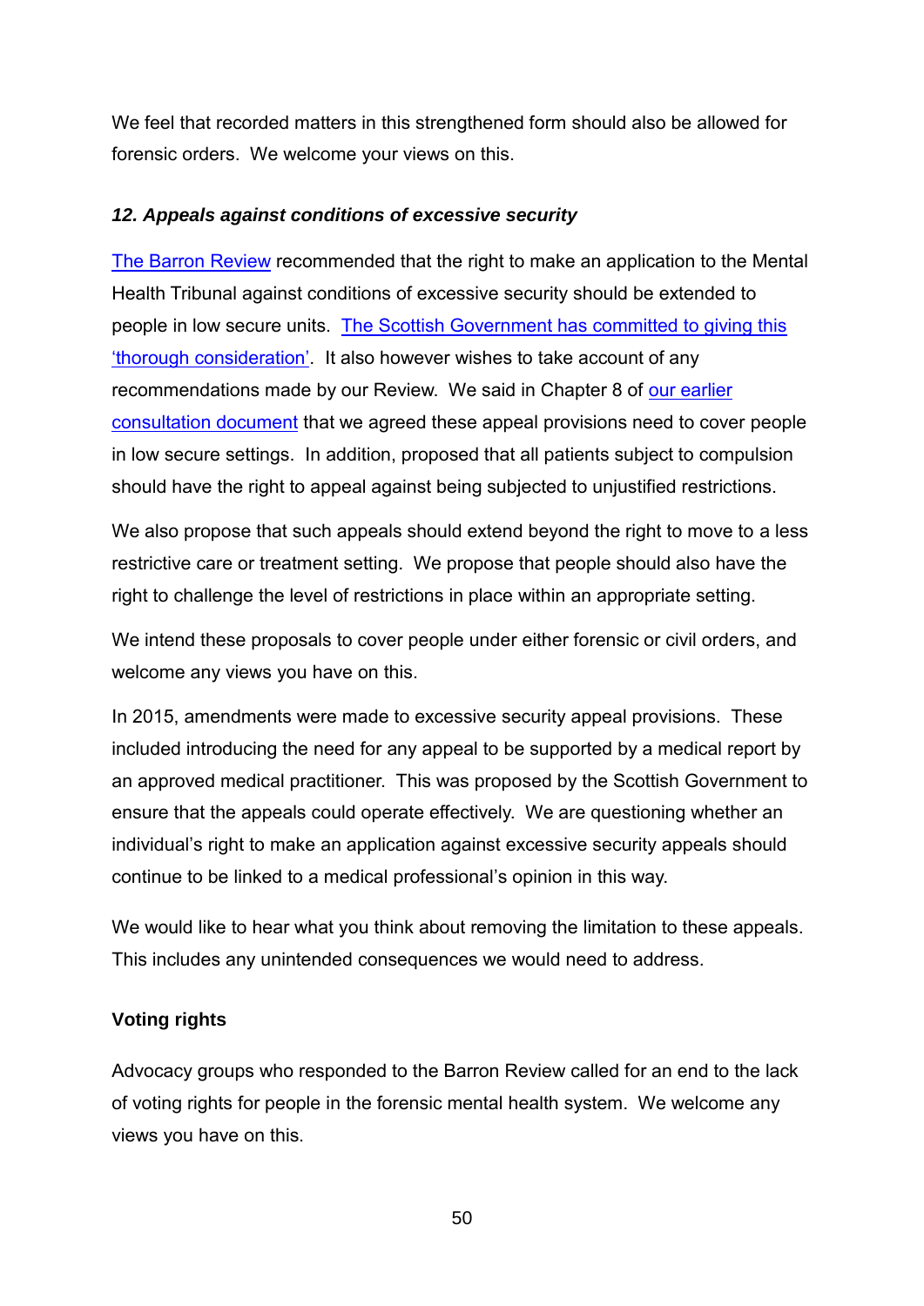We feel that recorded matters in this strengthened form should also be allowed for forensic orders. We welcome your views on this.

### *12. Appeals against conditions of excessive security*

The Barron Review recommended that the right to make an application to the Mental Health Tribunal against conditions of excessive security should be extended to people in low secure units. The Scottish Government has committed to giving this 'thorough consideration'. It also however wishes to take account of any recommendations made by our Review. We said in Chapter 8 of our earlier consultation document that we agreed these appeal provisions need to cover people in low secure settings. In addition, proposed that all patients subject to compulsion should have the right to appeal against being subjected to unjustified restrictions.

We also propose that such appeals should extend beyond the right to move to a less restrictive care or treatment setting. We propose that people should also have the right to challenge the level of restrictions in place within an appropriate setting.

We intend these proposals to cover people under either forensic or civil orders, and welcome any views you have on this.

In 2015, amendments were made to excessive security appeal provisions. These included introducing the need for any appeal to be supported by a medical report by an approved medical practitioner. This was proposed by the Scottish Government to ensure that the appeals could operate effectively. We are questioning whether an individual's right to make an application against excessive security appeals should continue to be linked to a medical professional's opinion in this way.

We would like to hear what you think about removing the limitation to these appeals. This includes any unintended consequences we would need to address.

### Voting rights

Advocacy groups who responded to the Barron Review called for an end to the lack of voting rights for people in the forensic mental health system. We welcome any views you have on this.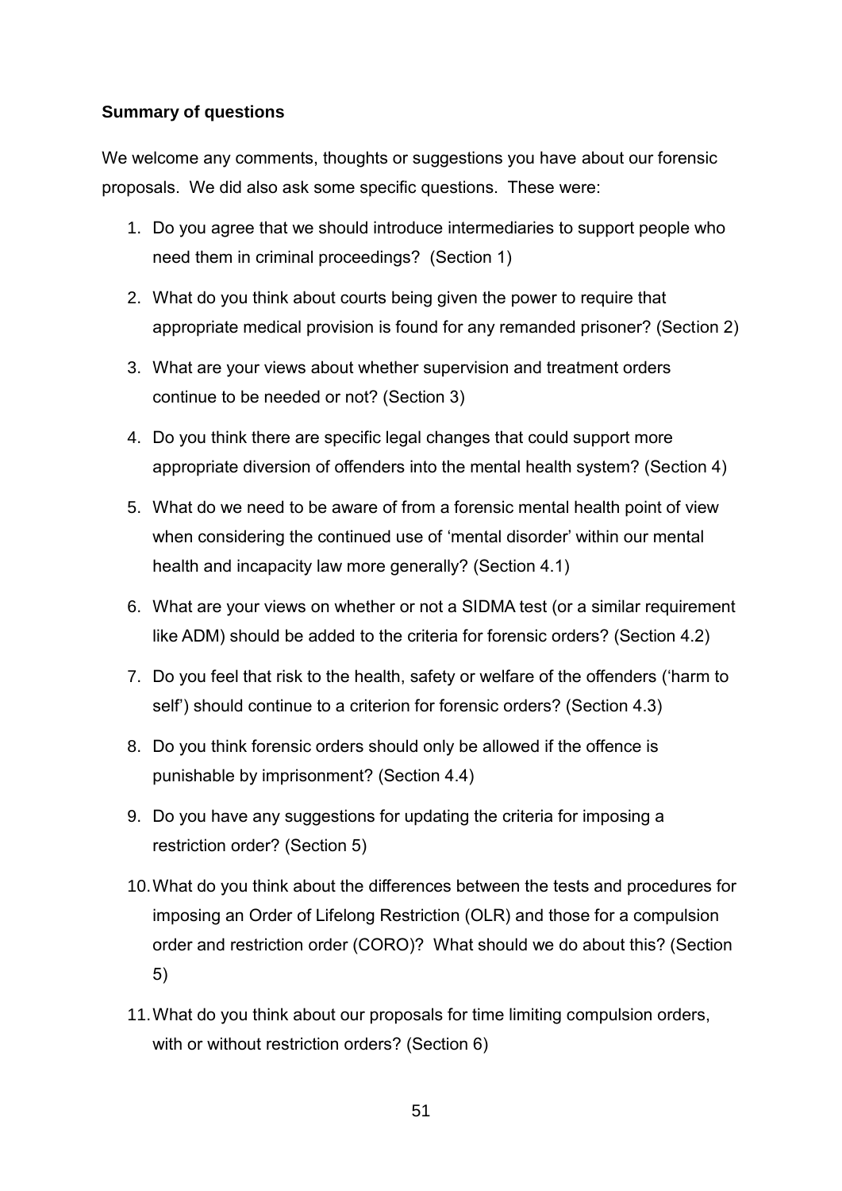**Summary of questions**

We welcome any comments, thoughts or suggestions you have about our forensic proposals. We did also ask some specific questions. These were:

1. Do you agree that we should introduce intermediaries to support people who need them in criminal proceedings? (Section 1)
2. What do you think about courts being given the power to require that appropriate medical provision is found for any remanded prisoner? (Section 2)
3. What are your views about whether supervision and treatment orders continue to be needed or not? (Section 3)
4. Do you think there are specific legal changes that could support more appropriate diversion of offenders into the mental health system? (Section 4)
5. What do we need to be aware of from a forensic mental health point of view when considering the continued use of 'mental disorder' within our mental health and incapacity law more generally? (Section 4.1)
6. What are your views on whether or not a SIDMA test (or a similar requirement like ADM) should be added to the criteria for forensic orders? (Section 4.2)
7. Do you feel that risk to the health, safety or welfare of the offenders ('harm to self') should continue to a criterion for forensic orders? (Section 4.3)
8. Do you think forensic orders should only be allowed if the offence is punishable by imprisonment? (Section 4.4)
9. Do you have any suggestions for updating the criteria for imposing a restriction order? (Section 5)
10. What do you think about the differences between the tests and procedures for imposing an Order of Lifelong Restriction (OLR) and those for a compulsion order and restriction order (CORO)? What should we do about this? (Section 5)
11. What do you think about our proposals for time limiting compulsion orders, with or without restriction orders? (Section 6)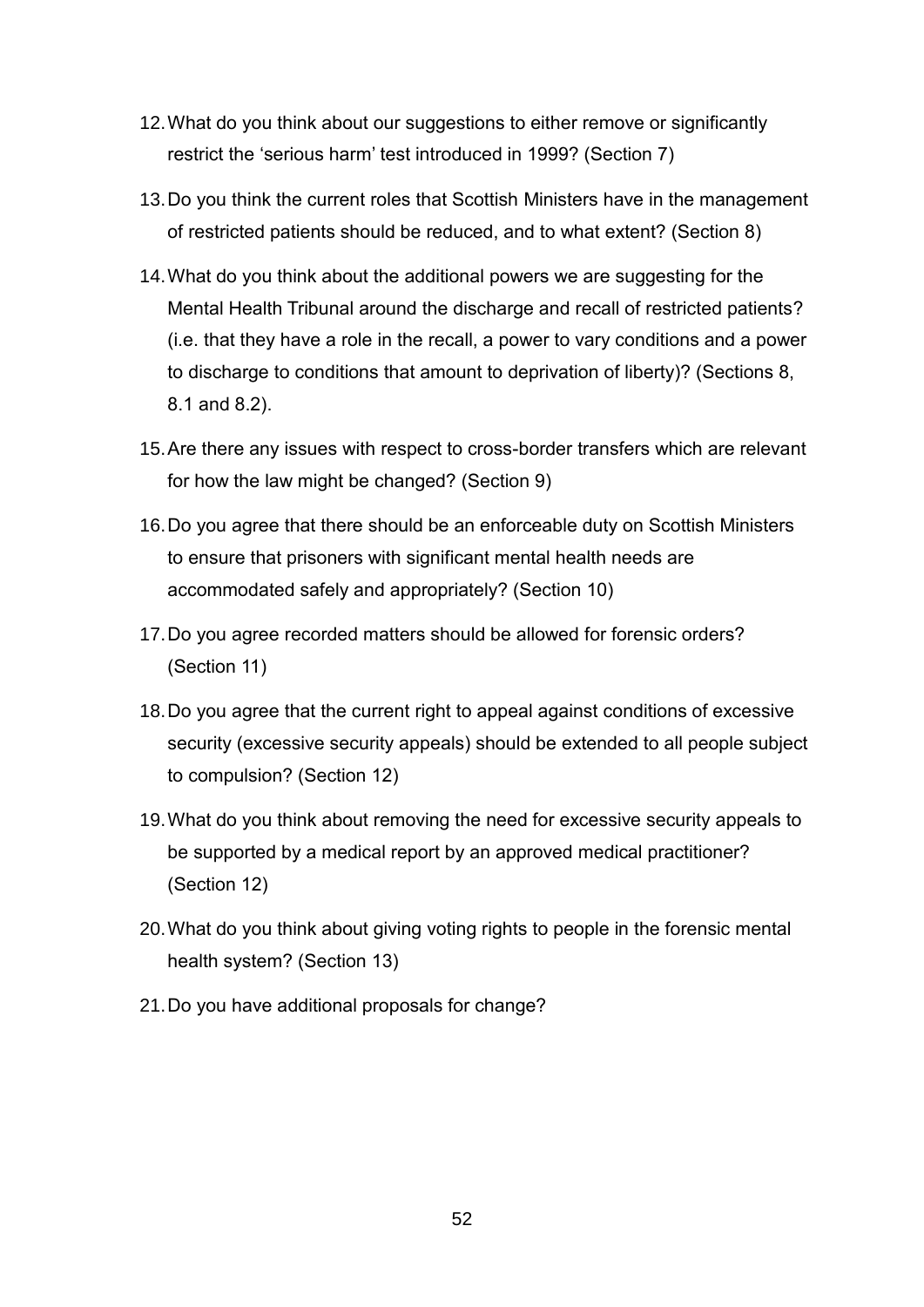12. What do you think about our suggestions to either remove or significantly restrict the 'serious harm' test introduced in 1999? (Section 7)

13. Do you think the current roles that Scottish Ministers have in the management of restricted patients should be reduced, and to what extent? (Section 8)

14. What do you think about the additional powers we are suggesting for the Mental Health Tribunal around the discharge and recall of restricted patients? (i.e. that they have a role in the recall, a power to vary conditions and a power to discharge to conditions that amount to deprivation of liberty)? (Sections 8, 8.1 and 8.2).

15. Are there any issues with respect to cross-border transfers which are relevant for how the law might be changed? (Section 9)

16. Do you agree that there should be an enforceable duty on Scottish Ministers to ensure that prisoners with significant mental health needs are accommodated safely and appropriately? (Section 10)

17. Do you agree recorded matters should be allowed for forensic orders? (Section 11)

18. Do you agree that the current right to appeal against conditions of excessive security (excessive security appeals) should be extended to all people subject to compulsion? (Section 12)

19. What do you think about removing the need for excessive security appeals to be supported by a medical report by an approved medical practitioner? (Section 12)

20. What do you think about giving voting rights to people in the forensic mental health system? (Section 13)

21. Do you have additional proposals for change?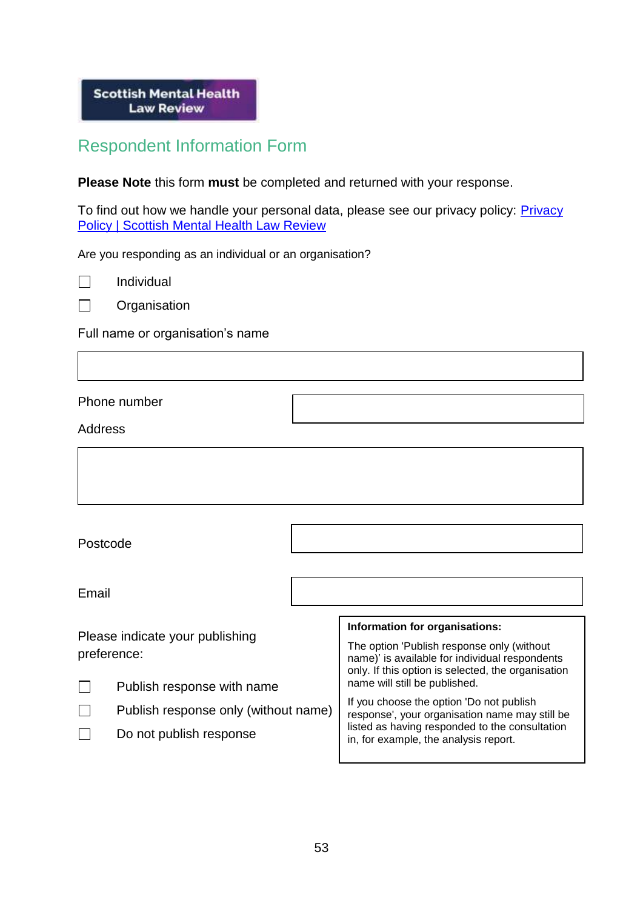Scottish Mental Health Law Review

## Respondent Information Form

**Please Note** this form **must** be completed and returned with your response.

To find out how we handle your personal data, please see our privacy policy: [Privacy Policy | Scottish Mental Health Law Review]

Are you responding as an individual or an organisation?

☐ Individual

☐ Organisation

Full name or organisation's name

Phone number

Address

Postcode

Email

Please indicate your publishing preference:

☐ Publish response with name

☐ Publish response only (without name)

☐ Do not publish response

**Information for organisations:**

The option 'Publish response only (without name)' is available for individual respondents only. If this option is selected, the organisation name will still be published.

If you choose the option 'Do not publish response', your organisation name may still be listed as having responded to the consultation in, for example, the analysis report.